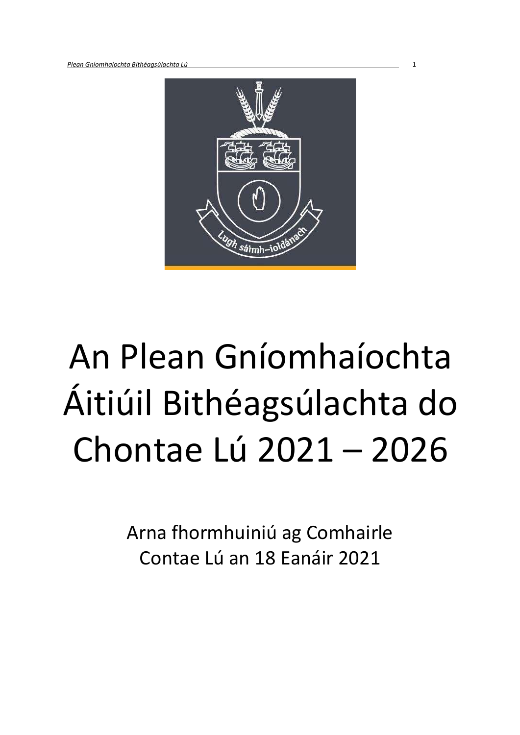# An Plean Gníomhaíochta Áitiúil Bithéagsúlachta do Chontae Lú 2021 – 2026

Arna fhormhuiniú ag Comhairle Contae Lú an 18 Eanáir 2021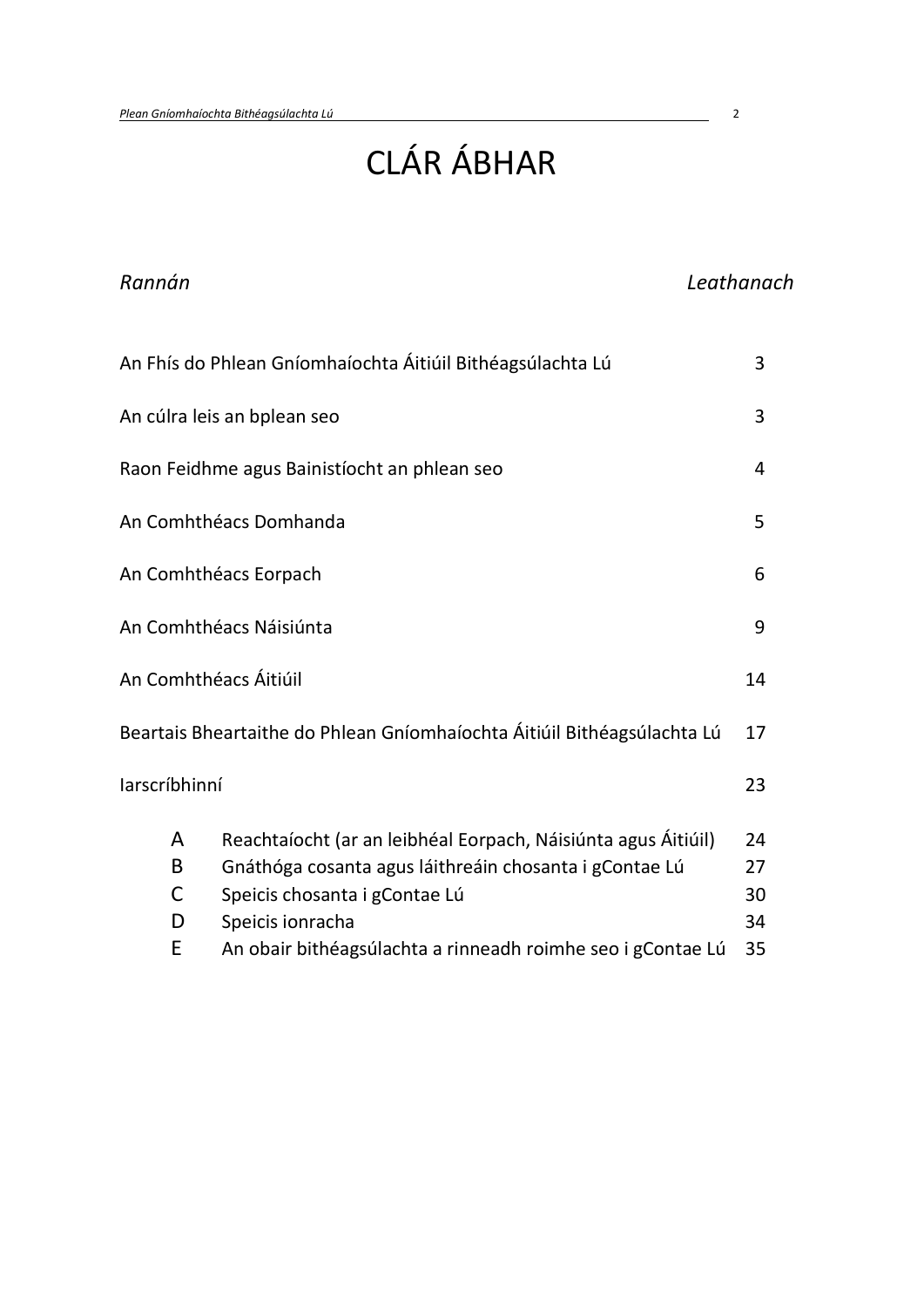# CLÁR ÁBHAR

| *Rannán* | | *Leathanach* |
|---|---|---|
| An Fhís do Phlean Gníomhaíochta Áitiúil Bithéagsúlachta Lú | | 3 |
| An cúlra leis an bplean seo | | 3 |
| Raon Feidhme agus Bainistíocht an phlean seo | | 4 |
| An Comhthéacs Domhanda | | 5 |
| An Comhthéacs Eorpach | | 6 |
| An Comhthéacs Náisiúnta | | 9 |
| An Comhthéacs Áitiúil | | 14 |
| Beartais Bheartaithe do Phlean Gníomhaíochta Áitiúil Bithéagsúlachta Lú | | 17 |
| Iarscríbhinní | | 23 |
| A | Reachtaíocht (ar an leibhéal Eorpach, Náisiúnta agus Áitiúil) | 24 |
| B | Gnáthóga cosanta agus láithreáin chosanta i gContae Lú | 27 |
| C | Speicis chosanta i gContae Lú | 30 |
| D | Speicis ionracha | 34 |
| E | An obair bithéagsúlachta a rinneadh roimhe seo i gContae Lú | 35 |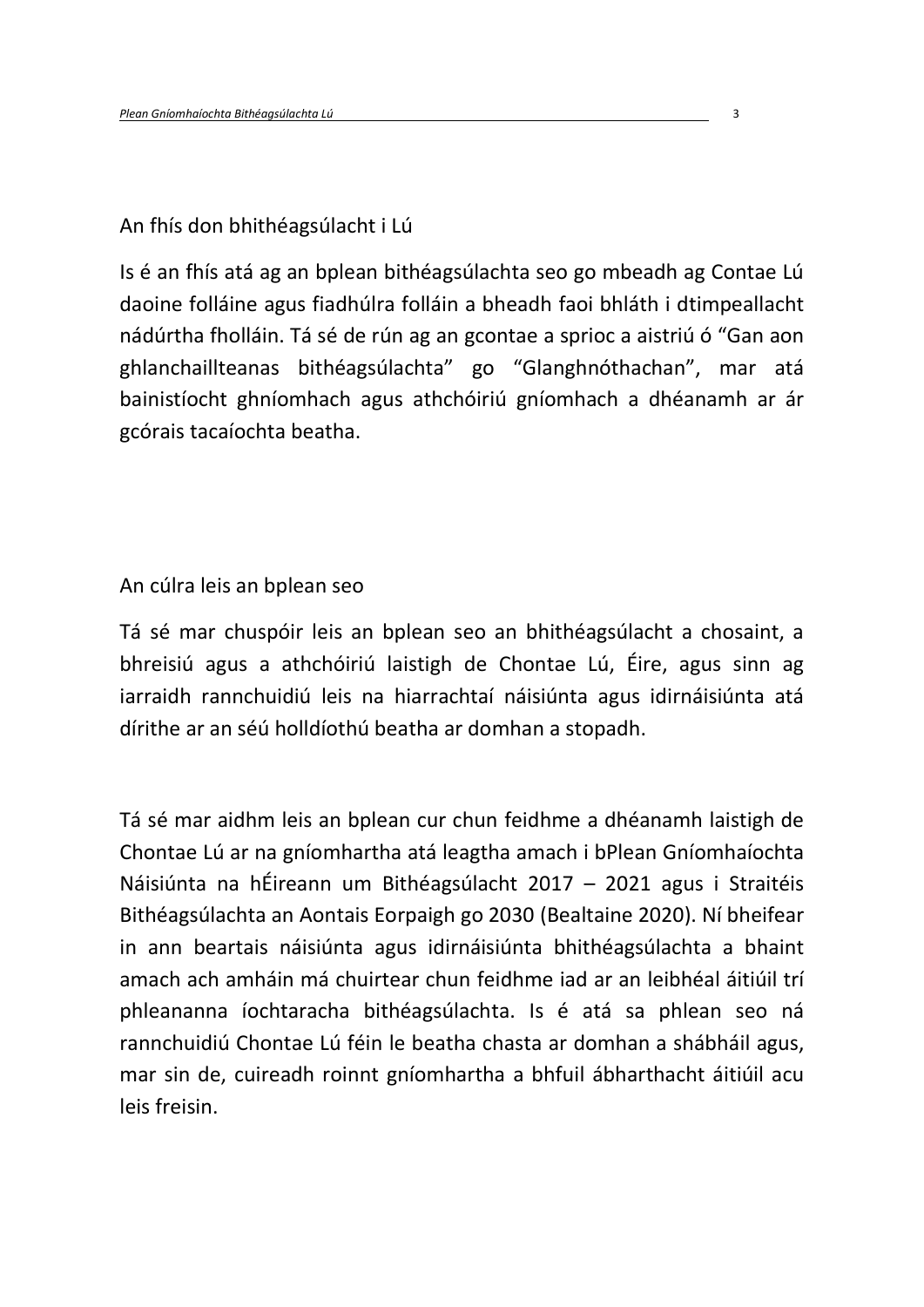## An fhís don bhithéagsúlacht i Lú

Is é an fhís atá ag an bplean bithéagsúlachta seo go mbeadh ag Contae Lú daoine folláine agus fiadhúlra folláin a bheadh faoi bhláth i dtimpeallacht nádúrtha fholláin. Tá sé de rún ag an gcontae a sprioc a aistriú ó "Gan aon ghlanchaillteanas bithéagsúlachta" go "Glanghnóthachan", mar atá bainistíocht ghníomhach agus athchóiriú gníomhach a dhéanamh ar ár gcórais tacaíochta beatha.

## An cúlra leis an bplean seo

Tá sé mar chuspóir leis an bplean seo an bhithéagsúlacht a chosaint, a bhreisiú agus a athchóiriú laistigh de Chontae Lú, Éire, agus sinn ag iarraidh rannchuidiú leis na hiarrachtaí náisiúnta agus idirnáisiúnta atá dírithe ar an séú holldíothú beatha ar domhan a stopadh.

Tá sé mar aidhm leis an bplean cur chun feidhme a dhéanamh laistigh de Chontae Lú ar na gníomhartha atá leagtha amach i bPlean Gníomhaíochta Náisiúnta na hÉireann um Bithéagsúlacht 2017 – 2021 agus i Straitéis Bithéagsúlachta an Aontais Eorpaigh go 2030 (Bealtaine 2020). Ní bheifear in ann beartais náisiúnta agus idirnáisiúnta bhithéagsúlachta a bhaint amach ach amháin má chuirtear chun feidhme iad ar an leibhéal áitiúil trí phleananna íochtaracha bithéagsúlachta. Is é atá sa phlean seo ná rannchuidiú Chontae Lú féin le beatha chasta ar domhan a shábháil agus, mar sin de, cuireadh roinnt gníomhartha a bhfuil ábhartha áitiúil acu leis freisin.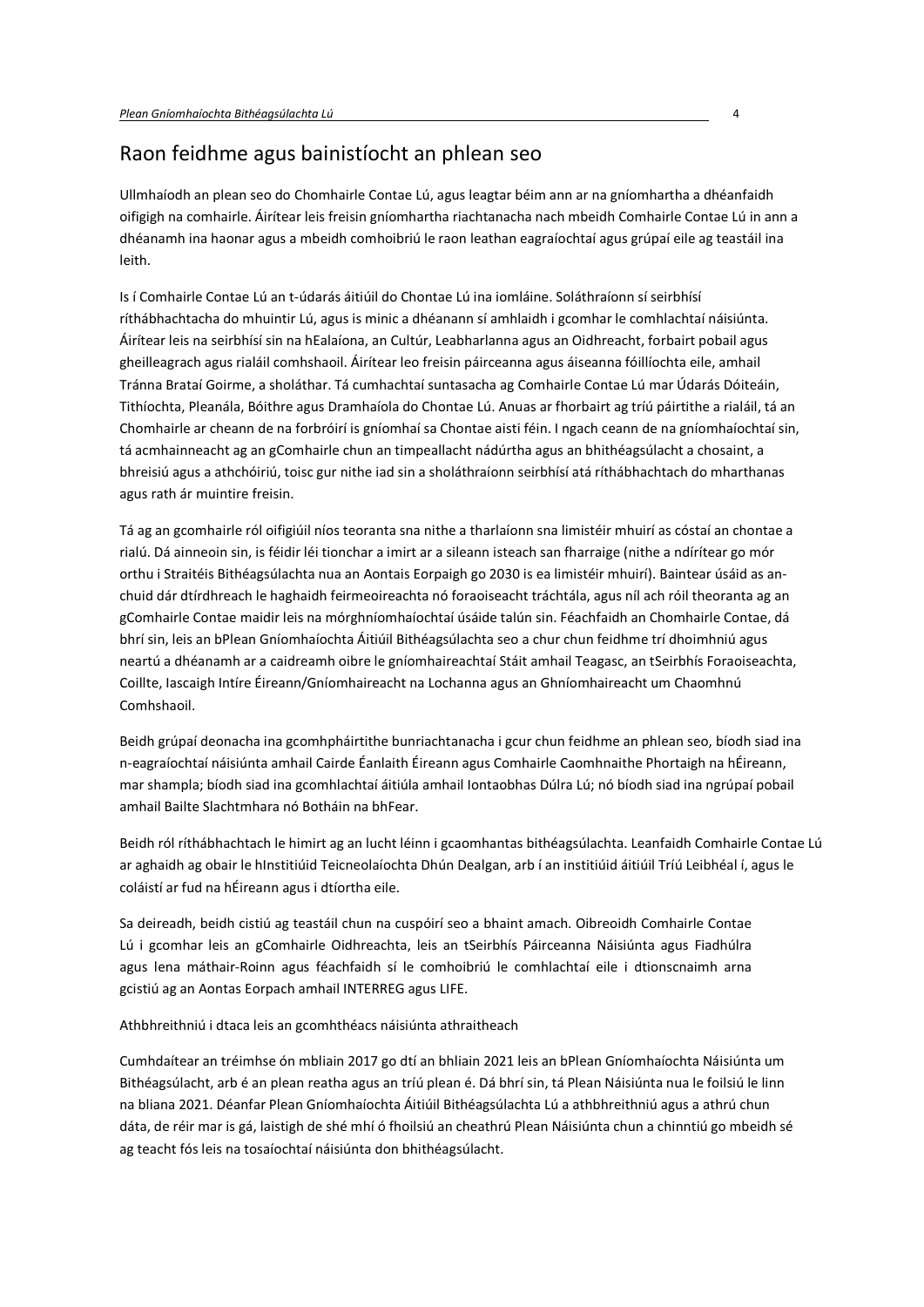## Raon feidhme agus bainistíocht an phlean seo

Ullmhaíodh an plean seo do Chomhairle Contae Lú, agus leagtar béim ann ar na gníomhartha a dhéanfaidh oifigigh na comhairle. Áirítear leis freisin gníomhartha riachtanacha nach mbeidh Comhairle Contae Lú in ann a dhéanamh ina haonar agus a mbeidh comhoibriú le raon leathan eagraíochtaí agus grúpaí eile ag teastáil ina leith.

Is í Comhairle Contae Lú an t-údarás áitiúil do Chontae Lú ina iomláine. Soláthraíonn sí seirbhísí ríthábhachtacha do mhuintir Lú, agus is minic a dhéanann sí amhlaidh i gcomhar le comhlachtaí náisiúnta. Áirítear leis na seirbhísí sin na hEalaíona, an Cultúr, Leabharlanna agus an Oidhreacht, forbairt pobail agus gheilleagrach agus rialáil comhshaoil. Áirítear leo freisin páirceanna agus áiseanna fóillíochta eile, amhail Tránna Brataí Goirme, a sholáthar. Tá cumhachtaí suntasacha ag Comhairle Contae Lú mar Údarás Dóiteáin, Tithíochta, Pleanála, Bóithre agus Dramhaíola do Chontae Lú. Anuas ar fhorbairt ag tríú páirtithe a rialáil, tá an Chomhairle ar cheann de na forbróirí is gníomhaí sa Chontae aisti féin. I ngach ceann de na gníomhaíochtaí sin, tá acmhainneacht ag an gComhairle chun an timpeallacht nádúrtha agus an bhithéagsúlacht a chosaint, a bhreisiú agus a athchóiriú, toisc gur nithe iad sin a sholáthraíonn seirbhísí atá ríthábhachtach do mharthanas agus rath ár muintire freisin.

Tá ag an gcomhairle ról oifigiúil níos teoranta sna nithe a tharlaíonn sna limistéir mhuirí as cóstaí an chontae a rialú. Dá ainneoin sin, is féidir léi tionchar a imirt ar a sileann isteach san fharraige (nithe a ndírítear go mór orthu i Straitéis Bithéagsúlachta nua an Aontais Eorpaigh go 2030 is ea limistéir mhuirí). Baintear úsáid as an-chuid dár dtírdhreach le haghaidh feirmeoireachta nó foraoiseacht tráchtála, agus níl ach róil theoranta ag an gComhairle Contae maidir leis na mórghníomhaíochtaí úsáide talún sin. Féachfaidh an Chomhairle Contae, dá bhrí sin, leis an bPlean Gníomhaíochta Áitiúil Bithéagsúlachta seo a chur chun feidhme trí dhoimhniú agus neartú a dhéanamh ar a caidreamh oibre le gníomhaireachtaí Stáit amhail Teagasc, an tSeirbhís Foraoiseachta, Coillte, Iascaigh Intíre Éireann/Gníomhaireacht na Lochanna agus an Ghníomhaireacht um Chaomhnú Comhshaoil.

Beidh grúpaí deonacha ina gcomhpháirtithe bunriachtanacha i gcur chun feidhme an phlean seo, bíodh siad ina n-eagraíochtaí náisiúnta amhail Cairde Éanlaith Éireann agus Comhairle Caomhnaithe Phortaigh na hÉireann, mar shampla; bíodh siad ina gcomhlachtaí áitiúla amhail Iontaobhas Dúlra Lú; nó bíodh siad ina ngrúpaí pobail amhail Bailte Slachtmhara nó Botháin na bhFear.

Beidh ról ríthábhachtach le himirt ag an lucht léinn i gcaomhantas bithéagsúlachta. Leanfaidh Comhairle Contae Lú ar aghaidh ag obair le hInstitiúid Teicneolaíochta Dhún Dealgan, arb í an institiúid áitiúil Tríú Leibhéal í, agus le coláistí ar fud na hÉireann agus i dtíortha eile.

Sa deireadh, beidh cistiú ag teastáil chun na cuspóirí seo a bhaint amach. Oibreoidh Comhairle Contae Lú i gcomhar leis an gComhairle Oidhreachta, leis an tSeirbhís Páirceanna Náisiúnta agus Fiadhúlra agus lena máthair-Roinn agus féachfaidh sí le comhoibriú le comhlachtaí eile i dtionscnaimh arna gcistiú ag an Aontas Eorpach amhail INTERREG agus LIFE.

Athbhreithniú i dtaca leis an gcomhthéacs náisiúnta athraitheach

Cumhdaítear an tréimhse ón mbliain 2017 go dtí an bhliain 2021 leis an bPlean Gníomhaíochta Náisiúnta um Bithéagsúlacht, arb é an plean reatha agus an tríú plean é. Dá bhrí sin, tá Plean Náisiúnta nua le foilsiú le linn na bliana 2021. Déanfar Plean Gníomhaíochta Áitiúil Bithéagsúlachta Lú a athbhreithniú agus a athrú chun dáta, de réir mar is gá, laistigh de shé mhí ó fhoilsiú an cheathrú Plean Náisiúnta chun a chinntiú go mbeidh sé ag teacht fós leis na tosaíochtaí náisiúnta don bhithéagsúlacht.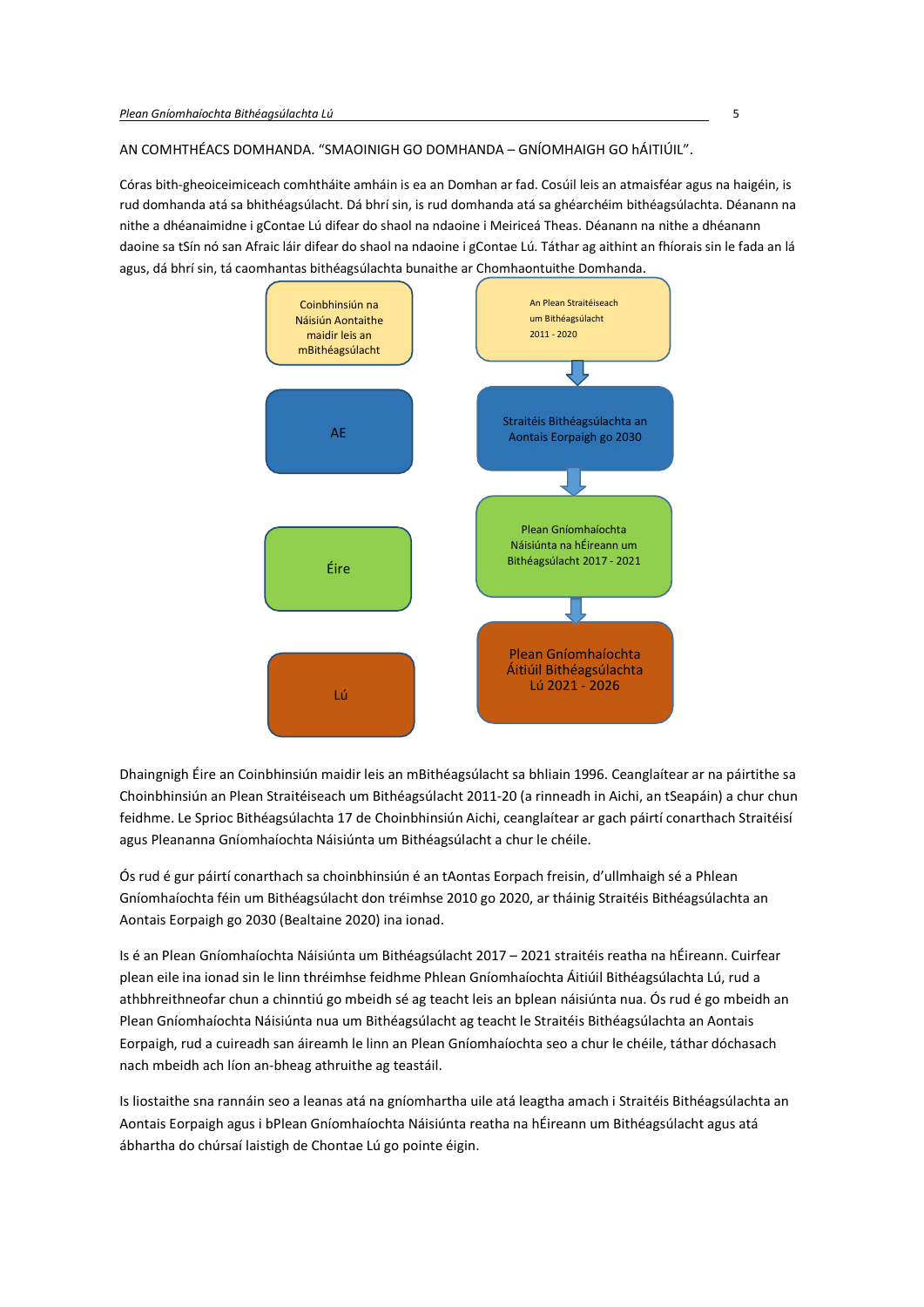AN COMHTHÉACS DOMHANDA. "SMAOINIGH GO DOMHANDA – GNÍOMHAIGH GO hÁITIÚIL".

Córas bith-gheoiceimiceach comhtháite amháin is ea an Domhan ar fad. Cosúil leis an atmaisféar agus na haigéin, is rud domhanda atá sa bhithéagsúlacht. Dá bhrí sin, is rud domhanda atá sa ghéarchéim bithéagsúlachta. Déanann na nithe a dhéanaimidne i gContae Lú difear do shaol na ndaoine i Meiriceá Theas. Déanann na nithe a dhéanann daoine sa tSín nó san Afraic láir difear do shaol na ndaoine i gContae Lú. Tátthar ag aithint an fhíorais sin le fada an lá agus, dá bhrí sin, tá caomhantas bithéagsúlachta bunaithe ar Chomhaontuithe Domhanda.

| | |
|---|---|
| Coinbhinsiún na Náisiún Aontaithe maidir leis an mBithéagsúlacht | An Plean Straitéiseach um Bithéagsúlacht 2011 - 2020 |
| AE | Straitéis Bithéagsúlachta an Aontais Eorpaigh go 2030 |
| Éire | Plean Gníomhaíochta Náisiúnta na hÉireann um Bithéagsúlacht 2017 - 2021 |
| Lú | Plean Gníomhaíochta Áitiúil Bithéagsúlachta Lú 2021 - 2026 |

Dhaingnigh Éire an Coinbhinsiún maidir leis an mBithéagsúlacht sa bhliain 1996. Ceanglaítear ar na páirtithe sa Choinbhinsiún an Plean Straitéiseach um Bithéagsúlacht 2011-20 (a rinneadh in Aichi, an tSeapáin) a chur chun feidhme. Le Sprioc Bithéagsúlachta 17 de Choinbhinsiún Aichi, ceanglaítear ar gach páirtí conarthach Straitéisí agus Pleananna Gníomhaíochta Náisiúnta um Bithéagsúlacht a chur le chéile.

Ós rud é gur páirtí conarthach sa choinbhinsiún é an tAontas Eorpach freisin, d'ullmhaigh sé a Phlean Gníomhaíochta féin um Bithéagsúlacht don tréimhse 2010 go 2020, ar tháinig Straitéis Bithéagsúlachta an Aontais Eorpaigh go 2030 (Bealtaine 2020) ina ionad.

Is é an Plean Gníomhaíochta Náisiúnta um Bithéagsúlacht 2017 – 2021 straitéis reatha na hÉireann. Cuirfear plean eile ina ionad sin le linn thréimhse feidhme Phlean Gníomhaíochta Áitiúil Bithéagsúlachta Lú, rud a athbhreithneofar chun a chinntiú go mbeidh sé ag teacht leis an bplean náisiúnta nua. Ós rud é go mbeidh an Plean Gníomhaíochta Náisiúnta nua um Bithéagsúlacht ag teacht le Straitéis Bithéagsúlachta an Aontais Eorpaigh, rud a cuireadh san áireamh le linn an Plean Gníomhaíochta seo a chur le chéile, táthar dóchasach nach mbeidh ach líon an-bheag athruithe ag teastáil.

Is liostaithe sna rannáin seo a leanas atá na gníomhartha uile atá leagtha amach i Straitéis Bithéagsúlachta an Aontais Eorpaigh agus i bPlean Gníomhaíochta Náisiúnta reatha na hÉireann um Bithéagsúlacht agus atá ábhartha do chúrsaí laistigh de Chontae Lú go pointe éigin.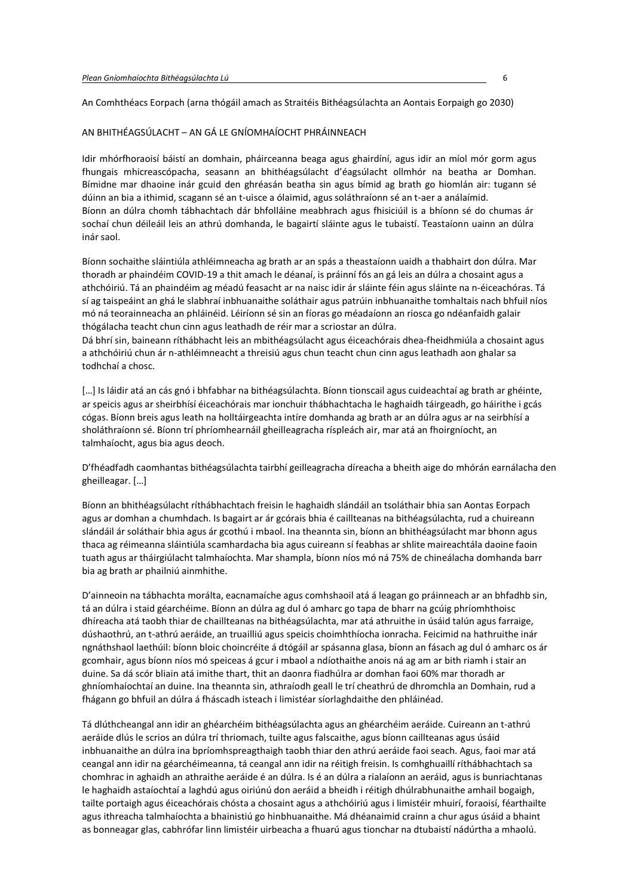An Comhthéacs Eorpach (arna thógáil amach as Straitéis Bithéagsúlachta an Aontais Eorpaigh go 2030)

## AN BHITHÉAGSÚLACHT – AN GÁ LE GNÍOMHAÍOCHT PHRÁINNEACH

Idir mhórfhoraoisí báistí an domhain, pháirceanna beaga agus ghairdíní, agus idir an míol mór gorm agus fhungais mhicreascópacha, seasann an bhithéagsúlacht d'éagsúlacht ollmhór na beatha ar Domhan. Bímidne mar dhaoine inár gcuid den ghréasán beatha sin agus bímid ag brath go hiomlán air: tugann sé dúinn an bia a ithimid, scagann sé an t-uisce a ólaimid, agus soláthraíonn sé an t-aer a análaímid. Bíonn an dúlra chomh tábhachtach dár bhfolláine meabhrach agus fhisiciúil is a bhíonn sé do chumas ár sochaí chun déileáil leis an athrú domhanda, le bagairtí sláinte agus le tubaistí. Teastaíonn uainn an dúlra inár saol.

Bíonn sochaithe sláintiúla athléimneacha ag brath ar an spás a theastaíonn uaidh a thabhairt don dúlra. Mar thoradh ar phaindéim COVID-19 a thit amach le déanaí, is práinní fós an gá leis an dúlra a chosaint agus a athchóiriú. Tá an phaindéim ag méadú feasacht ar na naisc idir ár sláinte féin agus sláinte na n-éiceachóras. Tá sí ag taispeáint an ghá le slabhraí inbhuanaithe soláthair agus patrúin inbhuanaithe tomhaltais nach bhfuil níos mó ná teorainneacha an phláinéid. Léiríonn sé sin an fíoras go méadaíonn an riosca go ndéanfaidh galair thógálacha teacht chun cinn agus leathadh de réir mar a scriostar an dúlra.
Dá bhrí sin, baineann ríthábhacht leis an mbithéagsúlacht agus éiceachórais dhea-fheidhmiúla a chosaint agus a athchóiriú chun ár n-athléimneacht a threisiú agus chun teacht chun cinn agus leathadh aon ghalar sa todhchaí a chosc.

[…] Is láidir atá an cás gnó i bhfabhar na bithéagsúlachta. Bíonn tionscail agus cuideachtaí ag brath ar ghéinte, ar speicis agus ar sheirbhísí éiceachórais mar ionchuir thábhachtacha le haghaidh táirgeadh, go háirithe i gcás cógas. Bíonn breis agus leath na holltáirgeachta intíre domhanda ag brath ar an dúlra agus ar na seirbhísí a sholáthraíonn sé. Bíonn trí phríomhearnáil gheilleagracha ríspleách air, mar atá an fhoirgníocht, an talmhaíocht, agus bia agus deoch.

D'fhéadfadh caomhantas bithéagsúlachta tairbhí geilleagracha díreacha a bheith aige do mhórán earnálacha den gheilleagar. […]

Bíonn an bhithéagsúlacht ríthábhachtach freisin le haghaidh slándáil an tsoláthair bhia san Aontas Eorpach agus ar domhan a chumhdach. Is bagairt ar ár gcórais bhia é caillteanas na bithéagsúlachta, rud a chuireann slándáil ár soláthair bhia agus ár gcothú i mbaol. Ina theannta sin, bíonn an bhithéagsúlacht mar bhonn agus thaca ag réimeanna sláintiúla scamhardacha bia agus cuireann sí feabhas ar shlite maireachtála daoine faoin tuath agus ar tháirgiúlacht talmhaíochta. Mar shampla, bíonn níos mó ná 75% de chineálacha domhanda barr bia ag brath ar phailniú ainmhithe.

D'ainneoin na tábhachta morálta, eacnamaíche agus comhshaoil atá á leagan go práinneach ar an bhfadhb sin, tá an dúlra i staid géarchéime. Bíonn an dúlra ag dul ó amharc go tapa de bharr na gcúig phríomhthoisc dhíreacha atá taobh thiar de chaillteanas na bithéagsúlachta, mar atá athruithe in úsáid talún agus farraige, dúshaothrú, an t-athrú aeráide, an truailliú agus speicis choimhthíocha ionracha. Feicimid na hathruithe inár ngnáthshaol laethúil: bíonn bloic choincréite á dtógáil ar spásanna glasa, bíonn an fásach ag dul ó amharc os ár gcomhair, agus bíonn níos mó speiceas á gcur i mbaol a ndíothaithe anois ná ag am ar bith riamh i stair an duine. Sa dá scór bliain atá imithe thart, thit an daonra fiadhúlra ar domhan faoi 60% mar thoradh ar ghníomhaíochtaí an duine. Ina theannta sin, athraíodh geall le trí cheathrú de dhromchla an Domhain, rud a fhágann go bhfuil an dúlra á fháscadh isteach i limistéar síorlaghdaithe den phláinéad.

Tá dlúthcheangal ann idir an ghéarchéim bithéagsúlachta agus an ghéarchéim aeráide. Cuireann an t-athrú aeráide dlús le scrios an dúlra trí thriomach, tuilte agus falscaithe, agus bíonn caillteanas agus úsáid inbhuanaithe an dúlra ina bpríomhspreagthaigh taobh thiar den athrú aeráide faoi seach. Agus, faoi mar atá ceangal ann idir na géarchéimeanna, tá ceangal ann idir na réitigh freisin. Is comhghuaillí ríthábhachtach sa chomhrac in aghaidh an athraithe aeráide é an dúlra. Is é an dúlra a rialaíonn an aeráid, agus is bunriachtanas le haghaidh astaíochtaí a laghdú agus oiriúnú don aeráid a bheidh i réitigh dhúlrabhunaithe amhail bogaigh, tailte portaigh agus éiceachórais chósta a chosaint agus a athchóiriú agus i limistéir mhuirí, foraoisí, féarthailte agus ithreacha talmhaíochta a bhainistiú go hinbhuanaithe. Má dhéanaimid crainn a chur agus úsáid a bhaint as bonneagar glas, cabhrófar linn limistéir uirbeacha a fhuarú agus tionchar na dtubaistí nádúrtha a mhaolú.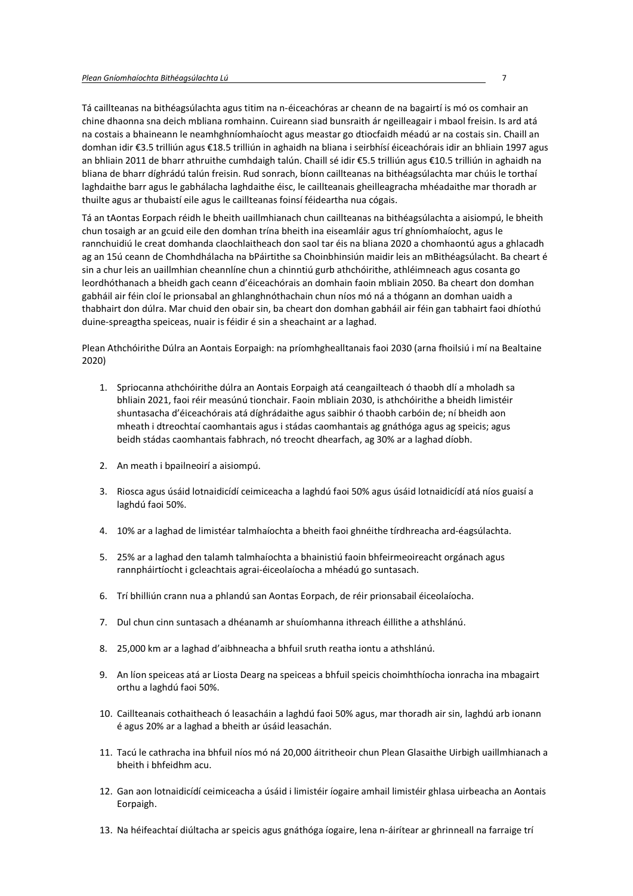Tá caillteanas na bithéagsúlachta agus titim na n-éiceachóras ar cheann de na bagairtí is mó os comhair an chine dhaonna sna deich mbliana romhainn. Cuireann siad bunsraith ár ngeilleagair i mbaol freisin. Is ard atá na costais a bhaineann le neamhghníomhaíocht agus meastar go dtiocfaidh méadú ar na costais sin. Chaill an domhan idir €3.5 trilliún agus €18.5 trilliún in aghaidh na bliana i seirbhísí éiceachórais idir an bhliain 1997 agus an bhliain 2011 de bharr athruithe cumhdaigh talún. Chaill sé idir €5.5 trilliún agus €10.5 trilliún in aghaidh na bliana de bharr díghrádú talún freisin. Rud sonrach, bíonn caillteanas na bithéagsúlachta mar chúis le torthaí laghdaithe barr agus le gabhálacha laghdaithe éisc, le caillteanais gheilleagracha mhéadaithe mar thoradh ar thuilte agus ar thubaistí eile agus le caillteanas foinsí féideartha nua cógais.

Tá an tAontas Eorpach réidh le bheith uaillmhianach chun caillteanas na bithéagsúlachta a aisiompú, le bheith chun tosaigh ar an gcuid eile den domhan trína bheith ina eiseamláir agus trí ghníomhaíocht, agus le rannchuidiú le creat domhanda claochlaitheach don saol tar éis na bliana 2020 a chomhaontú agus a ghlacadh ag an 15ú ceann de Chomhdhálacha na bPáirtithe sa Choinbhinsiún maidir leis an mBithéagsúlacht. Ba cheart é sin a chur leis an uaillmhian cheannlíne chun a chinntiú gurb athchóirithe, athléimneach agus cosanta go leordhóthanach a bheidh gach ceann d'éiceachórais an domhain faoin mbliain 2050. Ba cheart don domhan gabháil air féin cloí le prionsabal an ghlanghnóthachain chun níos mó ná a thógann an domhan uaidh a thabhairt don dúlra. Mar chuid den obair sin, ba cheart don domhan gabháil air féin gan tabhairt faoi dhíothú duine-spreagtha speiceas, nuair is féidir é sin a sheachaint ar a laghad.

Plean Athchóirithe Dúlra an Aontais Eorpaigh: na príomhghealltanais faoi 2030 (arna fhoilsiú i mí na Bealtaine 2020)

1. Spriocanna athchóirithe dúlra an Aontais Eorpaigh atá ceangailteach ó thaobh dlí a mholadh sa bhliain 2021, faoi réir measúnú tionchair. Faoin mbliain 2030, is athchóirithe a bheidh limistéir shuntasacha d'éiceachórais atá díghrádaithe agus saibhir ó thaobh carbóin de; ní bheidh aon mheath i dtreochtaí caomhantais agus i stádas caomhantais ag gnáthóga agus ag speicis; agus beidh stádas caomhantais fabhrach, nó treocht dhearfach, ag 30% ar a laghad díobh.

2. An meath i bpailneoirí a aisiompú.

3. Riosca agus úsáid lotnaidicídí ceimiceacha a laghdú faoi 50% agus úsáid lotnaidicídí atá níos guaisí a laghdú faoi 50%.

4. 10% ar a laghad de limistéar talmhaíochta a bheith faoi ghnéithe tírdhreacha ard-éagsúlachta.

5. 25% ar a laghad den talamh talmhaíochta a bhainistiú faoin bhfeirmeoireacht orgánach agus rannpháirtíocht i gcleachtais agrai-éiceolaíocha a mhéadú go suntasach.

6. Trí bhilliún crann nua a phlandú san Aontas Eorpach, de réir prionsabail éiceolaíocha.

7. Dul chun cinn suntasach a dhéanamh ar shuíomhanna ithreach éillithe a athshlánú.

8. 25,000 km ar a laghad d'aibhneacha a bhfuil sruth reatha iontu a athshlánú.

9. An líon speiceas atá ar Liosta Dearg na speiceas a bhfuil speicis choimhthíocha ionracha ina mbagairt orthu a laghdú faoi 50%.

10. Caillteanais cothaitheach ó leasacháin a laghdú faoi 50% agus, mar thoradh air sin, laghdú arb ionann é agus 20% ar a laghad a bheith ar úsáid leasachán.

11. Tacú le cathracha ina bhfuil níos mó ná 20,000 áitritheoir chun Plean Glasaithe Uirbigh uaillmhianach a bheith i bhfeidhm acu.

12. Gan aon lotnaidicídí ceimiceacha a úsáid i limistéir íogaire amhail limistéir ghlasa uirbeacha an Aontais Eorpaigh.

13. Na héifeachtaí diúltacha ar speicis agus gnáthóga íogaire, lena n-áirítear ar ghrinneall na farraige trí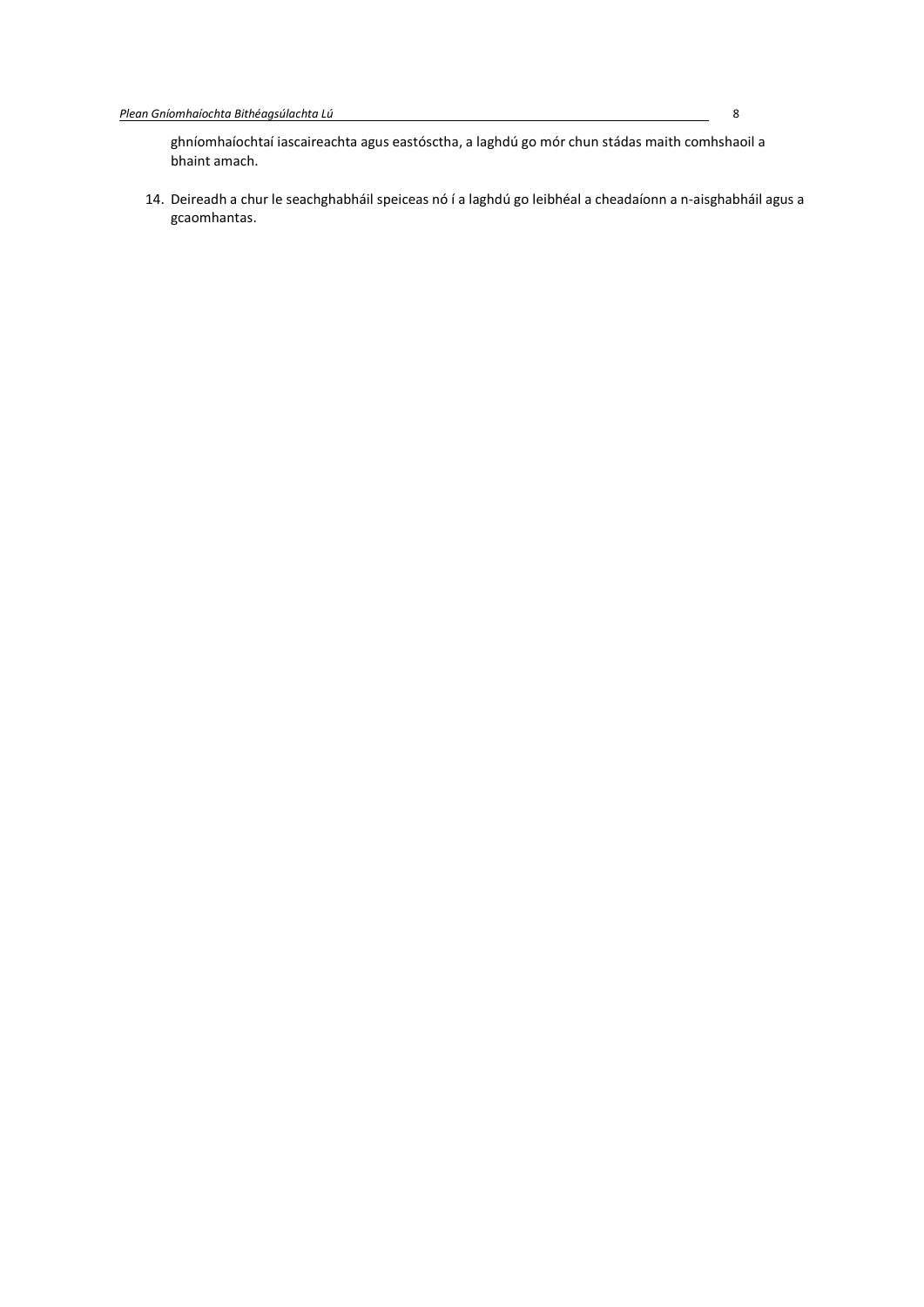ghníomhaíochtaí iascaireachta agus eastósctha, a laghdú go mór chun stádas maith comhshaoil a bhaint amach.

14. Deireadh a chur le seachghabháil speiceas nó í a laghdú go leibhéal a cheadaíonn a n-aisghabháil agus a gcaomhantas.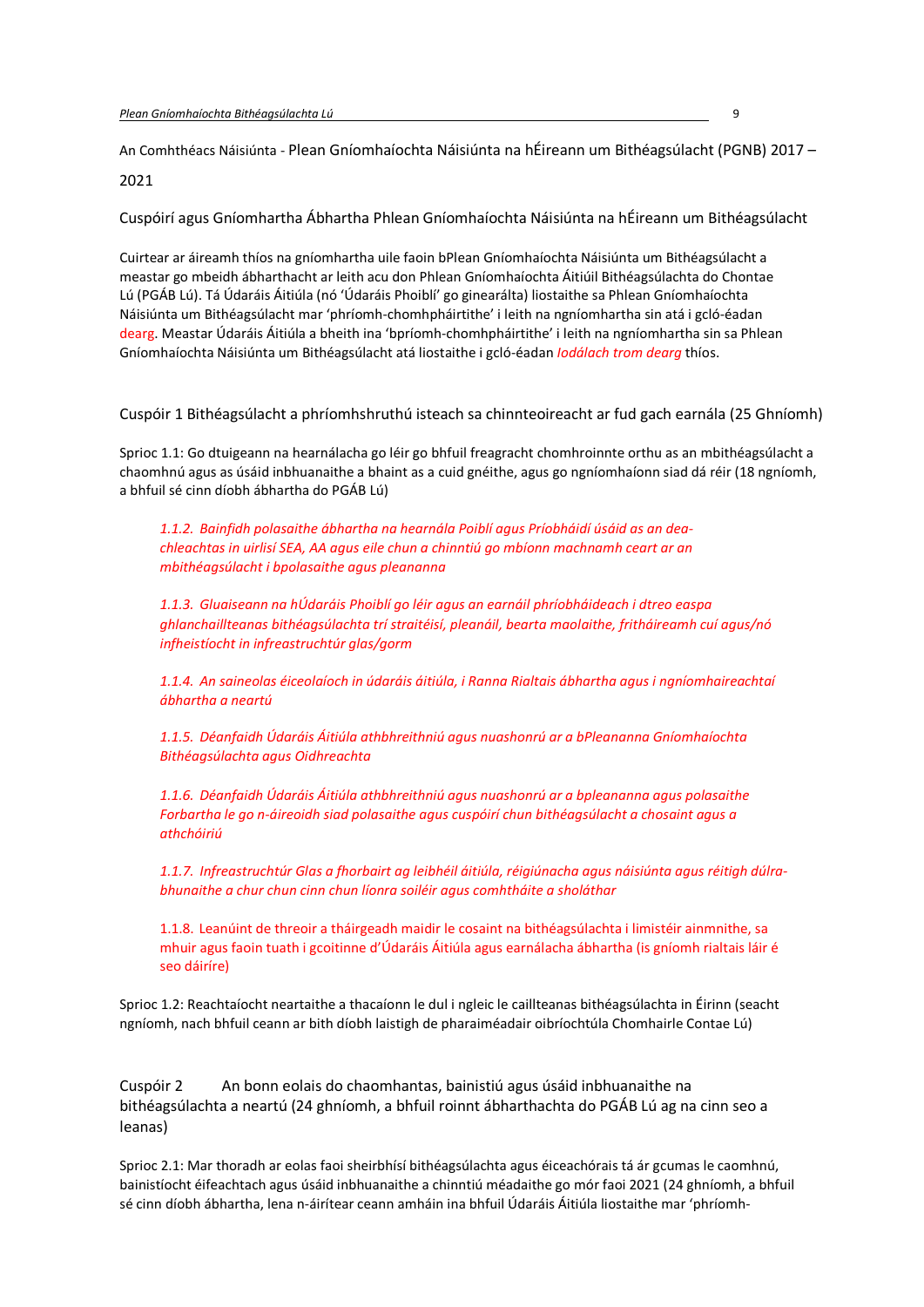An Comhthéacs Náisiúnta - Plean Gníomhaíochta Náisiúnta na hÉireann um Bithéagsúlacht (PGNB) 2017 – 2021

## Cuspóirí agus Gníomhartha Ábhartha Phlean Gníomhaíochta Náisiúnta na hÉireann um Bithéagsúlacht

Cuirtear ar áireamh thíos na gníomhartha uile faoin bPlean Gníomhaíochta Náisiúnta um Bithéagsúlacht a meastar go mbeidh ábharthacht ar leith acu don Phlean Gníomhaíochta Áitiúil Bithéagsúlachta do Chontae Lú (PGÁB Lú). Tá Údaráis Áitiúla (nó 'Údaráis Phoiblí' go ginearálta) liostaithe sa Phlean Gníomhaíochta Náisiúnta um Bithéagsúlacht mar 'phríomh-chomhpháirtithe' i leith na ngníomhartha sin atá i gcló-éadan dearg. Meastar Údaráis Áitiúla a bheith ina 'bpríomh-chomhpháirtithe' i leith na ngníomhartha sin sa Phlean Gníomhaíochta Náisiúnta um Bithéagsúlacht atá liostaithe i gcló-éadan ***Iodálach trom dearg*** thíos.

### Cuspóir 1 Bithéagsúlacht a phríomhshruthú isteach sa chinnteoireacht ar fud gach earnála (25 Ghníomh)

Sprioc 1.1: Go dtuigeann na hearnálacha go léir go bhfuil freagracht chomhroinnte orthu as an mbithéagsúlacht a chaomhnú agus as úsáid inbhuanaithe a bhaint as a cuid gnéithe, agus go ngníomhaíonn siad dá réir (18 ngníomh, a bhfuil sé cinn díobh ábhartha do PGÁB Lú)

> ***1.1.2. Bainfidh polasaithe ábhartha na hearnála Poiblí agus Príobháidí úsáid as an dea-chleachtas in uirlisí SEA, AA agus eile chun a chinntiú go mbíonn machnamh ceart ar an mbithéagsúlacht i bpolasaithe agus pleananna***
>
> ***1.1.3. Gluaiseann na hÚdaráis Phoiblí go léir agus an earnáil phríobháideach i dtreo easpa ghlanchaillteanas bithéagsúlachta trí straitéisí, pleanáil, bearta maolaithe, fritháireamh cuí agus/nó infheistíocht in infreastruchtúr glas/gorm***
>
> ***1.1.4. An saineolas éiceolaíoch in údaráis áitiúla, i Ranna Rialtais ábhartha agus i ngníomhaireachtaí ábhartha a neartú***
>
> ***1.1.5. Déanfaidh Údaráis Áitiúla athbhreithniú agus nuashonrú ar a bPleananna Gníomhaíochta Bithéagsúlachta agus Oidhreachta***
>
> ***1.1.6. Déanfaidh Údaráis Áitiúla athbhreithniú agus nuashonrú ar a bpleananna agus polasaithe Forbartha le go n-áireoidh siad polasaithe agus cuspóirí chun bithéagsúlacht a chosaint agus a athchóiriú***
>
> ***1.1.7. Infreastruchtúr Glas a fhorbairt ag leibhéil áitiúla, réigiúnacha agus náisiúnta agus réitigh dúlra-bhunaithe a chur chun cinn chun líonra soiléir agus comhtháite a sholáthar***
>
> 1.1.8. Leanúint de threoir a tháirgeadh maidir le cosaint na bithéagsúlachta i limistéir ainmnithe, sa mhuir agus faoin tuath i gcoitinne d'Údaráis Áitiúla agus earnálacha ábhartha (is gníomh rialtais láir é seo dáiríre)

Sprioc 1.2: Reachtaíocht neartaithe a thacaíonn le dul i ngleic le caillteanas bithéagsúlachta in Éirinn (seacht ngníomh, nach bhfuil ceann ar bith díobh laistigh de pharaiméadair oibríochtúla Chomhairle Contae Lú)

### Cuspóir 2 An bonn eolais do chaomhantas, bainistiú agus úsáid inbhuanaithe na bithéagsúlachta a neartú (24 ghníomh, a bhfuil roinnt ábharthachta do PGÁB Lú ag na cinn seo a leanas)

Sprioc 2.1: Mar thoradh ar eolas faoi sheirbhísí bithéagsúlachta agus éiceachórais tá ár gcumas le caomhnú, bainistíocht éifeachtach agus úsáid inbhuanaithe a chinntiú méadaithe go mór faoi 2021 (24 ghníomh, a bhfuil sé cinn díobh ábhartha, lena n-áirítear ceann amháin ina bhfuil Údaráis Áitiúla liostaithe mar 'phríomh-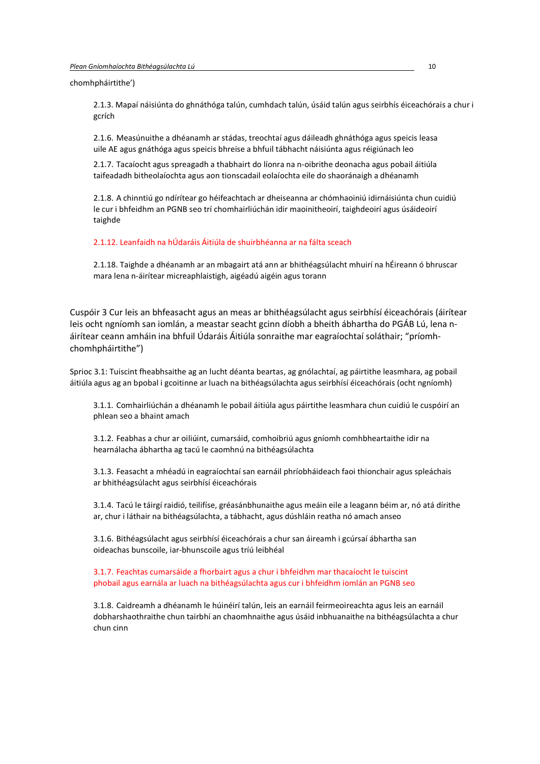chomhpháirtithe')

2.1.3. Mapaí náisiúnta do ghnáthóga talún, cumhdach talún, úsáid talún agus seirbhís éiceachórais a chur i gcrích

2.1.6. Measúnuithe a dhéanamh ar stádas, treochtaí agus dáileadh ghnáthóga agus speicis leasa uile AE agus gnáthóga agus speicis bhreise a bhfuil tábhacht náisiúnta agus réigiúnach leo

2.1.7. Tacaíocht agus spreagadh a thabhairt do líonra na n-oibrithe deonacha agus pobail áitiúla taifeadadh bitheolaíochta agus aon tionscadail eolaíochta eile do shaoránaigh a dhéanamh

2.1.8. A chinntiú go ndírítear go héifeachtach ar dheiseanna ar chómhaoiniú idirnáisiúnta chun cuidiú le cur i bhfeidhm an PGNB seo trí chomhairliúchán idir maoinitheoirí, taighdeoirí agus úsáideoirí taighde

2.1.12. Leanfaidh na hÚdaráis Áitiúla de shuirbhéanna ar na fálta sceach

2.1.18. Taighde a dhéanamh ar an mbagairt atá ann ar bhithéagsúlacht mhuirí na hÉireann ó bhruscar mara lena n-áirítear micreaphlaistigh, aigéadú aigéin agus torann

Cuspóir 3 Cur leis an bhfeasacht agus an meas ar bhithéagsúlacht agus seirbhísí éiceachórais (áirítear leis ocht ngníomh san iomlán, a meastar seacht gcinn díobh a bheith ábhartha do PGÁB Lú, lena n-áirítear ceann amháin ina bhfuil Údaráis Áitiúla sonraithe mar eagraíochtaí soláthair; "príomh-chomhpháirtithe")

Sprioc 3.1: Tuiscint fheabhsaithe ag an lucht déanta beartas, ag gnólachtaí, ag páirtithe leasmhara, ag pobail áitiúla agus ag an bpobal i gcoitinne ar luach na bithéagsúlachta agus seirbhísí éiceachórais (ocht ngníomh)

3.1.1. Comhairliúchán a dhéanamh le pobail áitiúla agus páirtithe leasmhara chun cuidiú le cuspóirí an phlean seo a bhaint amach

3.1.2. Feabhas a chur ar oiliúint, cumarsáid, comhoibriú agus gníomh comhbheartaithe idir na hearnálacha ábhartha ag tacú le caomhnú na bithéagsúlachta

3.1.3. Feasacht a mhéadú in eagraíochtaí san earnáil phríobháideach faoi thionchair agus spleáchais ar bhithéagsúlacht agus seirbhísí éiceachórais

3.1.4. Tacú le táirgí raidió, teilifíse, gréasánbhunaithe agus meáin eile a leagann béim ar, nó atá dírithe ar, chur i láthair na bithéagsúlachta, a tábhacht, agus dúshláin reatha nó amach anseo

3.1.6. Bithéagsúlacht agus seirbhísí éiceachórais a chur san áireamh i gcúrsaí ábhartha san oideachas bunscoile, iar-bhunscoile agus tríú leibhéal

3.1.7. Feachtas cumarsáide a fhorbairt agus a chur i bhfeidhm mar thacaíocht le tuiscint phobail agus earnála ar luach na bithéagsúlachta agus cur i bhfeidhm iomlán an PGNB seo

3.1.8. Caidreamh a dhéanamh le húinéirí talún, leis an earnáil feirmeoireachta agus leis an earnáil dobharshaothraithe chun tairbhí an chaomhnaithe agus úsáid inbhuanaithe na bithéagsúlachta a chur chun cinn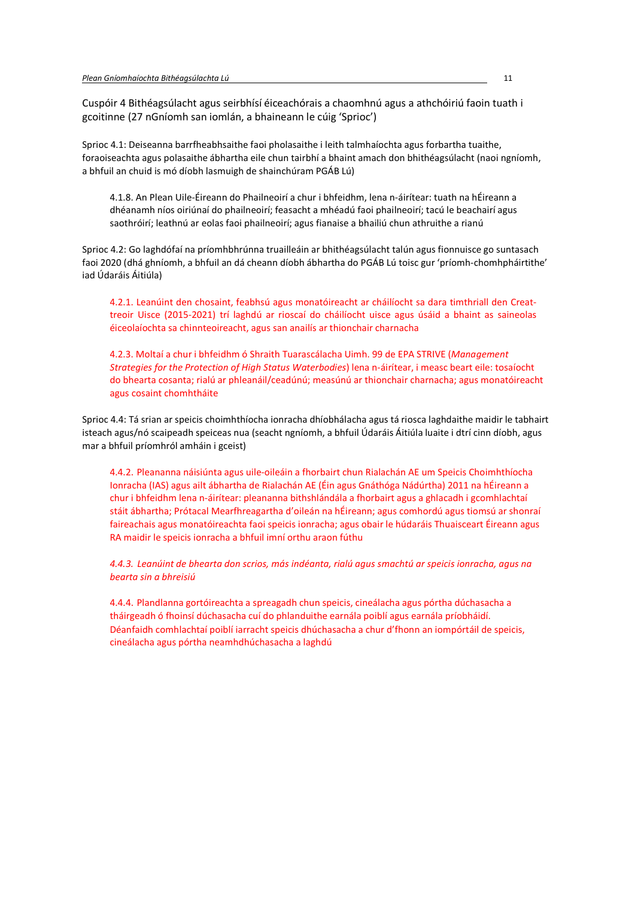Cuspóir 4 Bithéagsúlacht agus seirbhísí éiceachórais a chaomhnú agus a athchóiriú faoin tuath i gcoitinne (27 nGníomh san iomlán, a bhaineann le cúig 'Sprioc')

Sprioc 4.1: Deiseanna barrfheabhsaithe faoi pholasaithe i leith talmhaíochta agus forbartha tuaithe, foraoiseachta agus polasaithe ábhartha eile chun tairbhí a bhaint amach don bhithéagsúlacht (naoi ngníomh, a bhfuil an chuid is mó díobh lasmuigh de shainchúram PGÁB Lú)

> 4.1.8. An Plean Uile-Éireann do Phailneoirí a chur i bhfeidhm, lena n-áirítear: tuath na hÉireann a dhéanamh níos oiriúnaí do phailneoirí; feasacht a mhéadú faoi phailneoirí; tacú le beachairí agus saothróirí; leathnú ar eolas faoi phailneoirí; agus fianaise a bhailiú chun athruithe a rianú

Sprioc 4.2: Go laghdófaí na príomhbhrúnna truailleáin ar bhithéagsúlacht talún agus fionnuisce go suntasach faoi 2020 (dhá ghníomh, a bhfuil an dá cheann díobh ábhartha do PGÁB Lú toisc gur 'príomh-chomhpháirtithe' iad Údaráis Áitiúla)

> 4.2.1. Leanúint den chosaint, feabhsú agus monatóireacht ar cháilíocht sa dara timthriall den Creat-treoir Uisce (2015-2021) trí laghdú ar rioscaí do cháilíocht uisce agus úsáid a bhaint as saineolas éiceolaíochta sa chinnteoireacht, agus san anailís ar thionchair charnacha

> 4.2.3. Moltaí a chur i bhfeidhm ó Shraith Tuarascálacha Uimh. 99 de EPA STRIVE (*Management Strategies for the Protection of High Status Waterbodies*) lena n-áirítear, i measc beart eile: tosaíocht do bhearta cosanta; rialú ar phleanáil/ceadúnú; measúnú ar thionchair charnacha; agus monatóireacht agus cosaint chomhtháite

Sprioc 4.4: Tá srian ar speicis choimhthíocha ionracha dhíobhálacha agus tá riosca laghdaithe maidir le tabhairt isteach agus/nó scaipeadh speiceas nua (seacht ngníomh, a bhfuil Údaráis Áitiúla luaite i dtrí cinn díobh, agus mar a bhfuil príomhról amháin i gceist)

> 4.4.2. Pleananna náisiúnta agus uile-oileáin a fhorbairt chun Rialachán AE um Speicis Choimhthíocha Ionracha (IAS) agus ailt ábhartha de Rialachán AE (Éin agus Gnáthóga Nádúrtha) 2011 na hÉireann a chur i bhfeidhm lena n-áirítear: pleananna bithshlándála a fhorbairt agus a ghlacadh i gcomhlachtaí stáit ábhartha; Prótacal Mearfhreagartha d'oileán na hÉireann; agus comhordú agus tiomsú ar shonraí faireachais agus monatóireachta faoi speicis ionracha; agus obair le húdaráis Thuaisceart Éireann agus RA maidir le speicis ionracha a bhfuil imní orthu araon fúthu

> *4.4.3. Leanúint de bhearta don scrios, más indéanta, rialú agus smachtú ar speicis ionracha, agus na bearta sin a bhreisiú*

> 4.4.4. Plandlanna gortóireachta a spreagadh chun speicis, cineálacha agus pórtha dúchasacha a tháirgeadh ó fhoinsí dúchasacha cuí do phlanduithe earnála poiblí agus earnála príobháidí. Déanfaidh comhlachtaí poiblí iarracht speicis dhúchasacha a chur d'fhonn an iompórtáil de speicis, cineálacha agus pórtha neamhdhúchasacha a laghdú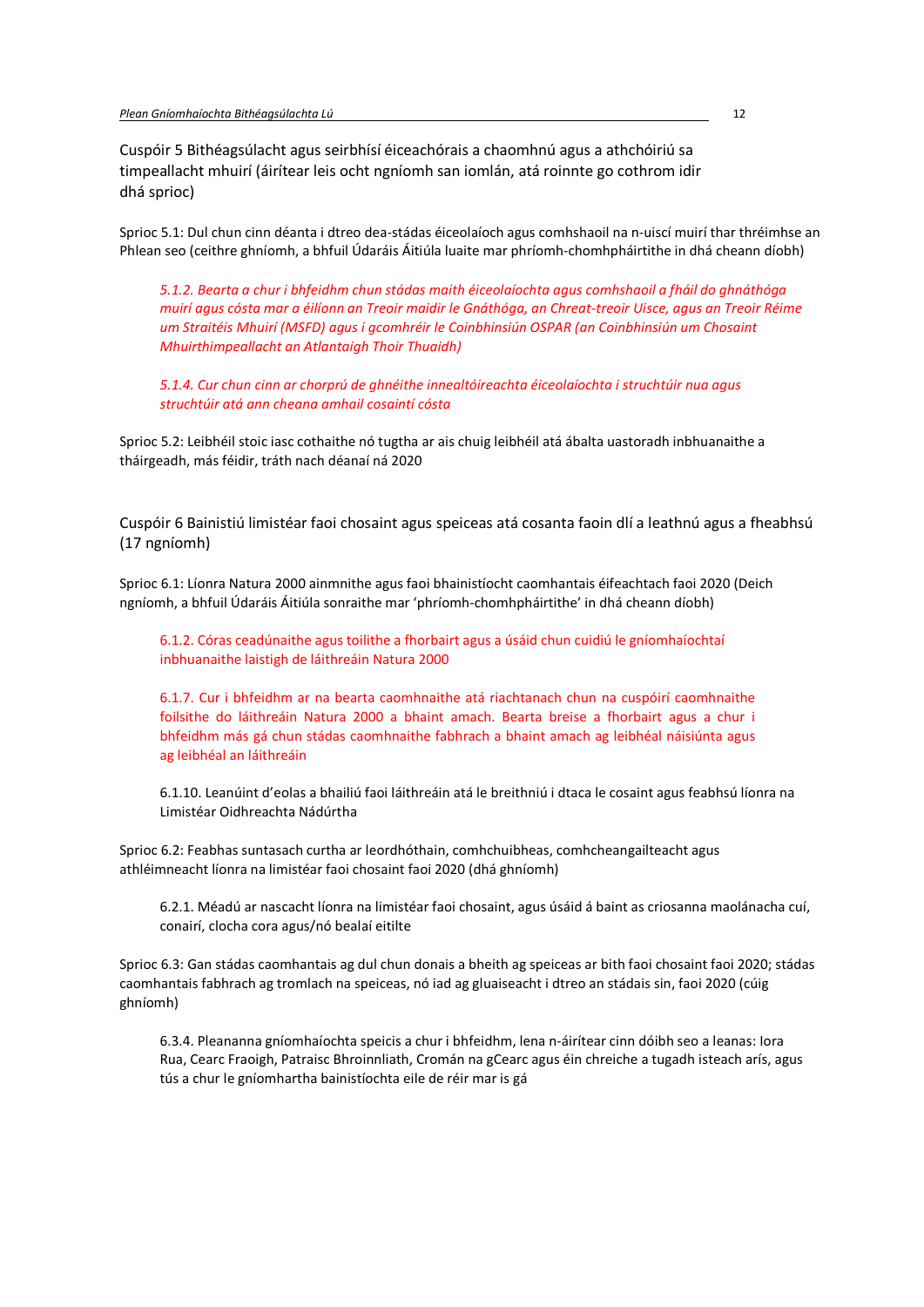Cuspóir 5 Bithéagsúlacht agus seirbhísí éiceachórais a chaomhnú agus a athchóiriú sa timpeallacht mhuirí (áirítear leis ocht ngníomh san iomlán, atá roinnte go cothrom idir dhá sprioc)

Sprioc 5.1: Dul chun cinn déanta i dtreo dea-stádas éiceolaíoch agus comhshaoil na n-uiscí muirí thar thréimhse an Phlean seo (ceithre ghníomh, a bhfuil Údaráis Áitiúla luaite mar phríomh-chomhpháirtithe in dhá cheann díobh)

> *5.1.2. Bearta a chur i bhfeidhm chun stádas maith éiceolaíochta agus comhshaoil a fháil do ghnáthóga muirí agus cósta mar a éilíonn an Treoir maidir le Gnáthóga, an Chreat-treoir Uisce, agus an Treoir Réime um Straitéis Mhuirí (MSFD) agus i gcomhréir le Coinbhinsiún OSPAR (an Coinbhinsiún um Chosaint Mhuirthimpeallacht an Atlantaigh Thoir Thuaidh)*
>
> *5.1.4. Cur chun cinn ar chorprú de ghnéithe innealtóireachta éiceolaíochta i struchtúir nua agus struchtúir atá ann cheana amhail cosaintí cósta*

Sprioc 5.2: Leibhéil stoic iasc cothaithe nó tugtha ar ais chuig leibhéil atá ábalta uastoradh inbhuanaithe a tháirgeadh, más féidir, tráth nach déanaí ná 2020

Cuspóir 6 Bainistiú limistéar faoi chosaint agus speiceas atá cosanta faoin dlí a leathnú agus a fheabhsú (17 ngníomh)

Sprioc 6.1: Líonra Natura 2000 ainmnithe agus faoi bhainistíocht caomhantais éifeachtach faoi 2020 (Deich ngníomh, a bhfuil Údaráis Áitiúla sonraithe mar 'phríomh-chomhpháirtithe' in dhá cheann díobh)

> 6.1.2. Córas ceadúnaithe agus toilithe a fhorbairt agus a úsáid chun cuidiú le gníomhaíochtaí inbhuanaithe laistigh de láithreáin Natura 2000
>
> 6.1.7. Cur i bhfeidhm ar na bearta caomhnaithe atá riachtanach chun na cuspóirí caomhnaithe foilsithe do láithreáin Natura 2000 a bhaint amach. Bearta breise a fhorbairt agus a chur i bhfeidhm más gá chun stádas caomhnaithe fabhrach a bhaint amach ag leibhéal náisiúnta agus ag leibhéal an láithreáin
>
> 6.1.10. Leanúint d'eolas a bhailiú faoi láithreáin atá le breithniú i dtaca le cosaint agus feabhsú líonra na Limistéar Oidhreachta Nádúrtha

Sprioc 6.2: Feabhas suntasach curtha ar leordhóthain, comhchuibheas, comhcheangailteacht agus athléimneacht líonra na limistéar faoi chosaint faoi 2020 (dhá ghníomh)

> 6.2.1. Méadú ar nascacht líonra na limistéar faoi chosaint, agus úsáid á baint as criosanna maolánacha cuí, conairí, clocha cora agus/nó bealaí eitilte

Sprioc 6.3: Gan stádas caomhantais ag dul chun donais a bheith ag speiceas ar bith faoi chosaint faoi 2020; stádas caomhantais fabhrach ag tromlach na speiceas, nó iad ag gluaiseacht i dtreo an stádais sin, faoi 2020 (cúig ghníomh)

> 6.3.4. Pleananna gníomhaíochta speicis a chur i bhfeidhm, lena n-áirítear cinn dóibh seo a leanas: Iora Rua, Cearc Fraoigh, Patraisc Bhroinnliath, Cromán na gCearc agus éin chreiche a tugadh isteach arís, agus tús a chur le gníomhartha bainistíochta eile de réir mar is gá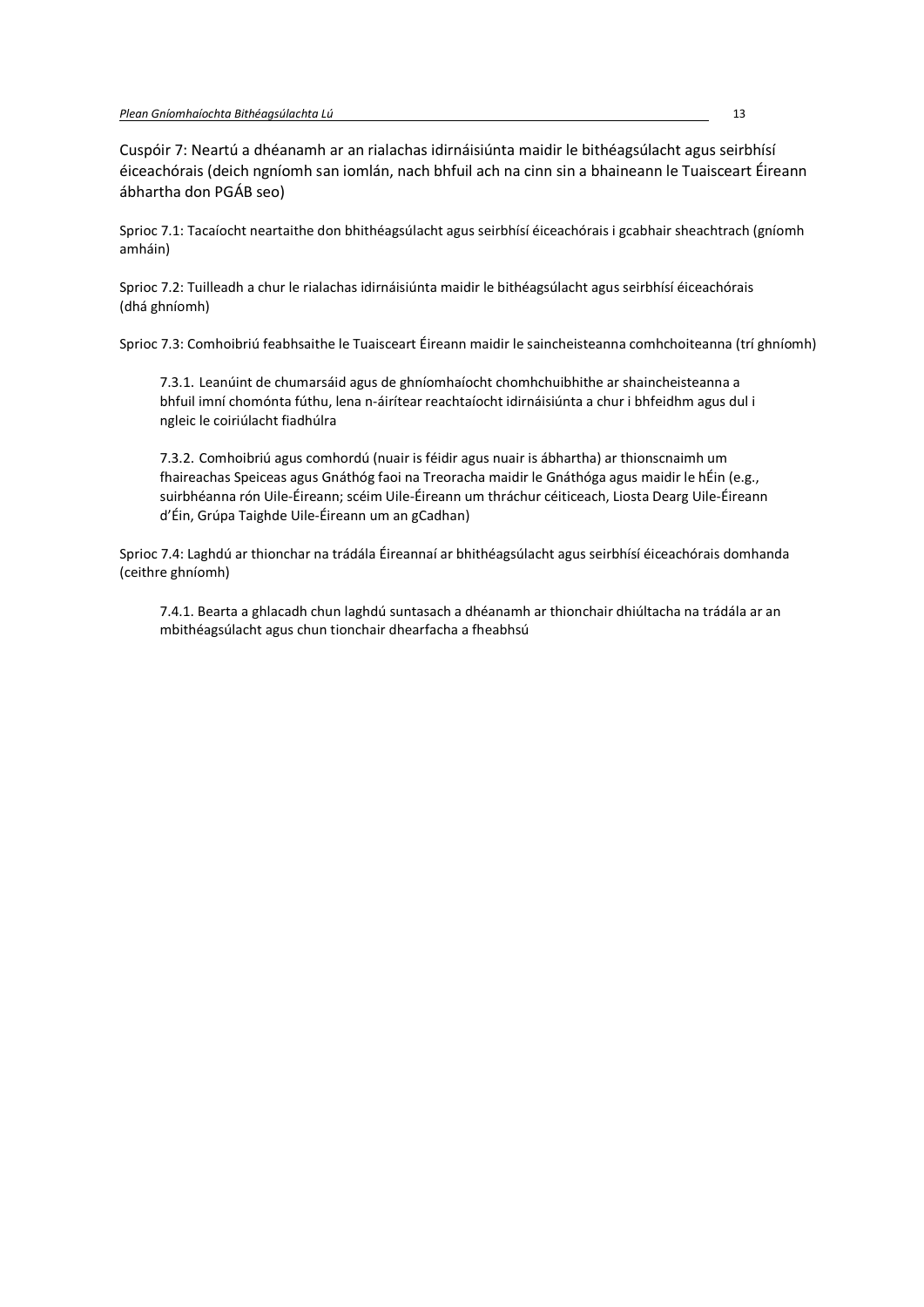Cuspóir 7: Neartú a dhéanamh ar an rialachas idirnáisiúnta maidir le bithéagsúlacht agus seirbhísí éiceachórais (deich ngníomh san iomlán, nach bhfuil ach na cinn sin a bhaineann le Tuaisceart Éireann ábhartha don PGÁB seo)

Sprioc 7.1: Tacaíocht neartaithe don bhithéagsúlacht agus seirbhísí éiceachórais i gcabhair sheachtrach (gníomh amháin)

Sprioc 7.2: Tuilleadh a chur le rialachas idirnáisiúnta maidir le bithéagsúlacht agus seirbhísí éiceachórais (dhá ghníomh)

Sprioc 7.3: Comhoibriú feabhsaithe le Tuaisceart Éireann maidir le saincheisteanna comhchoiteanna (trí ghníomh)

> 7.3.1. Leanúint de chumarsáid agus de ghníomhaíocht chomhchuibhithe ar shaincheisteanna a bhfuil imní chomónta fúthu, lena n-áirítear reachtaíocht idirnáisiúnta a chur i bhfeidhm agus dul i ngleic le coiriúlacht fiadhúlra
>
> 7.3.2. Comhoibriú agus comhordú (nuair is féidir agus nuair is ábhartha) ar thionscnaimh um fhaireachas Speiceas agus Gnáthóg faoi na Treoracha maidir le Gnáthóga agus maidir le hÉin (e.g., suirbhéanna rón Uile-Éireann; scéim Uile-Éireann um thráchur céiticeach, Liosta Dearg Uile-Éireann d'Éin, Grúpa Taighde Uile-Éireann um an gCadhan)

Sprioc 7.4: Laghdú ar thionchar na trádála Éireannaí ar bhithéagsúlacht agus seirbhísí éiceachórais domhanda (ceithre ghníomh)

> 7.4.1. Bearta a ghlacadh chun laghdú suntasach a dhéanamh ar thionchair dhiúltacha na trádála ar an mbithéagsúlacht agus chun tionchair dhearfacha a fheabhsú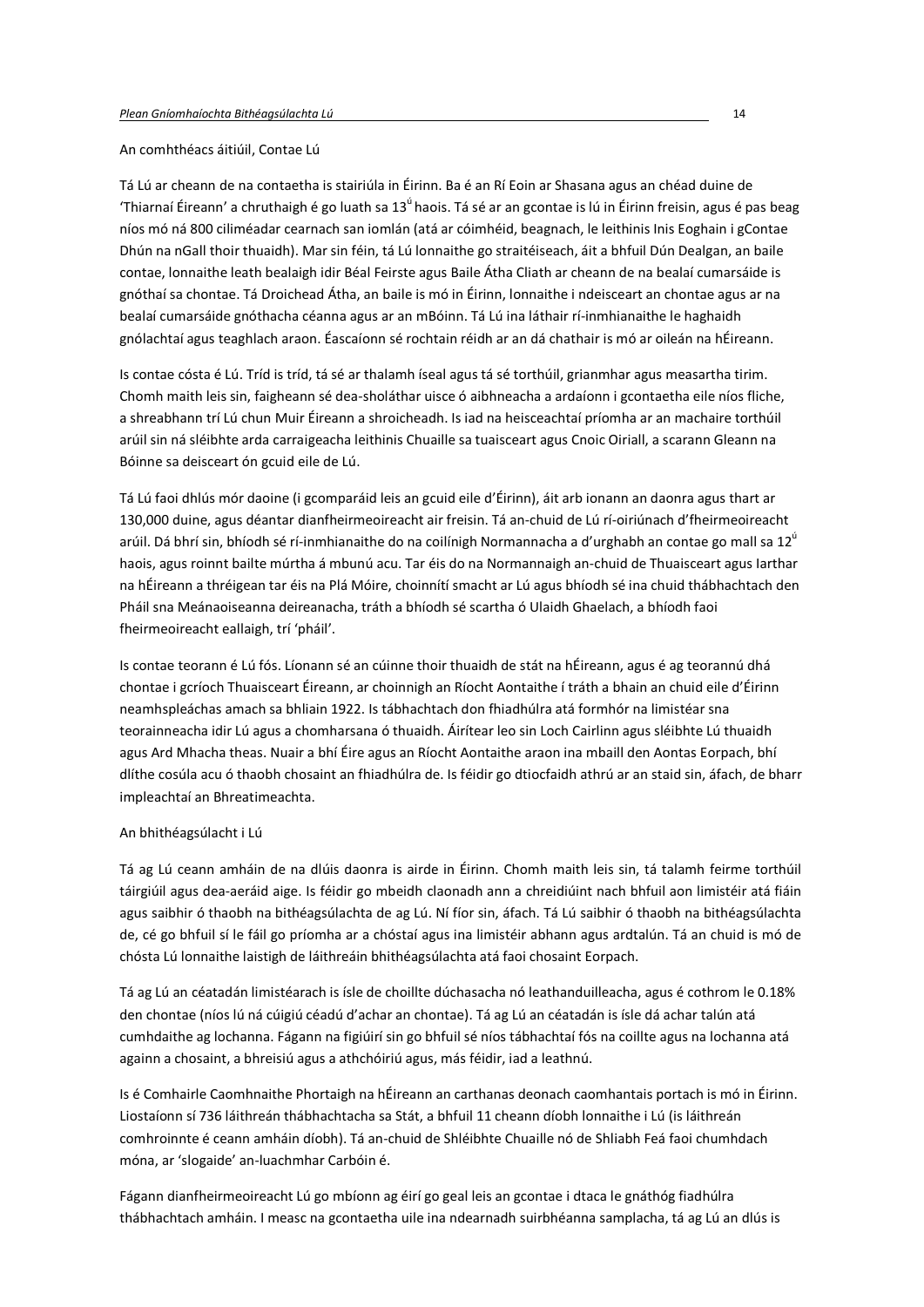An comhthéacs áitiúil, Contae Lú

Tá Lú ar cheann de na contaetha is stairiúla in Éirinn. Ba é an Rí Eoin ar Shasana agus an chéad duine de 'Thiarnaí Éireann' a chruthaigh é go luath sa 13ú haois. Tá sé ar an gcontae is lú in Éirinn freisin, agus é pas beag níos mó ná 800 ciliméadar cearnach san iomlán (atá ar cóimhéid, beagnach, le leithinis Inis Eoghain i gContae Dhún na nGall thoir thuaidh). Mar sin féin, tá Lú lonnaithe go straitéiseach, áit a bhfuil Dún Dealgan, an baile contae, lonnaithe leath bealaigh idir Béal Feirste agus Baile Átha Cliath ar cheann de na bealaí cumarsáide is gnóthaí sa chontae. Tá Droichead Átha, an baile is mó in Éirinn, lonnaithe i ndeisceart an chontae agus ar na bealaí cumarsáide gnóthacha céanna agus ar an mBóinn. Tá Lú ina láthair rí-inmhianaithe le haghaidh gnólachtaí agus teaghlach araon. Éascaíonn sé rochtain réidh ar an dá chathair is mó ar oileán na hÉireann.

Is contae cósta é Lú. Tríd is tríd, tá sé ar thalamh íseal agus tá sé torthúil, grianmhar agus measartha tirim. Chomh maith leis sin, faigheann sé dea-sholáthar uisce ó aibhneacha a ardaíonn i gcontaetha eile níos fliche, a shreabhann trí Lú chun Muir Éireann a shroicheadh. Is iad na heisceachtaí príomha ar an machaire torthúil arúil sin ná sléibhte arda carraigeacha leithinis Chuaille sa tuaisceart agus Cnoic Oiriall, a scarann Gleann na Bóinne sa deisceart ón gcuid eile de Lú.

Tá Lú faoi dhlús mór daoine (i gcomparáid leis an gcuid eile d'Éirinn), áit arb ionann an daonra agus thart ar 130,000 duine, agus déantar dianfheirmeoireacht air freisin. Tá an-chuid de Lú rí-oiriúnach d'fheirmeoireacht arúil. Dá bhrí sin, bhíodh sé rí-inmhianaithe do na coilínigh Normannacha a d'urghabh an contae go mall sa 12ú haois, agus roinnt bailte múrtha á mbunú acu. Tar éis do na Normannaigh an-chuid de Thuaisceart agus Iarthar na hÉireann a thréigean tar éis na Plá Móire, choinnítí smacht ar Lú agus bhíodh sé ina chuid thábhachtach den Pháil sna Meánaoiseanna deireanacha, tráth a bhíodh sé scartha ó Ulaidh Ghaelach, a bhíodh faoi fheirmeoireacht eallaigh, trí 'pháil'.

Is contae teorann é Lú fós. Líonann sé an cúinne thoir thuaidh de stát na hÉireann, agus é ag teorannú dhá chontae i gcríoch Thuaisceart Éireann, ar choinnigh an Ríocht Aontaithe í tráth a bhain an chuid eile d'Éirinn neamhspleáchas amach sa bhliain 1922. Is tábhachtach don fhiadhúlra atá formhór na limistéar sna teorainneacha idir Lú agus a chomharsana ó thuaidh. Áirítear leo sin Loch Cairlinn agus sléibhte Lú thuaidh agus Ard Mhacha theas. Nuair a bhí Éire agus an Ríocht Aontaithe araon ina mbaill den Aontas Eorpach, bhí dlíthe cosúla acu ó thaobh chosaint an fhiadhúlra de. Is féidir go dtiocfaidh athrú ar an staid sin, áfach, de bharr impleachtaí an Bhreatimeachta.

An bhithéagsúlacht i Lú

Tá ag Lú ceann amháin de na dlúis daonra is airde in Éirinn. Chomh maith leis sin, tá talamh feirme torthúil táirgiúil agus dea-aeráid aige. Is féidir go mbeidh claonadh ann a chreidiúint nach bhfuil aon limistéir atá fiáin agus saibhir ó thaobh na bithéagsúlachta de ag Lú. Ní fíor sin, áfach. Tá Lú saibhir ó thaobh na bithéagsúlachta de, cé go bhfuil sí le fáil go príomha ar a chóstaí agus ina limistéir abhann agus ardtalún. Tá an chuid is mó de chósta Lú lonnaithe laistigh de láithreáin bhithéagsúlachta atá faoi chosaint Eorpach.

Tá ag Lú an céatadán limistéarach is ísle de choillte dúchasacha nó leathanduilleacha, agus é cothrom le 0.18% den chontae (níos lú ná cúigiú céadú d'achar an chontae). Tá ag Lú an céatadán is ísle dá achar talún atá cumhdaithe ag lochanna. Fágann na figiúirí sin go bhfuil sé níos tábhachtaí fós na coillte agus na lochanna atá againn a chosaint, a bhreisiú agus a athchóiriú agus, más féidir, iad a leathnú.

Is é Comhairle Caomhnaithe Phortaigh na hÉireann an carthanas deonach caomhantais portach is mó in Éirinn. Liostaíonn sí 736 láithreán thábhachtacha sa Stát, a bhfuil 11 cheann díobh lonnaithe i Lú (is láithreán comhroinnte é ceann amháin díobh). Tá an-chuid de Shléibhte Chuaille nó de Shliabh Feá faoi chumhdach móna, ar 'slogaide' an-luachmhar Carbóin é.

Fágann dianfheirmeoireacht Lú go mbíonn ag éirí go geal leis an gcontae i dtaca le gnáthóg fiadhúlra thábhachtach amháin. I measc na gcontaetha uile ina ndearnadh suirbhéanna samplacha, tá ag Lú an dlús is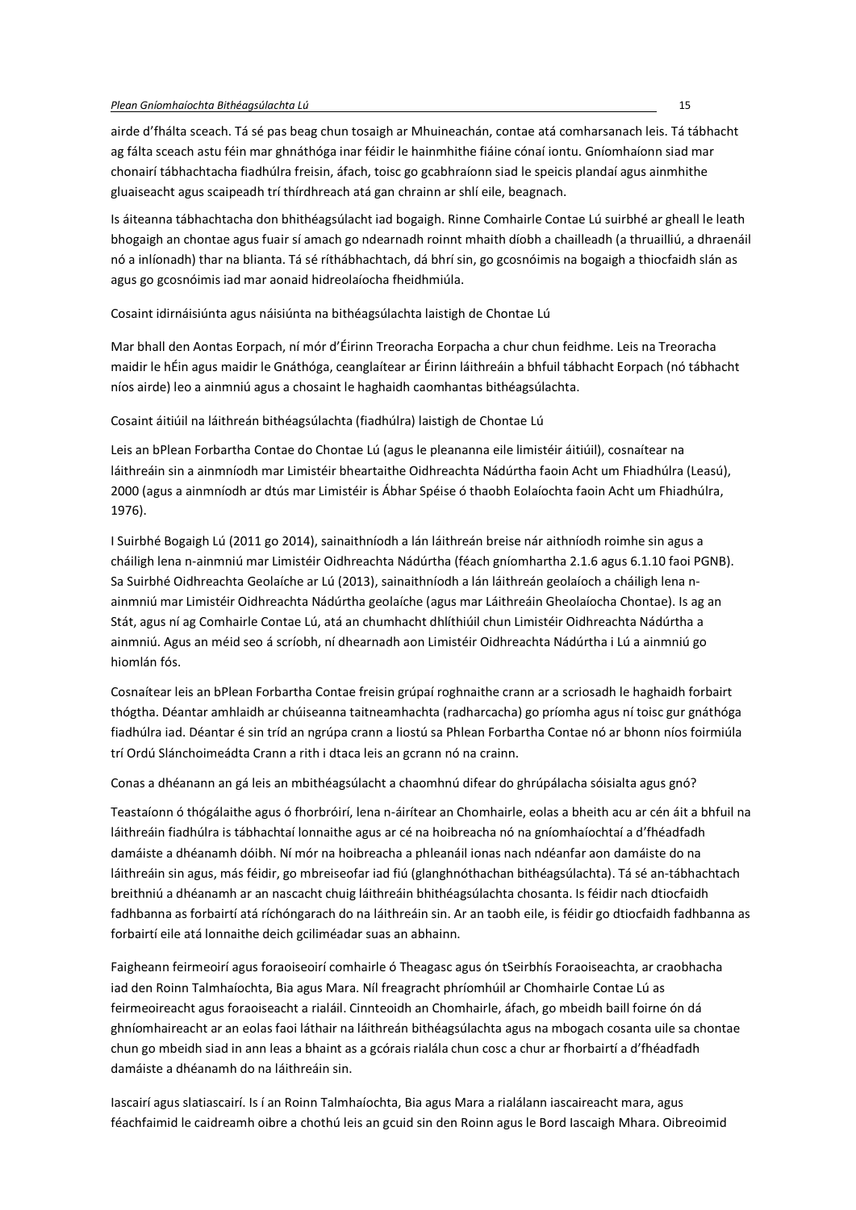airde d'fhálta sceach. Tá sé pas beag chun tosaigh ar Mhuineachán, contae atá comharsanach leis. Tá tábhacht ag fálta sceach astu féin mar ghnáthóga inar féidir le hainmhithe fiáine cónaí iontu. Gníomhaíonn siad mar chonairí tábhachtacha fiadhúlra freisin, áfach, toisc go gcabhraíonn siad le speicis plandaí agus ainmhithe gluaiseacht agus scaipeadh trí thírdhreach atá gan chrainn ar shlí eile, beagnach.

Is áiteanna tábhachtacha don bhithéagsúlacht iad bogaigh. Rinne Comhairle Contae Lú suirbhé ar gheall le leath bhogaigh an chontae agus fuair sí amach go ndearnadh roinnt mhaith díobh a chailleadh (a thruailliú, a dhraenáil nó a inlíonadh) thar na blianta. Tá sé ríthábhachtach, dá bhrí sin, go gcosnóimis na bogaigh a thiocfaidh slán as agus go gcosnóimis iad mar aonaid hidreolaíocha fheidhmiúla.

Cosaint idirnáisiúnta agus náisiúnta na bithéagsúlachta laistigh de Chontae Lú

Mar bhall den Aontas Eorpach, ní mór d'Éirinn Treoracha Eorpacha a chur chun feidhme. Leis na Treoracha maidir le hÉin agus maidir le Gnáthóga, ceanglaítear ar Éirinn láithreáin a bhfuil tábhacht Eorpach (nó tábhacht níos airde) leo a ainmniú agus a chosaint le haghaidh caomhantas bithéagsúlachta.

Cosaint áitiúil na láithreán bithéagsúlachta (fiadhúlra) laistigh de Chontae Lú

Leis an bPlean Forbartha Contae do Chontae Lú (agus le pleananna eile limistéir áitiúil), cosnaítear na láithreáin sin a ainmníodh mar Limistéir bheartaithe Oidhreachta Nádúrtha faoin Acht um Fhiadhúlra (Leasú), 2000 (agus a ainmníodh ar dtús mar Limistéir is Ábhar Spéise ó thaobh Eolaíochta faoin Acht um Fhiadhúlra, 1976).

I Suirbhé Bogaigh Lú (2011 go 2014), sainaithníodh a lán láithreán breise nár aithníodh roimhe sin agus a cháiligh lena n-ainmniú mar Limistéir Oidhreachta Nádúrtha (féach gníomhartha 2.1.6 agus 6.1.10 faoi PGNB). Sa Suirbhé Oidhreachta Geolaíche ar Lú (2013), sainaithníodh a lán láithreán geolaíoch a cháiligh lena n-ainmniú mar Limistéir Oidhreachta Nádúrtha geolaíche (agus mar Láithreáin Gheolaíocha Chontae). Is ag an Stát, agus ní ag Comhairle Contae Lú, atá an chumhacht dhlíthiúil chun Limistéir Oidhreachta Nádúrtha a ainmniú. Agus an méid seo á scríobh, ní dhearnadh aon Limistéir Oidhreachta Nádúrtha i Lú a ainmniú go hiomlán fós.

Cosnaítear leis an bPlean Forbartha Contae freisin grúpaí roghnaithe crann ar a scriosadh le haghaidh forbairt thógtha. Déantar amhlaidh ar chúiseanna taitneamhachta (radharcacha) go príomha agus ní toisc gur gnáthóga fiadhúlra iad. Déantar é sin tríd an ngrúpa crann a liostú sa Phlean Forbartha Contae nó ar bhonn níos foirmiúla trí Ordú Slánchoimeádta Crann a rith i dtaca leis an gcrann nó na crainn.

Conas a dhéanann an gá leis an mbithéagsúlacht a chaomhnú difear do ghrúpálacha sóisialta agus gnó?

Teastaíonn ó thógálaithe agus ó fhorbróirí, lena n-áirítear an Chomhairle, eolas a bheith acu ar cén áit a bhfuil na láithreáin fiadhúlra is tábhachtaí lonnaithe agus ar cé na hoibreacha nó na gníomhaíochtaí a d'fhéadfadh damáiste a dhéanamh dóibh. Ní mór na hoibreacha a phleanáil ionas nach ndéanfar aon damáiste do na láithreáin sin agus, más féidir, go mbreiseofar iad fiú (glanghnóthachan bithéagsúlachta). Tá sé an-tábhachtach breithniú a dhéanamh ar an nascacht chuig láithreáin bhithéagsúlachta chosanta. Is féidir nach dtiocfaidh fadhbanna as forbairtí atá ríchóngarach do na láithreáin sin. Ar an taobh eile, is féidir go dtiocfaidh fadhbanna as forbairtí eile atá lonnaithe deich gciliméadar suas an abhainn.

Faigheann feirmeoirí agus foraoiseoirí comhairle ó Theagasc agus ón tSeirbhís Foraoiseachta, ar craobhacha iad den Roinn Talmhaíochta, Bia agus Mara. Níl freagracht phríomhúil ar Chomhairle Contae Lú as feirmeoireacht agus foraoiseacht a rialáil. Cinnteoidh an Chomhairle, áfach, go mbeidh baill foirne ón dá ghníomhaireacht ar an eolas faoi láthair na láithreán bithéagsúlachta agus na mbogach cosanta uile sa chontae chun go mbeidh siad in ann leas a bhaint as a gcórais rialála chun cosc a chur ar fhorbairtí a d'fhéadfadh damáiste a dhéanamh do na láithreáin sin.

Iascairí agus slatiascairí. Is í an Roinn Talmhaíochta, Bia agus Mara a rialálann iascaireacht mara, agus féachfaimid le caidreamh oibre a chothú leis an gcuid sin den Roinn agus le Bord Iascaigh Mhara. Oibreoimid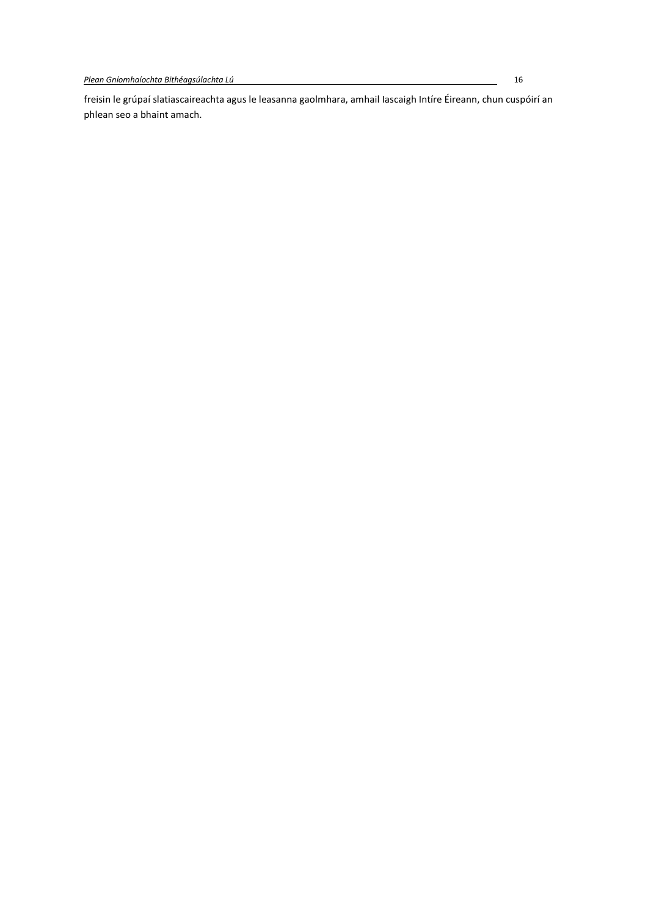freisin le grúpaí slatiascaireachta agus le leasanna gaolmhara, amhail Iascaigh Intíre Éireann, chun cuspóirí an phlean seo a bhaint amach.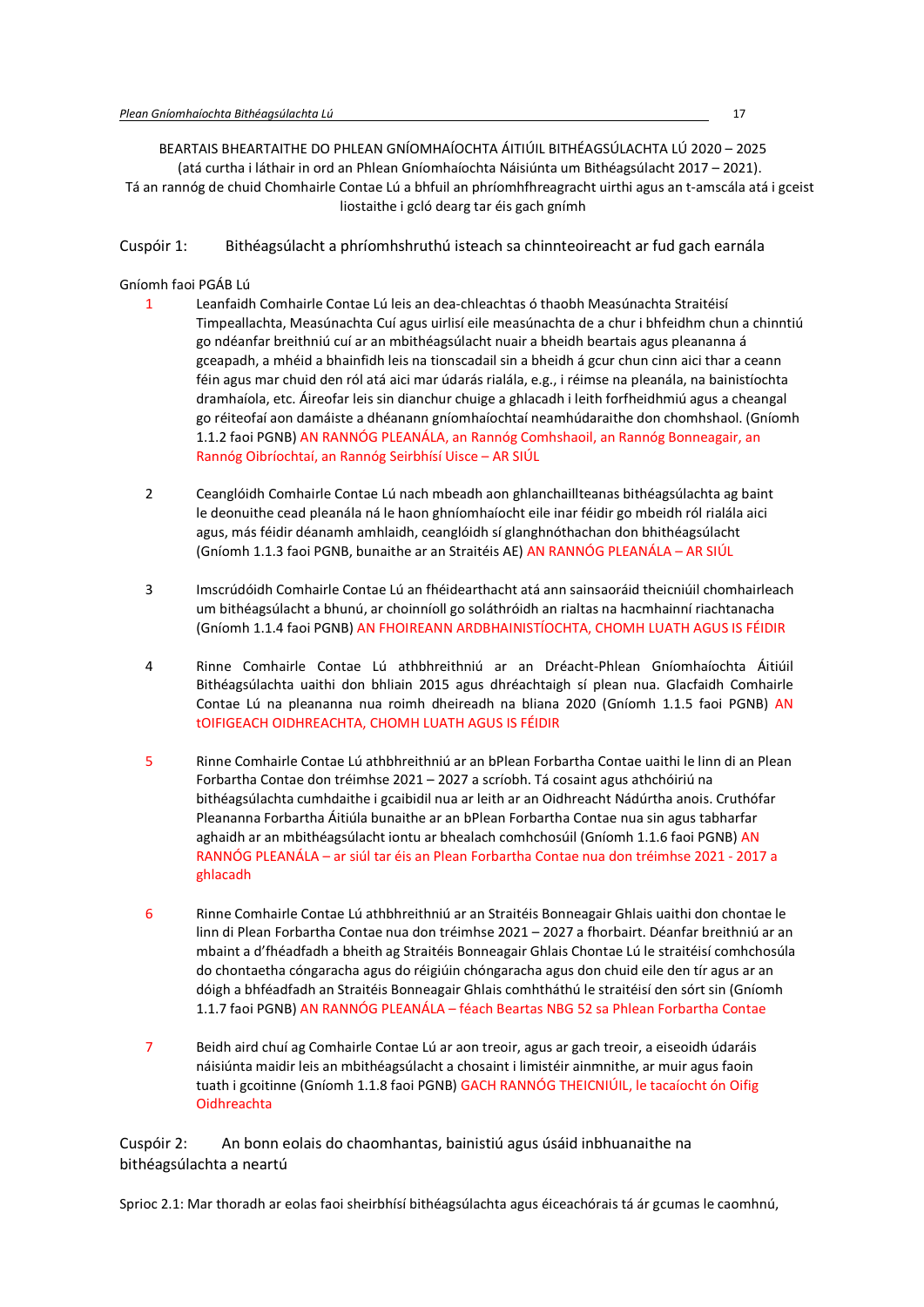BEARTAIS BHEARTAITHE DO PHLEAN GNÍOMHAÍOCHTA ÁITIÚIL BITHÉAGSÚLACHTA LÚ 2020 – 2025
(atá curtha i láthair in ord an Phlean Gníomhaíochta Náisiúnta um Bithéagsúlacht 2017 – 2021).
Tá an rannóg de chuid Chomhairle Contae Lú a bhfuil an phríomhfhreagracht uirthi agus an t-amscála atá i gceist liostaithe i gcló dearg tar éis gach gnímh

## Cuspóir 1: Bithéagsúlacht a phríomhshruthú isteach sa chinnteoireacht ar fud gach earnála

Gníomh faoi PGÁB Lú

1. Leanfaidh Comhairle Contae Lú leis an dea-chleachtas ó thaobh Measúnachta Straitéisí Timpeallachta, Measúnachta Cuí agus uirlisí eile measúnachta de a chur i bhfeidhm chun a chinntiú go ndéanfar breithniú cuí ar an mbithéagsúlacht nuair a bheidh beartais agus pleananna á gceapadh, a mhéid a bhainfidh leis na tionscadail sin a bheidh á gcur chun cinn aici thar a ceann féin agus mar chuid den ról atá aici mar údarás rialála, e.g., i réimse na pleanála, na bainistíochta dramhaíola, etc. Áireofar leis sin dianchur chuige a ghlacadh i leith forfheidhmiú agus a cheangal go réiteofaí aon damáiste a dhéanann gníomhaíochtaí neamhúdaraithe don chomhshaol. (Gníomh 1.1.2 faoi PGNB) AN RANNÓG PLEANÁLA, an Rannóg Comhshaoil, an Rannóg Bonneagair, an Rannóg Oibríochtaí, an Rannóg Seirbhísí Uisce – AR SIÚL

2. Ceanglóidh Comhairle Contae Lú nach mbeadh aon ghlanchaillteanas bithéagsúlachta ag baint le deonuithe cead pleanála ná le haon ghníomhaíocht eile inar féidir go mbeidh ról rialála aici agus, más féidir déanamh amhlaidh, ceanglóidh sí glanghnóthachan don bhithéagsúlacht (Gníomh 1.1.3 faoi PGNB, bunaithe ar an Straitéis AE) AN RANNÓG PLEANÁLA – AR SIÚL

3. Imscrúdóidh Comhairle Contae Lú an fhéidearthacht atá ann sainsaoráid theicniúil chomhairleach um bithéagsúlacht a bhunú, ar choinníoll go soláthróidh an rialtas na hacmhainní riachtanacha (Gníomh 1.1.4 faoi PGNB) AN FHOIREANN ARDBHAINISTÍOCHTA, CHOMH LUATH AGUS IS FÉIDIR

4. Rinne Comhairle Contae Lú athbhreithniú ar an Dréacht-Phlean Gníomhaíochta Áitiúil Bithéagsúlachta uaithi don bhliain 2015 agus dhréachtaigh sí plean nua. Glacfaidh Comhairle Contae Lú na pleananna nua roimh dheireadh na bliana 2020 (Gníomh 1.1.5 faoi PGNB) AN tOIFIGEACH OIDHREACHTA, CHOMH LUATH AGUS IS FÉIDIR

5. Rinne Comhairle Contae Lú athbhreithniú ar an bPlean Forbartha Contae uaithi le linn di an Plean Forbartha Contae don tréimhse 2021 – 2027 a scríobh. Tá cosaint agus athchóiriú na bithéagsúlachta cumhdaithe i gcaibidil nua ar leith ar an Oidhreacht Nádúrtha anois. Cruthófar Pleananna Forbartha Áitiúla bunaithe ar an bPlean Forbartha Contae nua sin agus tabharfar aghaidh ar an mbithéagsúlacht iontu ar bhealach comhchosúil (Gníomh 1.1.6 faoi PGNB) AN RANNÓG PLEANÁLA – ar siúl tar éis an Plean Forbartha Contae nua don tréimhse 2021 - 2017 a ghlacadh

6. Rinne Comhairle Contae Lú athbhreithniú ar an Straitéis Bonneagair Ghlais uaithi don chontae le linn di Plean Forbartha Contae nua don tréimhse 2021 – 2027 a fhorbairt. Déanfar breithniú ar an mbaint a d'fhéadfadh a bheith ag Straitéis Bonneagair Ghlais Chontae Lú le straitéisí comhchosúla do chontaetha cóngaracha agus do réigiúin chóngaracha agus don chuid eile den tír agus ar an dóigh a bhféadfadh an Straitéis Bonneagair Ghlais comhtháthú le straitéisí den sórt sin (Gníomh 1.1.7 faoi PGNB) AN RANNÓG PLEANÁLA – féach Beartas NBG 52 sa Phlean Forbartha Contae

7. Beidh aird chuí ag Comhairle Contae Lú ar aon treoir, agus ar gach treoir, a eiseoidh údaráis náisiúnta maidir leis an mbithéagsúlacht a chosaint i limistéir ainmnithe, ar muir agus faoin tuath i gcoitinne (Gníomh 1.1.8 faoi PGNB) GACH RANNÓG THEICNIÚIL, le tacaíocht ón Oifig Oidhreachta

## Cuspóir 2: An bonn eolais do chaomhantas, bainistiú agus úsáid inbhuanaithe na bithéagsúlachta a neartú

Sprioc 2.1: Mar thoradh ar eolas faoi sheirbhísí bithéagsúlachta agus éiceachórais tá ár gcumas le caomhnú,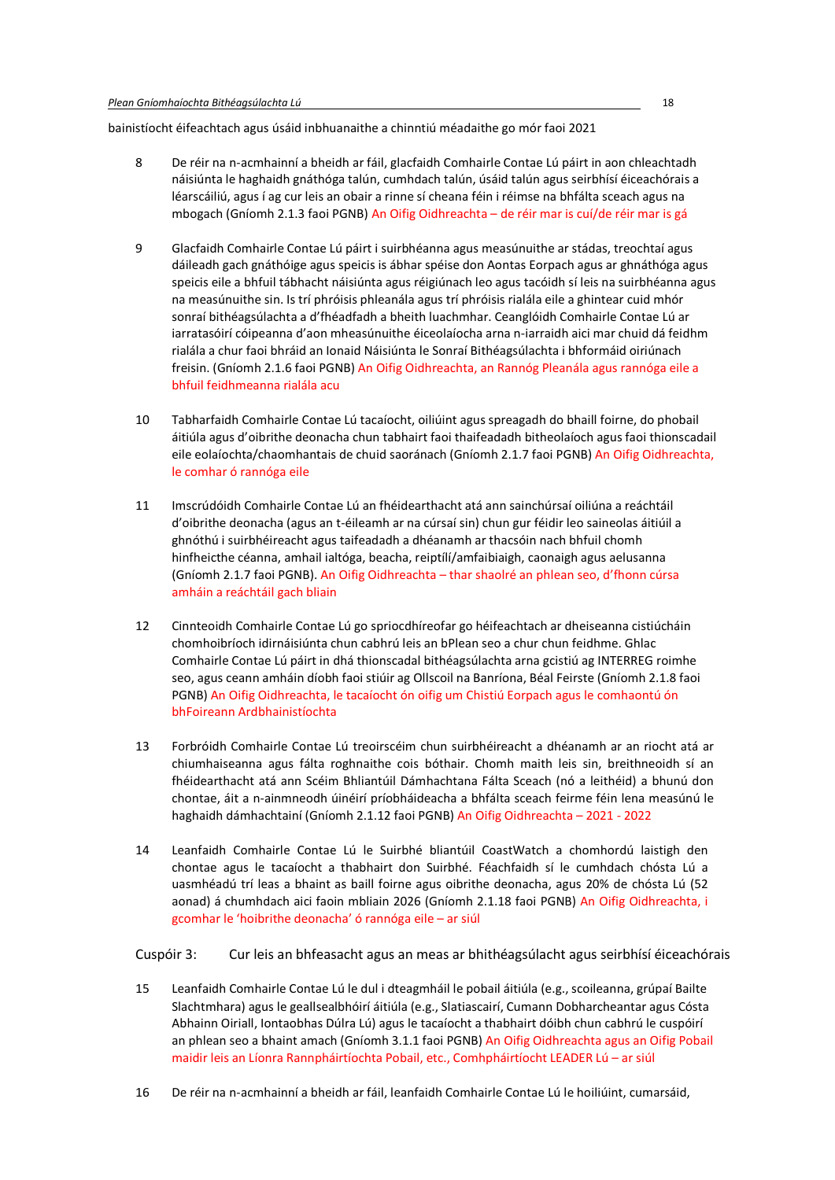bainistíocht éifeachtach agus úsáid inbhuanaithe a chinntiú méadaithe go mór faoi 2021

8 De réir na n-acmhainní a bheidh ar fáil, glacfaidh Comhairle Contae Lú páirt in aon chleachtadh náisiúnta le haghaidh gnáthóga talún, cumhdach talún, úsáid talún agus seirbhísí éiceachórais a léarscáiliú, agus í ag cur leis an obair a rinne sí cheana féin i réimse na bhfálta sceach agus na mbogach (Gníomh 2.1.3 faoi PGNB) An Oifig Oidhreachta – de réir mar is cuí/de réir mar is gá

9 Glacfaidh Comhairle Contae Lú páirt i suirbhéanna agus measúnuithe ar stádas, treochtaí agus dáileadh gach gnáthóige agus speicis is ábhar spéise don Aontas Eorpach agus ar ghnáthóga agus speicis eile a bhfuil tábhacht náisiúnta agus réigiúnach leo agus tacóidh sí leis na suirbhéanna agus na measúnuithe sin. Is trí phróisis phleanála agus trí phróisis rialála eile a ghintear cuid mhór sonraí bithéagsúlachta a d'fhéadfadh a bheith luachmhar. Ceanglóidh Comhairle Contae Lú ar iarratasóirí cóipeanna d'aon mheasúnuithe éiceolaíocha arna n-iarraidh aici mar chuid dá feidhm rialála a chur faoi bhráid an Ionaid Náisiúnta le Sonraí Bithéagsúlachta i bhformáid oiriúnach freisin. (Gníomh 2.1.6 faoi PGNB) An Oifig Oidhreachta, an Rannóg Pleanála agus rannóga eile a bhfuil feidhmeanna rialála acu

10 Tabharfaidh Comhairle Contae Lú tacaíocht, oiliúint agus spreagadh do bhaill foirne, do phobail áitiúla agus d'oibrithe deonacha chun tabhairt faoi thaifeadadh bitheolaíoch agus faoi thionscadail eile eolaíochta/chaomhantais de chuid saoránach (Gníomh 2.1.7 faoi PGNB) An Oifig Oidhreachta, le comhar ó rannóga eile

11 Imscrúdóidh Comhairle Contae Lú an fhéidearthacht atá ann sainchúrsaí oiliúna a reáchtáil d'oibrithe deonacha (agus an t-éileamh ar na cúrsaí sin) chun gur féidir leo saineolas áitiúil a ghnóthú i suirbhéireacht agus taifeadadh a dhéanamh ar thacsóin nach bhfuil chomh hinfheicthe céanna, amhail ialtóga, beacha, reiptílí/amfaibiaigh, caonaigh agus aelusanna (Gníomh 2.1.7 faoi PGNB). An Oifig Oidhreachta – thar shaolré an phlean seo, d'fhonn cúrsa amháin a reáchtáil gach bliain

12 Cinnteoidh Comhairle Contae Lú go spriocdhíreofar go héifeachtach ar dheiseanna cistiúcháin chomhoibríoch idirnáisiúnta chun cabhrú leis an bPlean seo a chur chun feidhme. Ghlac Comhairle Contae Lú páirt in dhá thionscadal bithéagsúlachta arna gcistiú ag INTERREG roimhe seo, agus ceann amháin díobh faoi stiúir ag Ollscoil na Banríona, Béal Feirste (Gníomh 2.1.8 faoi PGNB) An Oifig Oidhreachta, le tacaíocht ón oifig um Chistiú Eorpach agus le comhaontú ón bhFoireann Ardbhainistíochta

13 Forbróidh Comhairle Contae Lú treoirscéim chun suirbhéireacht a dhéanamh ar an riocht atá ar chiumhaiseanna agus fálta roghnaithe cois bóthair. Chomh maith leis sin, breithneoidh sí an fhéidearthacht atá ann Scéim Bhliantúil Dámhachtana Fálta Sceach (nó a leithéid) a bhunú don chontae, áit a n-ainmneodh úinéirí príobháideacha a bhfálta sceach feirme féin lena measúnú le haghaidh dámhachtainí (Gníomh 2.1.12 faoi PGNB) An Oifig Oidhreachta – 2021 - 2022

14 Leanfaidh Comhairle Contae Lú le Suirbhé bliantúil CoastWatch a chomhordú laistigh den chontae agus le tacaíocht a thabhairt don Suirbhé. Féachfaidh sí le cumhdach chósta Lú a uasmhéadú trí leas a bhaint as baill foirne agus oibrithe deonacha, agus 20% de chósta Lú (52 aonad) á chumhdach aici faoin mbliain 2026 (Gníomh 2.1.18 faoi PGNB) An Oifig Oidhreachta, i gcomhar le 'hoibrithe deonacha' ó rannóga eile – ar siúl

Cuspóir 3: Cur leis an bhfeasacht agus an meas ar bhithéagsúlacht agus seirbhísí éiceachórais

15 Leanfaidh Comhairle Contae Lú le dul i dteagmháil le pobail áitiúla (e.g., scoileanna, grúpaí Bailte Slachtmhara) agus le geallsealbhóirí áitiúla (e.g., Slatiascairí, Cumann Dobharcheantar agus Cósta Abhainn Oiriall, Iontaobhas Dúlra Lú) agus le tacaíocht a thabhairt dóibh chun cabhrú le cuspóirí an phlean seo a bhaint amach (Gníomh 3.1.1 faoi PGNB) An Oifig Oidhreachta agus an Oifig Pobail maidir leis an Líonra Rannpháirtíochta Pobail, etc., Comhpháirtíocht LEADER Lú – ar siúl

16 De réir na n-acmhainní a bheidh ar fáil, leanfaidh Comhairle Contae Lú le hoiliúint, cumarsáid,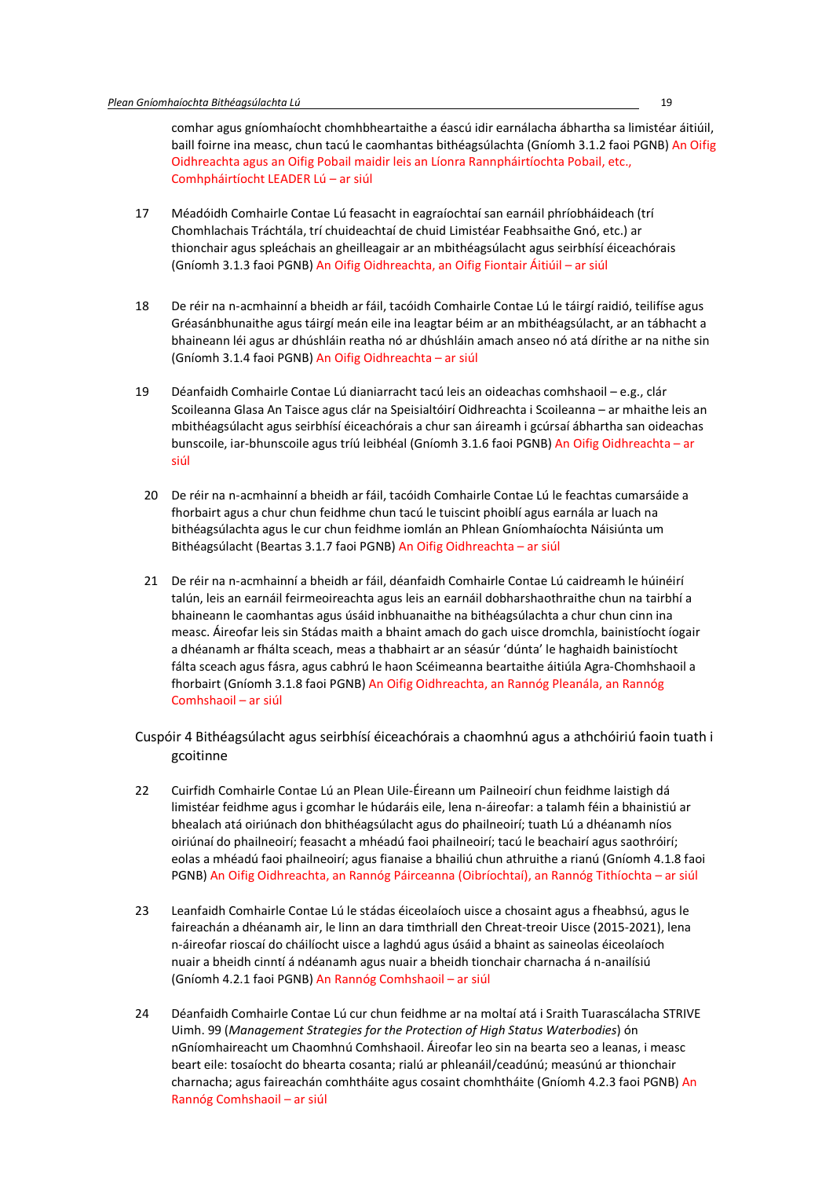comhar agus gníomhaíocht chomhbheartaithe a éascú idir earnálacha ábhartha sa limistéar áitiúil, baill foirne ina measc, chun tacú le caomhantas bithéagsúlachta (Gníomh 3.1.2 faoi PGNB) An Oifig Oidhreachta agus an Oifig Pobail maidir leis an Líonra Rannpháirtíochta Pobail, etc., Comhpháirtíocht LEADER Lú – ar siúl

17 Méadóidh Comhairle Contae Lú feasacht in eagraíochtaí san earnáil phríobháideach (trí Chomhlachais Tráchtála, trí chuideachtaí de chuid Limistéar Feabhsaithe Gnó, etc.) ar thionchair agus spleáchais an gheilleagair ar an mbithéagsúlacht agus seirbhísí éiceachórais (Gníomh 3.1.3 faoi PGNB) An Oifig Oidhreachta, an Oifig Fiontair Áitiúil – ar siúl

18 De réir na n-acmhainní a bheidh ar fáil, tacóidh Comhairle Contae Lú le táirgí raidió, teilifíse agus Gréasánbhunaithe agus táirgí meán eile ina leagtar béim ar an mbithéagsúlacht, ar an tábhacht a bhaineann léi agus ar dhúshláin reatha nó ar dhúshláin amach anseo nó atá dírithe ar na nithe sin (Gníomh 3.1.4 faoi PGNB) An Oifig Oidhreachta – ar siúl

19 Déanfaidh Comhairle Contae Lú dianiarracht tacú leis an oideachas comhshaoil – e.g., clár Scoileanna Glasa An Taisce agus clár na Speisialtóirí Oidhreachta i Scoileanna – ar mhaithe leis an mbithéagsúlacht agus seirbhísí éiceachórais a chur san áireamh i gcúrsaí ábhartha san oideachas bunscoile, iar-bhunscoile agus tríú leibhéal (Gníomh 3.1.6 faoi PGNB) An Oifig Oidhreachta – ar siúl

20 De réir na n-acmhainní a bheidh ar fáil, tacóidh Comhairle Contae Lú le feachtas cumarsáide a fhorbairt agus a chur chun feidhme chun tacú le tuiscint phoiblí agus earnála ar luach na bithéagsúlachta agus le cur chun feidhme iomlán an Phlean Gníomhaíochta Náisiúnta um Bithéagsúlacht (Beartas 3.1.7 faoi PGNB) An Oifig Oidhreachta – ar siúl

21 De réir na n-acmhainní a bheidh ar fáil, déanfaidh Comhairle Contae Lú caidreamh le húinéirí talún, leis an earnáil feirmeoireachta agus leis an earnáil dobharshaothraithe chun na tairbhí a bhaineann le caomhantas agus úsáid inbhuanaithe na bithéagsúlachta a chur chun cinn ina measc. Áireofar leis sin Stádas maith a bhaint amach do gach uisce dromchla, bainistíocht ógair a dhéanamh ar fhálta sceach, meas a thabhairt ar an séasúr 'dúnta' le haghaidh bainistíocht fálta sceach agus fásra, agus cabhrú le haon Scéimeanna beartaithe áitiúla Agra-Chomhshaoil a fhorbairt (Gníomh 3.1.8 faoi PGNB) An Oifig Oidhreachta, an Rannóg Pleanála, an Rannóg Comhshaoil – ar siúl

## Cuspóir 4 Bithéagsúlacht agus seirbhísí éiceachórais a chaomhnú agus a athchóiriú faoin tuath i gcoitinne

22 Cuirfidh Comhairle Contae Lú an Plean Uile-Éireann um Pailneoirí chun feidhme laistigh dá limistéar feidhme agus i gcomhar le húdaráis eile, lena n-áireofar: a talamh féin a bhainistiú ar bhealach atá oiriúnach don bhithéagsúlacht agus do phailneoirí; tuath Lú a dhéanamh níos oiriúnaí do phailneoirí; feasacht a mhéadú faoi phailneoirí; tacú le beachairí agus saothróirí; eolas a mhéadú faoi phailneoirí; agus fianaise a bhailiú chun athruithe a rianú (Gníomh 4.1.8 faoi PGNB) An Oifig Oidhreachta, an Rannóg Páirceanna (Oibríochtaí), an Rannóg Tithíochta – ar siúl

23 Leanfaidh Comhairle Contae Lú le stádas éiceolaíoch uisce a chosaint agus a fheabhsú, agus le faireachán a dhéanamh air, le linn an dara timthriall den Chreat-treoir Uisce (2015-2021), lena n-áireofar rioscaí do cháilíocht uisce a laghdú agus úsáid a bhaint as saineolas éiceolaíoch nuair a bheidh cinntí á ndéanamh agus nuair a bheidh tionchair charnacha á n-anailísiú (Gníomh 4.2.1 faoi PGNB) An Rannóg Comhshaoil – ar siúl

24 Déanfaidh Comhairle Contae Lú cur chun feidhme ar na moltaí atá i Sraith Tuarascálacha STRIVE Uimh. 99 (*Management Strategies for the Protection of High Status Waterbodies*) ón nGníomhaireacht um Chaomhnú Comhshaoil. Áireofar leo sin na bearta seo a leanas, i measc beart eile: tosaíocht do bhearta cosanta; rialú ar phleanáil/ceadúnú; measúnú ar thionchair charnacha; agus faireachán comhtháite agus cosaint chomhtháite (Gníomh 4.2.3 faoi PGNB) An Rannóg Comhshaoil – ar siúl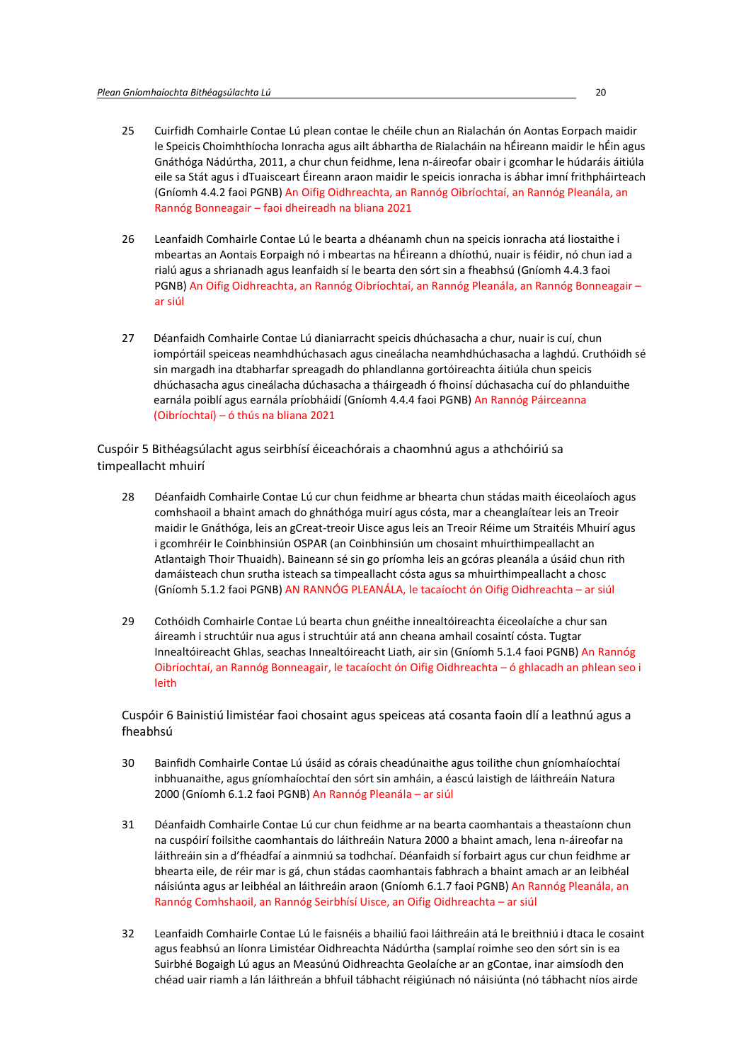25 Cuirfidh Comhairle Contae Lú plean contae le chéile chun an Rialachán ón Aontas Eorpach maidir le Speicis Choimhthíocha Ionracha agus ailt ábhartha de Rialacháin na hÉireann maidir le hÉin agus Gnáthóga Nádúrtha, 2011, a chur chun feidhme, lena n-áireofar obair i gcomhar le húdaráis áitiúla eile sa Stát agus i dTuaisceart Éireann araon maidir le speicis ionracha is ábhar imní frithpháirteach (Gníomh 4.4.2 faoi PGNB) An Oifig Oidhreachta, an Rannóg Oibríochtaí, an Rannóg Pleanála, an Rannóg Bonneagair – faoi dheireadh na bliana 2021

26 Leanfaidh Comhairle Contae Lú le bearta a dhéanamh chun na speicis ionracha atá liostaithe i mbeartas an Aontais Eorpaigh nó i mbeartas na hÉireann a dhíothú, nuair is féidir, nó chun iad a rialú agus a shrianadh agus leanfaidh sí le bearta den sórt sin a fheabhsú (Gníomh 4.4.3 faoi PGNB) An Oifig Oidhreachta, an Rannóg Oibríochtaí, an Rannóg Pleanála, an Rannóg Bonneagair – ar siúl

27 Déanfaidh Comhairle Contae Lú dianiarracht speicis dhúchasacha a chur, nuair is cuí, chun iompórtáil speiceas neamhdhúchasach agus cineálacha neamhdhúchasacha a laghdú. Cruthóidh sé sin margadh ina dtabharfar spreagadh do phlandlanna gortóireachta áitiúla chun speicis dhúchasacha agus cineálacha dúchasacha a tháirgeadh ó fhoinsí dúchasacha cuí do phlanduithe earnála poiblí agus earnála príobháidí (Gníomh 4.4.4 faoi PGNB) An Rannóg Páirceanna (Oibríochtaí) – ó thús na bliana 2021

Cuspóir 5 Bithéagsúlacht agus seirbhísí éiceachórais a chaomhnú agus a athchóiriú sa timpeallacht mhuirí

28 Déanfaidh Comhairle Contae Lú cur chun feidhme ar bhearta chun stádas maith éiceolaíoch agus comhshaoil a bhaint amach do ghnáthóga muirí agus cósta, mar a cheanglaítear leis an Treoir maidir le Gnáthóga, leis an gCreat-treoir Uisce agus leis an Treoir Réime um Straitéis Mhuirí agus i gcomhréir le Coinbhinsiún OSPAR (an Coinbhinsiún um chosaint mhuirthimpeallacht an Atlantaigh Thoir Thuaidh). Baineann sé sin go príomha leis an gcóras pleanála a úsáid chun rith damáisteach chun srutha isteach sa timpeallacht cósta agus sa mhuirthimpeallacht a chosc (Gníomh 5.1.2 faoi PGNB) AN RANNÓG PLEANÁLA, le tacaíocht ón Oifig Oidhreachta – ar siúl

29 Cothóidh Comhairle Contae Lú bearta chun gnéithe innealtóireachta éiceolaíche a chur san áireamh i struchtúir nua agus i struchtúir atá ann cheana amhail cosaintí cósta. Tugtar Innealtóireacht Ghlas, seachas Innealtóireacht Liath, air sin (Gníomh 5.1.4 faoi PGNB) An Rannóg Oibríochtaí, an Rannóg Bonneagair, le tacaíocht ón Oifig Oidhreachta – ó ghlacadh an phlean seo i leith

Cuspóir 6 Bainistiú limistéar faoi chosaint agus speiceas atá cosanta faoin dlí a leathnú agus a fheabhsú

30 Bainfidh Comhairle Contae Lú úsáid as córais cheadúnaithe agus toilithe chun gníomhaíochtaí inbhuanaithe, agus gníomhaíochtaí den sórt sin amháin, a éascú laistigh de láithreáin Natura 2000 (Gníomh 6.1.2 faoi PGNB) An Rannóg Pleanála – ar siúl

31 Déanfaidh Comhairle Contae Lú cur chun feidhme ar na bearta caomhantais a theastaíonn chun na cuspóirí foilsithe caomhantais do láithreáin Natura 2000 a bhaint amach, lena n-áireofar na láithreáin sin a d'fhéadfaí a ainmniú sa todhchaí. Déanfaidh sí forbairt agus cur chun feidhme ar bhearta eile, de réir mar is gá, chun stádas caomhantais fabhrach a bhaint amach ar an leibhéal náisiúnta agus ar leibhéal an láithreáin araon (Gníomh 6.1.7 faoi PGNB) An Rannóg Pleanála, an Rannóg Comhshaoil, an Rannóg Seirbhísí Uisce, an Oifig Oidhreachta – ar siúl

32 Leanfaidh Comhairle Contae Lú le faisnéis a bhailiú faoi láithreáin atá le breithniú i dtaca le cosaint agus feabhsú an líonra Limistéar Oidhreachta Nádúrtha (samplaí roimhe seo den sórt sin is ea Suirbhé Bogaigh Lú agus an Measúnú Oidhreachta Geolaíche ar an gContae, inar aimsíodh den chéad uair riamh a lán láithreán a bhfuil tábhacht réigiúnach nó náisiúnta (nó tábhacht níos airde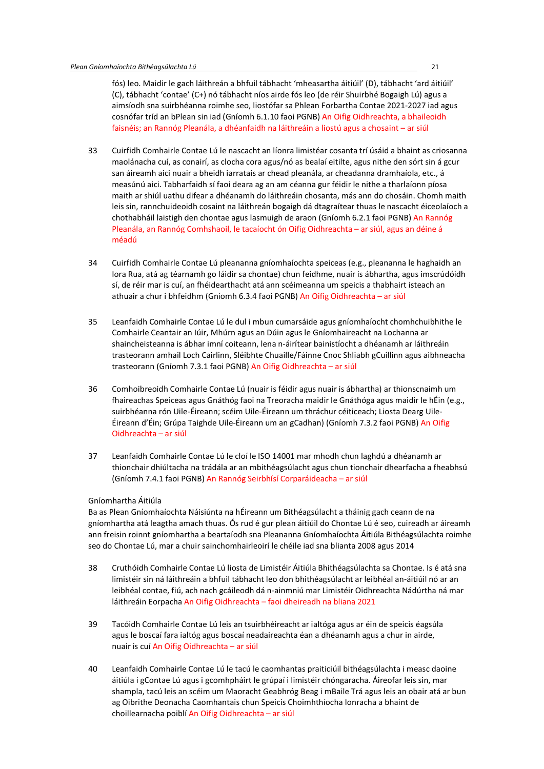fós) leo. Maidir le gach láithreán a bhfuil tábhacht 'mheasartha áitiúil' (D), tábhacht 'ard áitiúil' (C), tábhacht 'contae' (C+) nó tábhacht níos airde fós leo (de réir Shuirbhé Bogaigh Lú) agus a aimsíodh sna suirbhéanna roimhe seo, liostófar sa Phlean Forbartha Contae 2021-2027 iad agus cosnófar tríd an bPlean sin iad (Gníomh 6.1.10 faoi PGNB) An Oifig Oidhreachta, a bhaileoidh faisnéis; an Rannóg Pleanála, a dhéanfaidh na láithreáin a liostú agus a chosaint – ar siúl

33 Cuirfidh Comhairle Contae Lú le nascacht an líonra limistéar cosanta trí úsáid a bhaint as criosanna maolánacha cuí, as conairí, as clocha cora agus/nó as bealaí eitilte, agus nithe den sórt sin á gcur san áireamh aici nuair a bheidh iarratais ar chead pleanála, ar cheadanna dramhaíola, etc., á measúnú aici. Tabharfaidh sí faoi deara ag an am céanna gur féidir le nithe a tharlaíonn píosa maith ar shiúl uathu difear a dhéanamh do láithreáin chosanta, más ann do chosáin. Chomh maith leis sin, rannchuideoidh cosaint na láithreán bogaigh dá dtagraítear thuas le nascacht éiceolaíoch a chothabháil laistigh den chontae agus lasmuigh de araon (Gníomh 6.2.1 faoi PGNB) An Rannóg Pleanála, an Rannóg Comhshaoil, le tacaíocht ón Oifig Oidhreachta – ar siúl, agus an déine á méadú

34 Cuirfidh Comhairle Contae Lú pleananna gníomhaíochta speiceas (e.g., pleananna le haghaidh an Iora Rua, atá ag téarnamh go láidir sa chontae) chun feidhme, nuair is ábhartha, agus imscrúdóidh sí, de réir mar is cuí, an fhéidearthacht atá ann scéimeanna um speicis a thabhairt isteach an athuair a chur i bhfeidhm (Gníomh 6.3.4 faoi PGNB) An Oifig Oidhreachta – ar siúl

35 Leanfaidh Comhairle Contae Lú le dul i mbun cumarsáide agus gníomhaíocht chomhchuibhithe le Comhairle Ceantair an Iúir, Mhúrn agus an Dúin agus le Gníomhaireacht na Lochanna ar shaincheisteanna is ábhar imní coiteann, lena n-áirítear bainistíocht a dhéanamh ar láithreáin trasteorann amhail Loch Cairlinn, Sléibhte Chuaille/Fáinne Cnoc Shliabh gCuillinn agus aibhneacha trasteorann (Gníomh 7.3.1 faoi PGNB) An Oifig Oidhreachta – ar siúl

36 Comhoibreoidh Comhairle Contae Lú (nuair is féidir agus nuair is ábhartha) ar thionscnaimh um fhaireachas Speiceas agus Gnáthóg faoi na Treoracha maidir le Gnáthóga agus maidir le hÉin (e.g., suirbhéanna rón Uile-Éireann; scéim Uile-Éireann um thráchur céiticeach; Liosta Dearg Uile-Éireann d'Éin; Grúpa Taighde Uile-Éireann um an gCadhan) (Gníomh 7.3.2 faoi PGNB) An Oifig Oidhreachta – ar siúl

37 Leanfaidh Comhairle Contae Lú le cloí le ISO 14001 mar mhodh chun laghdú a dhéanamh ar thionchair dhiúltacha na trádála ar an mbithéagsúlacht agus chun tionchair dhearfacha a fheabhsú (Gníomh 7.4.1 faoi PGNB) An Rannóg Seirbhísí Corparáideacha – ar siúl

Gníomhartha Áitiúla

Ba as Plean Gníomhaíochta Náisiúnta na hÉireann um Bithéagsúlacht a tháinig gach ceann de na gníomhartha atá leagtha amach thuas. Ós rud é gur plean áitiúil do Chontae Lú é seo, cuireadh ar áireamh ann freisin roinnt gníomhartha a beartaíodh sna Pleananna Gníomhaíochta Áitiúla Bithéagsúlachta roimhe seo do Chontae Lú, mar a chuir sainchomhairleoirí le chéile iad sna blianta 2008 agus 2014

38 Cruthóidh Comhairle Contae Lú liosta de Limistéir Áitiúla Bhithéagsúlachta sa Chontae. Is é atá sna limistéir sin ná láithreáin a bhfuil tábhacht leo don bhithéagsúlacht ar leibhéal an-áitiúil nó ar an leibhéal contae, fiú, ach nach gcáileodh dá n-ainmniú mar Limistéir Oidhreachta Nádúrtha ná mar láithreáin Eorpacha An Oifig Oidhreachta – faoi dheireadh na bliana 2021

39 Tacóidh Comhairle Contae Lú leis an tsuirbhéireacht ar ialtóga agus ar éin de speicis éagsúla agus le boscaí fara ialtóg agus boscaí neadaireachta éan a dhéanamh agus a chur in airde, nuair is cuí An Oifig Oidhreachta – ar siúl

40 Leanfaidh Comhairle Contae Lú le tacú le caomhantas praiticiúil bithéagsúlachta i measc daoine áitiúla i gContae Lú agus i gcomhpháirt le grúpaí i limistéir chóngaracha. Áireofar leis sin, mar shampla, tacú leis an scéim um Maoracht Geabhróg Beag i mBaile Trá agus leis an obair atá ar bun ag Oibrithe Deonacha Caomhantais chun Speicis Choimhthíocha Ionracha a bhaint de choillearnacha poiblí An Oifig Oidhreachta – ar siúl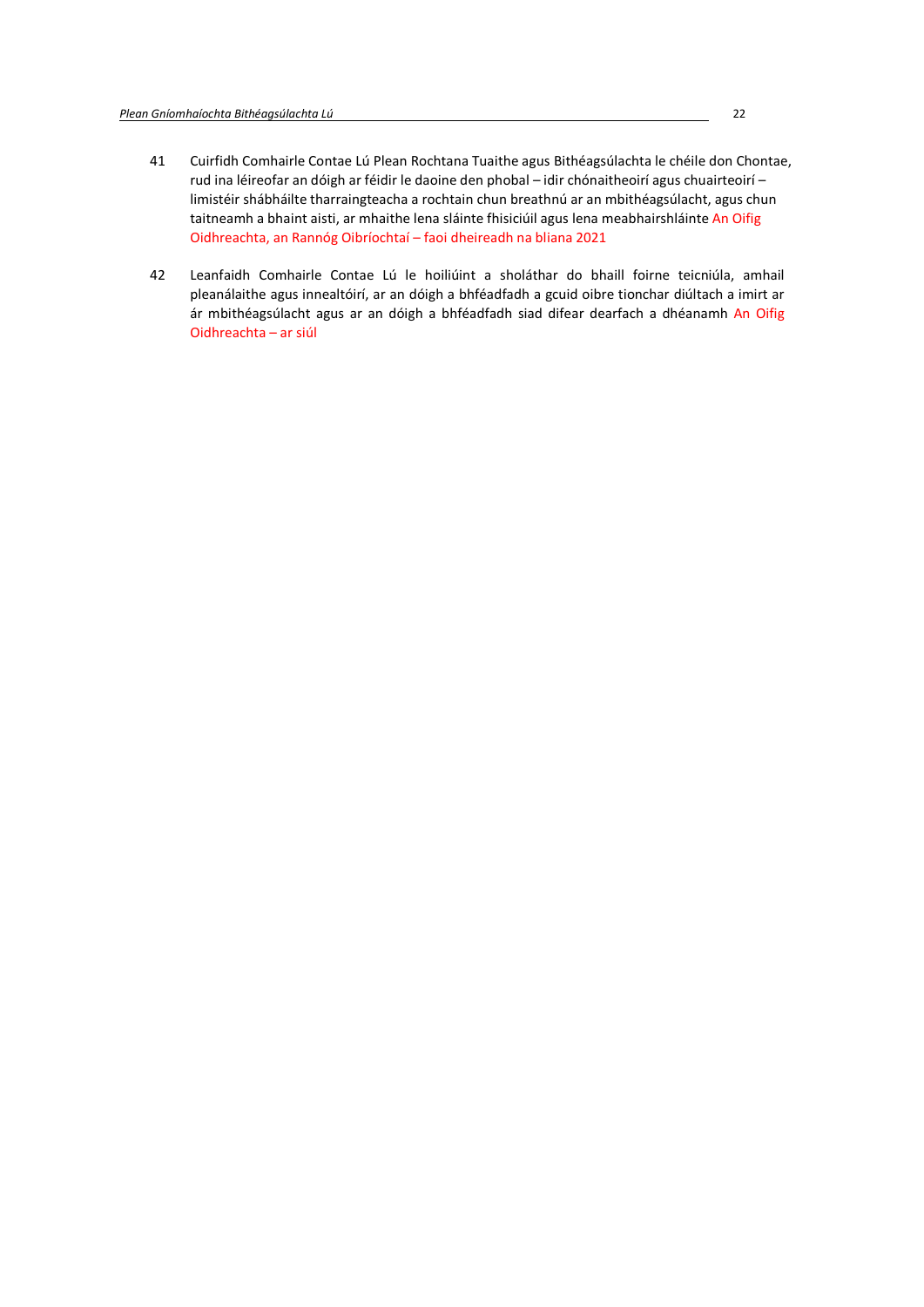41 Cuirfidh Comhairle Contae Lú Plean Rochtana Tuaithe agus Bithéagsúlachta le chéile don Chontae, rud ina léireofar an dóigh ar féidir le daoine den phobal – idir chónaitheoirí agus chuairteoirí – limistéir shábháilte tharraingteacha a rochtain chun breathnú ar an mbithéagsúlacht, agus chun taitneamh a bhaint aisti, ar mhaithe lena sláinte fhisiciúil agus lena meabhairshláinte An Oifig Oidhreachta, an Rannóg Oibríochtaí – faoi dheireadh na bliana 2021

42 Leanfaidh Comhairle Contae Lú le hoiliúint a sholáthar do bhaill foirne teicniúla, amhail pleanálaithe agus innealtóirí, ar an dóigh a bhféadfadh a gcuid oibre tionchar diúltach a imirt ar ár mbithéagsúlacht agus ar an dóigh a bhféadfadh siad difear dearfach a dhéanamh An Oifig Oidhreachta – ar siúl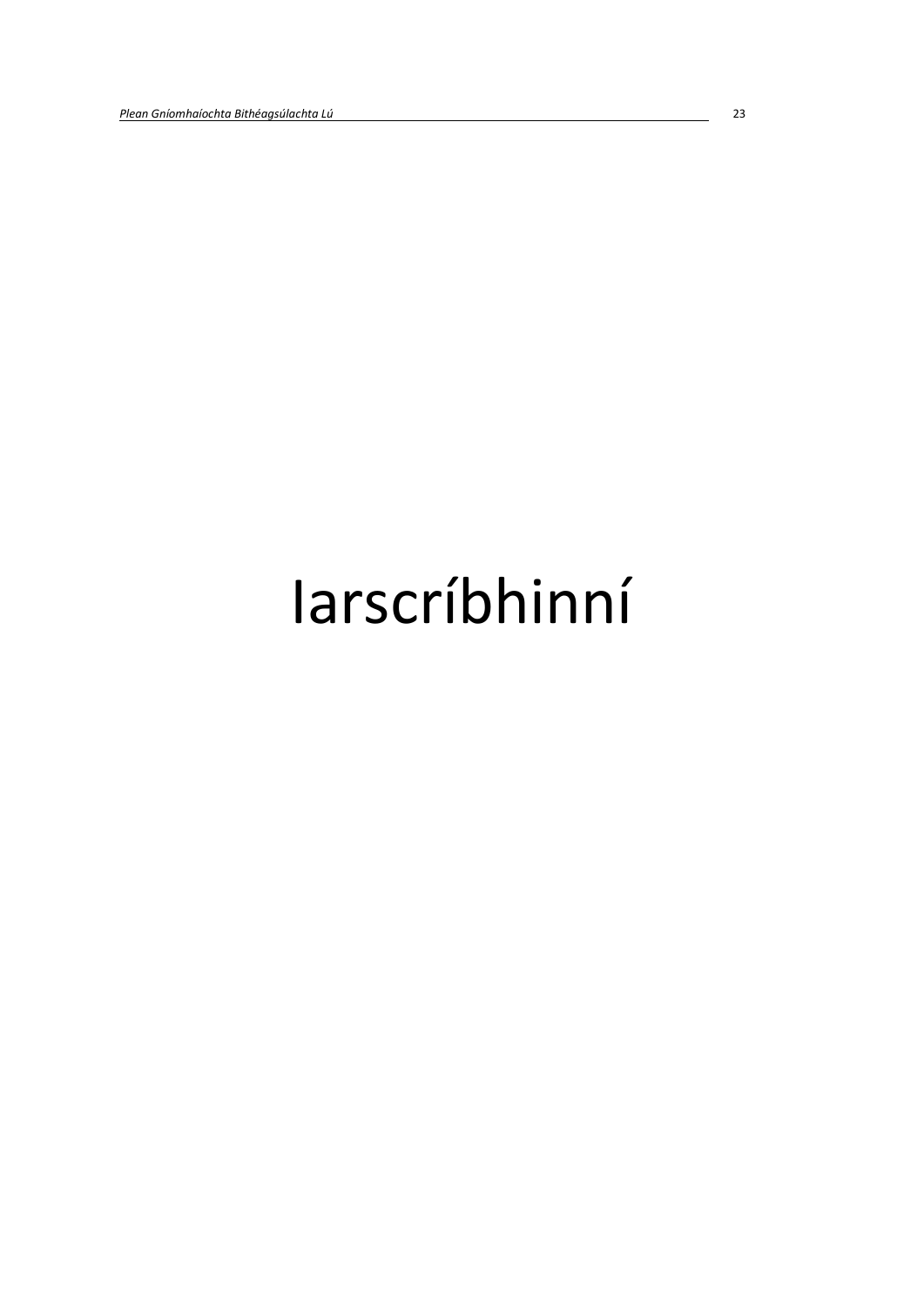# Iarscríbhinní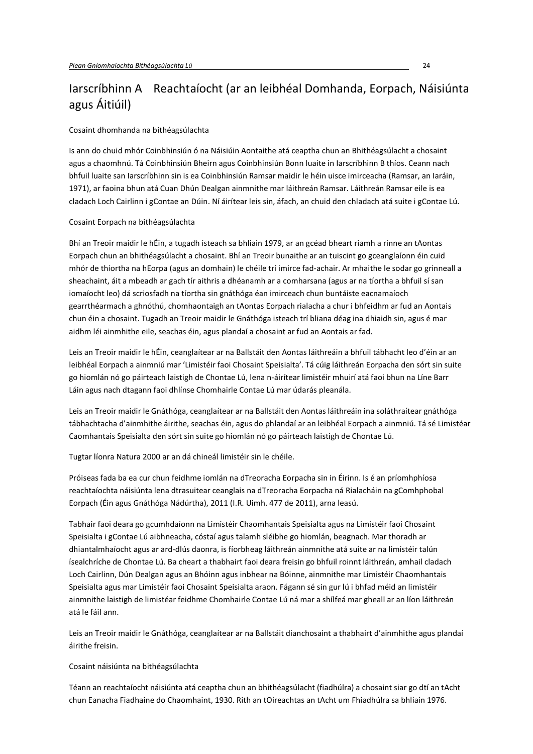# Iarscríbhinn A Reachtaíocht (ar an leibhéal Domhanda, Eorpach, Náisiúnta agus Áitiúil)

Cosaint dhomhanda na bithéagsúlachta

Is ann do chuid mhór Coinbhinsiún ó na Náisiúin Aontaithe atá ceaptha chun an Bhithéagsúlacht a chosaint agus a chaomhnú. Tá Coinbhinsiún Bheirn agus Coinbhinsiún Bonn luaite in Iarscríbhinn B thíos. Ceann nach bhfuil luaite san Iarscríbhinn sin is ea Coinbhinsiún Ramsar maidir le héin uisce imirceacha (Ramsar, an Iaráin, 1971), ar faoina bhun atá Cuan Dhún Dealgan ainmnithe mar láithreán Ramsar. Láithreán Ramsar eile is ea cladach Loch Cairlinn i gContae an Dúin. Ní áirítear leis sin, áfach, an chuid den chladach atá suite i gContae Lú.

Cosaint Eorpach na bithéagsúlachta

Bhí an Treoir maidir le hÉin, a tugadh isteach sa bhliain 1979, ar an gcéad bheart riamh a rinne an tAontas Eorpach chun an bhithéagsúlacht a chosaint. Bhí an Treoir bunaithe ar an tuiscint go gceanglaíonn éin cuid mhór de thíortha na hEorpa (agus an domhain) le chéile trí imirce fad-achair. Ar mhaithe le sodar go grinneall a sheachaint, áit a mbeadh ar gach tír aithris a dhéanamh ar a comharsana (agus ar na tíortha a bhfuil sí san iomaíocht leo) dá scriosfadh na tíortha sin gnáthóga éan imirceach chun buntáiste eacnamaíoch gearrthéarmach a ghnóthú, chomhaontaigh an tAontas Eorpach rialacha a chur i bhfeidhm ar fud an Aontais chun éin a chosaint. Tugadh an Treoir maidir le Gnáthóga isteach trí bliana déag ina dhiaidh sin, agus é mar aidhm léi ainmhithe eile, seachas éin, agus plandaí a chosaint ar fud an Aontais ar fad.

Leis an Treoir maidir le hÉin, ceanglaítear ar na Ballstáit den Aontas láithreáin a bhfuil tábhacht leo d'éin ar an leibhéal Eorpach a ainmniú mar 'Limistéir faoi Chosaint Speisialta'. Tá cúig láithreán Eorpacha den sórt sin suite go hiomlán nó go páirteach laistigh de Chontae Lú, lena n-áirítear limistéir mhuirí atá faoi bhun na Líne Barr Láin agus nach dtagann faoi dhlínse Chomhairle Contae Lú mar údarás pleanála.

Leis an Treoir maidir le Gnáthóga, ceanglaítear ar na Ballstáit den Aontas láithreáin ina soláthraítear gnáthóga tábhachtacha d'ainmhithe áirithe, seachas éin, agus do phlandaí ar an leibhéal Eorpach a ainmniú. Tá sé Limistéar Caomhantais Speisialta den sórt sin suite go hiomlán nó go páirteach laistigh de Chontae Lú.

Tugtar líonra Natura 2000 ar an dá chineál limistéir sin le chéile.

Próiseas fada ba ea cur chun feidhme iomlán na dTreoracha Eorpacha sin in Éirinn. Is é an príomhphíosa reachtaíochta náisiúnta lena dtrasuitear ceanglais na dTreoracha Eorpacha ná Rialacháin na gComhphobal Eorpach (Éin agus Gnáthóga Nádúrtha), 2011 (I.R. Uimh. 477 de 2011), arna leasú.

Tabhair faoi deara go gcumhdaíonn na Limistéir Chaomhantais Speisialta agus na Limistéir faoi Chosaint Speisialta i gContae Lú aibhneacha, cóstaí agus talamh sléibhe go hiomlán, beagnach. Mar thoradh ar dhiantalmhaíocht agus ar ard-dlús daonra, is fíorbheag láithreán ainmnithe atá suite ar na limistéir talún ísealchríche de Chontae Lú. Ba cheart a thabhairt faoi deara freisin go bhfuil roinnt láithreán, amhail cladach Loch Cairlinn, Dún Dealgan agus an Bhóinn agus inbhear na Bóinne, ainmnithe mar Limistéir Chaomhantais Speisialta agus mar Limistéir faoi Chosaint Speisialta araon. Fágann sé sin gur lú i bhfad méid an limistéir ainmnithe laistigh de limistéar feidhme Chomhairle Contae Lú ná mar a shílfeá mar gheall ar an líon láithreán atá le fáil ann.

Leis an Treoir maidir le Gnáthóga, ceanglaítear ar na Ballstáit dianchosaint a thabhairt d'ainmhithe agus plandaí áirithe freisin.

Cosaint náisiúnta na bithéagsúlachta

Téann an reachtaíocht náisiúnta atá ceaptha chun an bhithéagsúlacht (fiadhúlra) a chosaint siar go dtí an tAcht chun Eanacha Fiadhaine do Chaomhaint, 1930. Rith an tOireachtas an tAcht um Fhiadhúlra sa bhliain 1976.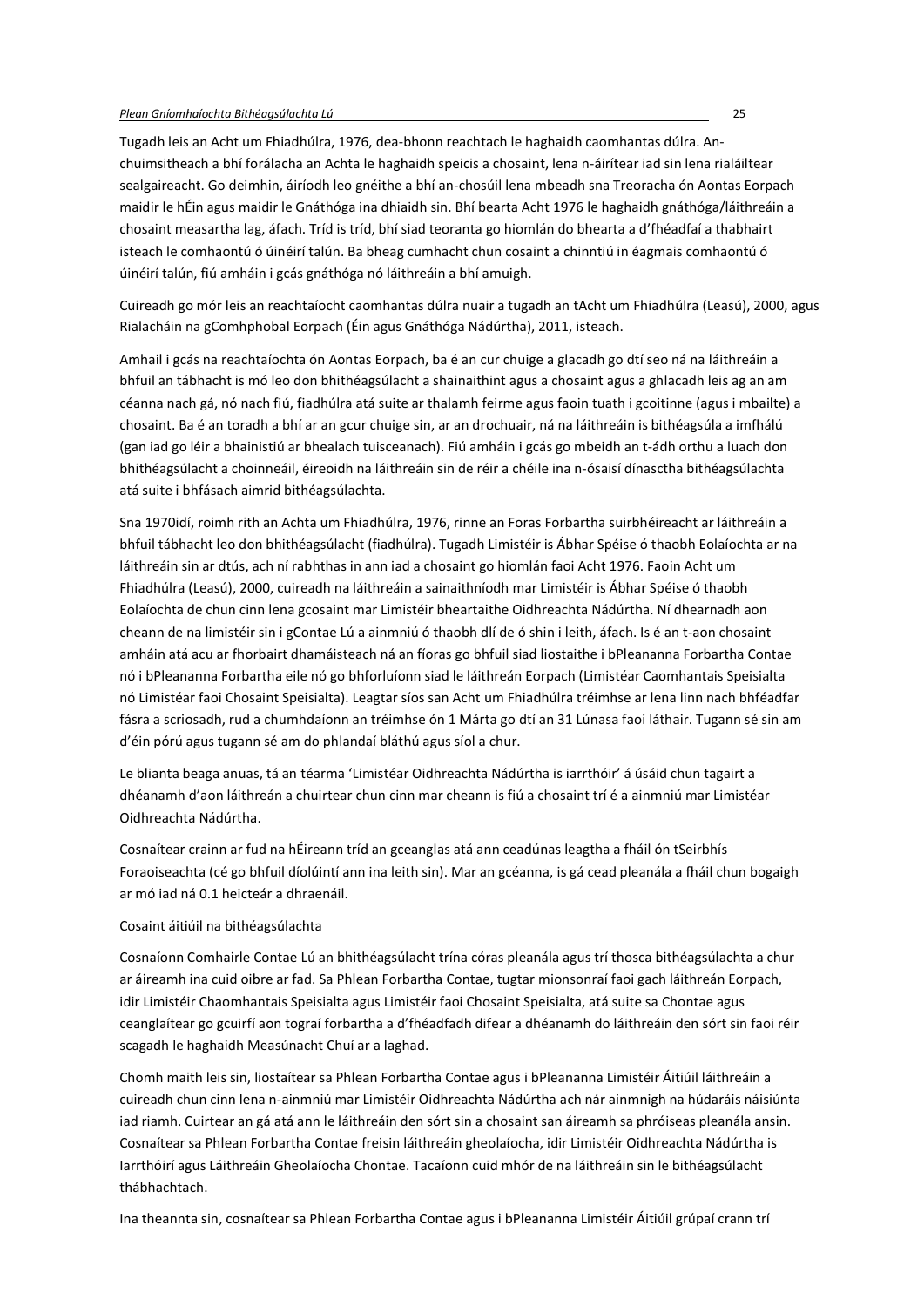Tugadh leis an Acht um Fhiadhúlra, 1976, dea-bhonn reachtach le haghaidh caomhantas dúlra. An-chuimsitheach a bhí forálacha an Achta le haghaidh speicis a chosaint, lena n-áirítear iad sin lena rialáiltear sealgaireacht. Go deimhin, áiríodh leo gnéithe a bhí an-chosúil lena mbeadh sna Treoracha ón Aontas Eorpach maidir le hÉin agus maidir le Gnáthóga ina dhiaidh sin. Bhí bearta Acht 1976 le haghaidh gnáthóga/láithreáin a chosaint measartha lag, áfach. Tríd is tríd, bhí siad teoranta go hiomlán do bhearta a d'fhéadfaí a thabhairt isteach le comhaontú ó úinéirí talún. Ba bheag cumhacht chun cosaint a chinntiú in éagmais comhaontú ó úinéirí talún, fiú amháin i gcás gnáthóga nó láithreáin a bhí amuigh.

Cuireadh go mór leis an reachtaíocht caomhantas dúlra nuair a tugadh an tAcht um Fhiadhúlra (Leasú), 2000, agus Rialacháin na gComhphobal Eorpach (Éin agus Gnáthóga Nádúrtha), 2011, isteach.

Amhail i gcás na reachtaíochta ón Aontas Eorpach, ba é an cur chuige a glacadh go dtí seo ná na láithreáin a bhfuil an tábhacht is mó leo don bhithéagsúlacht a shainaithint agus a chosaint agus a ghlacadh leis ag an am céanna nach gá, nó nach fiú, fiadhúlra atá suite ar thalamh feirme agus faoin tuath i gcoitinne (agus i mbailte) a chosaint. Ba é an toradh a bhí ar an gcur chuige sin, ar an drochuair, ná na láithreáin is bithéagsúla a imfhálú (gan iad go léir a bhainistiú ar bhealach tuisceanach). Fiú amháin i gcás go mbeidh an t-ádh orthu a luach don bhithéagsúlacht a choinneáil, éireoidh na láithreáin sin de réir a chéile ina n-ósaisí dínasctha bithéagsúlachta atá suite i bhfásach aimrid bithéagsúlachta.

Sna 1970idí, roimh rith an Achta um Fhiadhúlra, 1976, rinne an Foras Forbartha suirbhéireacht ar láithreáin a bhfuil tábhacht leo don bhithéagsúlacht (fiadhúlra). Tugadh Limistéir is Ábhar Spéise ó thaobh Eolaíochta ar na láithreáin sin ar dtús, ach ní rabhthas in ann iad a chosaint go hiomlán faoi Acht 1976. Faoin Acht um Fhiadhúlra (Leasú), 2000, cuireadh na láithreáin a sainaithníodh mar Limistéir is Ábhar Spéise ó thaobh Eolaíochta de chun cinn lena gcosaint mar Limistéir bheartaithe Oidhreachta Nádúrtha. Ní dhearnadh aon cheann de na limistéir sin i gContae Lú a ainmniú ó thaobh dlí de ó shin i leith, áfach. Is é an t-aon chosaint amháin atá acu ar fhorbairt dhamáisteach ná an fíoras go bhfuil siad liostaithe i bPleananna Forbartha Contae nó i bPleananna Forbartha eile nó go bhforluíonn siad le láithreán Eorpach (Limistéar Caomhantais Speisialta nó Limistéar faoi Chosaint Speisialta). Leagtar síos san Acht um Fhiadhúlra tréimhse ar lena linn nach bhféadfar fásra a scriosadh, rud a chumhdaíonn an tréimhse ón 1 Márta go dtí an 31 Lúnasa faoi láthair. Tugann sé sin am d'éin pórú agus tugann sé am do phlandaí bláthú agus síol a chur.

Le blianta beaga anuas, tá an téarma 'Limistéar Oidhreachta Nádúrtha is iarrthóir' á úsáid chun tagairt a dhéanamh d'aon láithreán a chuirtear chun cinn mar cheann is fiú a chosaint trí é a ainmniú mar Limistéar Oidhreachta Nádúrtha.

Cosnaítear crainn ar fud na hÉireann tríd an gceanglas atá ann ceadúnas leagtha a fháil ón tSeirbhís Foraoiseachta (cé go bhfuil díolúintí ann ina leith sin). Mar an gcéanna, is gá cead pleanála a fháil chun bogaigh ar mó iad ná 0.1 heicteár a dhraenáil.

Cosaint áitiúil na bithéagsúlachta

Cosnaíonn Comhairle Contae Lú an bhithéagsúlacht trína córas pleanála agus trí thosca bithéagsúlachta a chur ar áireamh ina cuid oibre ar fad. Sa Phlean Forbartha Contae, tugtar mionsonraí faoi gach láithreán Eorpach, idir Limistéir Chaomhantais Speisialta agus Limistéir faoi Chosaint Speisialta, atá suite sa Chontae agus ceanglaítear go gcuirfí aon tograí forbartha a d'fhéadfadh difear a dhéanamh do láithreáin den sórt sin faoi réir scagadh le haghaidh Measúnacht Chuí ar a laghad.

Chomh maith leis sin, liostaítear sa Phlean Forbartha Contae agus i bPleananna Limistéir Áitiúil láithreáin a cuireadh chun cinn lena n-ainmniú mar Limistéir Oidhreachta Nádúrtha ach nár ainmnigh na húdaráis náisiúnta iad riamh. Cuirtear an gá atá ann le láithreáin den sórt sin a chosaint san áireamh sa phróiseas pleanála ansin. Cosnaítear sa Phlean Forbartha Contae freisin láithreáin gheolaíocha, idir Limistéir Oidhreachta Nádúrtha is Iarrthóirí agus Láithreáin Gheolaíocha Chontae. Tacaíonn cuid mhór de na láithreáin sin le bithéagsúlacht thábhachtach.

Ina theannta sin, cosnaítear sa Phlean Forbartha Contae agus i bPleananna Limistéir Áitiúil grúpaí crann trí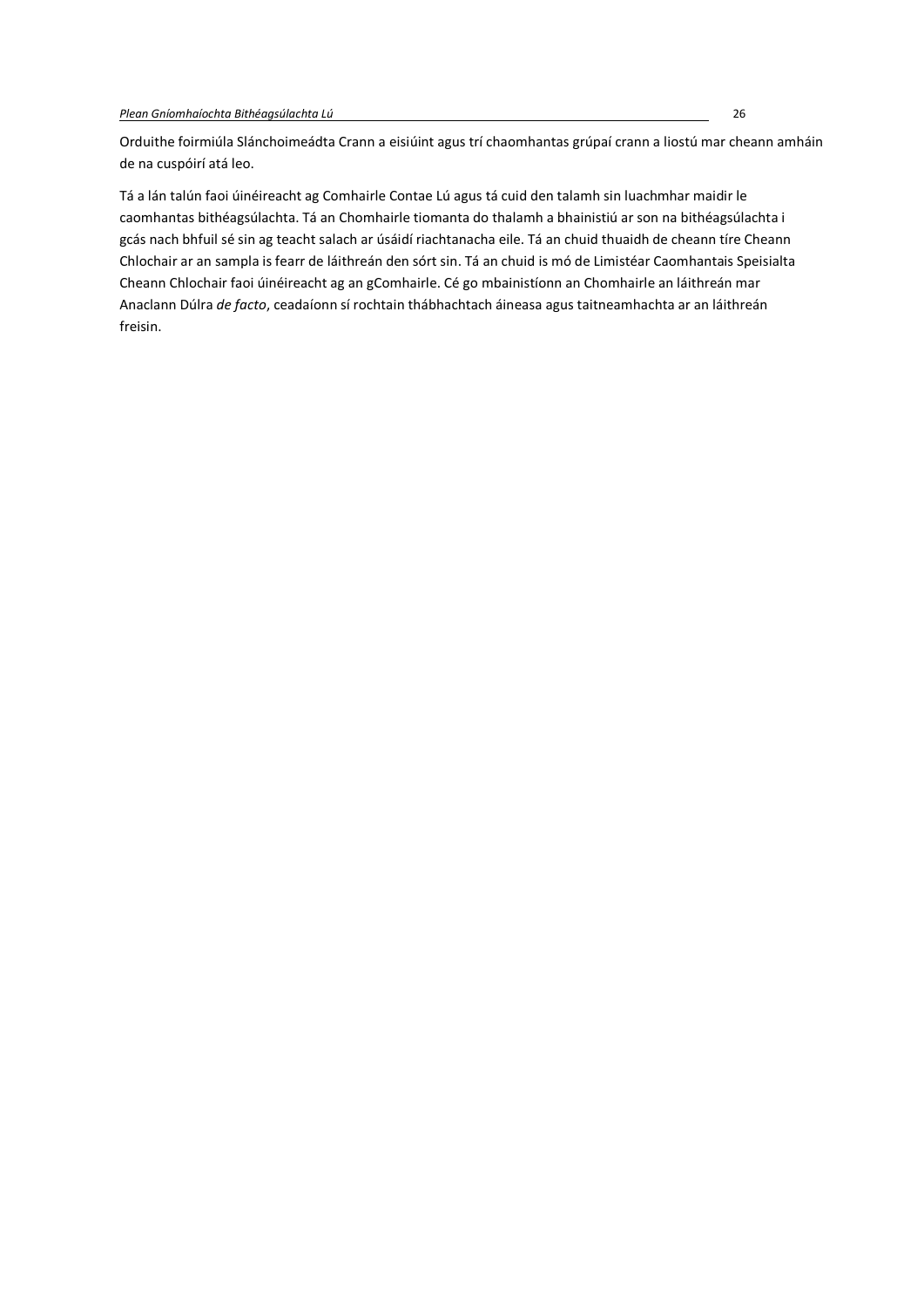Orduithe foirmiúla Slánchoimeádta Crann a eisiúint agus trí chaomhantas grúpaí crann a liostú mar cheann amháin de na cuspóirí atá leo.

Tá a lán talún faoi úinéireacht ag Comhairle Contae Lú agus tá cuid den talamh sin luachmhar maidir le caomhantas bithéagsúlachta. Tá an Chomhairle tiomanta do thalamh a bhainistiú ar son na bithéagsúlachta i gcás nach bhfuil sé sin ag teacht salach ar úsáidí riachtanacha eile. Tá an chuid thuaidh de cheann tíre Cheann Chlochair ar an sampla is fearr de láithreán den sórt sin. Tá an chuid is mó de Limistéar Caomhantais Speisialta Cheann Chlochair faoi úinéireacht ag an gComhairle. Cé go mbainistíonn an Chomhairle an láithreán mar Anaclann Dúlra *de facto*, ceadaíonn sí rochtain thábhachtach áineasa agus taitneamhachta ar an láithreán freisin.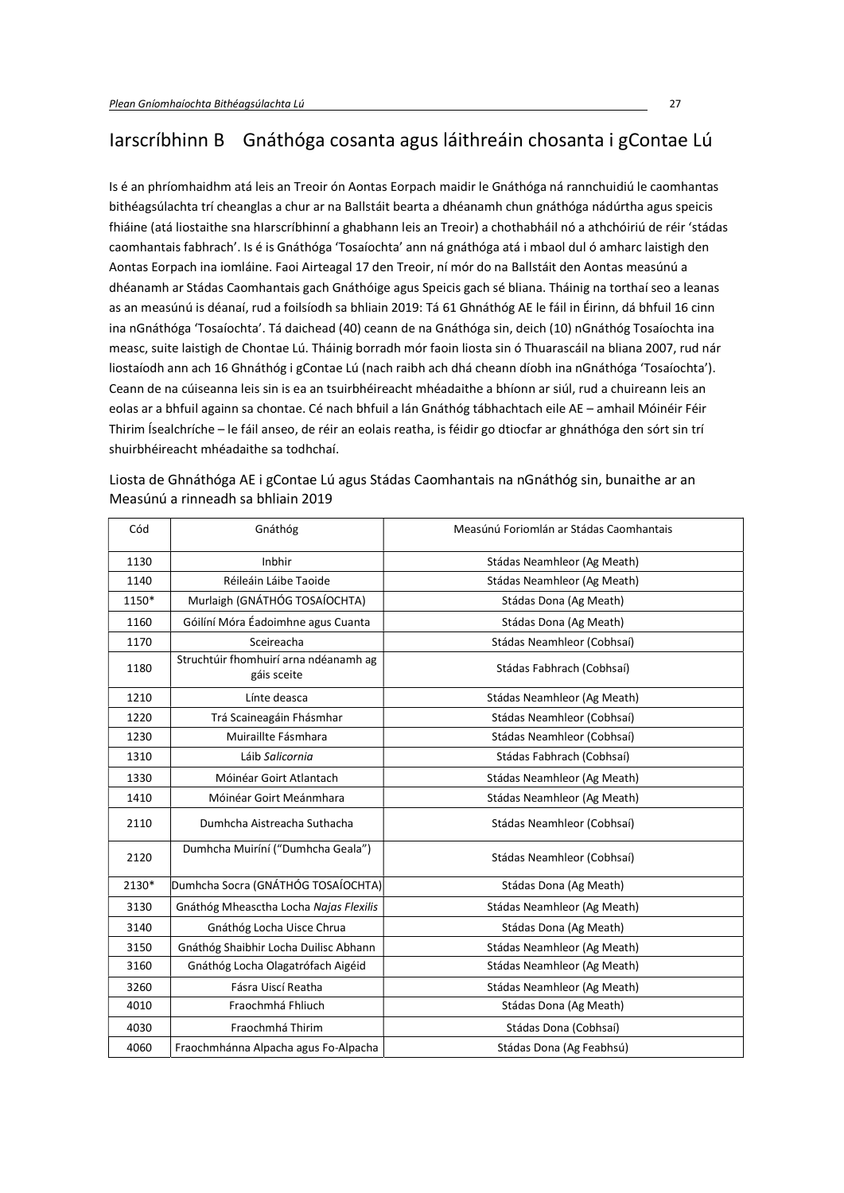# Iarscríbhinn B Gnáthóga cosanta agus láithreáin chosanta i gContae Lú

Is é an phríomhaidhm atá leis an Treoir ón Aontas Eorpach maidir le Gnáthóga ná rannchuidiú le caomhantas bithéagsúlachta trí cheanglas a chur ar na Ballstáit bearta a dhéanamh chun gnáthóga nádúrtha agus speicis fhiáine (atá liostaithe sna hIarscríbhinní a ghabhann leis an Treoir) a chothabháil nó a athchóiriú de réir 'stádas caomhantais fabhrach'. Is é is Gnáthóga 'Tosaíochta' ann ná gnáthóga atá i mbaol dul ó amharc laistigh den Aontas Eorpach ina iomláine. Faoi Airteagal 17 den Treoir, ní mór do na Ballstáit den Aontas measúnú a dhéanamh ar Stádas Caomhantais gach Gnáthóige agus Speicis gach sé bliana. Tháinig na torthaí seo a leanas as an measúnú is déanaí, rud a foilsíodh sa bhliain 2019: Tá 61 Ghnáthóg AE le fáil in Éirinn, dá bhfuil 16 cinn ina nGnáthóga 'Tosaíochta'. Tá daichead (40) ceann de na Gnáthóga sin, deich (10) nGnáthóg Tosaíochta ina measc, suite laistigh de Chontae Lú. Tháinig borradh mór faoin liosta sin ó Thuarascáil na bliana 2007, rud nár liostaíodh ann ach 16 Ghnáthóg i gContae Lú (nach raibh ach dhá cheann díobh ina nGnáthóga 'Tosaíochta'). Ceann de na cúiseanna leis sin is ea an tsuirbhéireacht mhéadaithe a bhíonn ar siúl, rud a chuireann leis an eolas ar a bhfuil againn sa chontae. Cé nach bhfuil a lán Gnáthóg tábhachtach eile AE – amhail Móinéir Féir Thirim Ísealchríche – le fáil anseo, de réir an eolais reatha, is féidir go dtiocfar ar ghnáthóga den sórt sin trí shuirbhéireacht mhéadaithe sa todhchaí.

Liosta de Ghnáthóga AE i gContae Lú agus Stádas Caomhantais na nGnáthóg sin, bunaithe ar an Measúnú a rinneadh sa bhliain 2019

| Cód | Gnáthóg | Measúnú Foriomlán ar Stádas Caomhantais |
|---|---|---|
| 1130 | Inbhir | Stádas Neamhleor (Ag Meath) |
| 1140 | Réileáin Láibe Taoide | Stádas Neamhleor (Ag Meath) |
| 1150* | Murlaigh (GNÁTHÓG TOSAÍOCHTA) | Stádas Dona (Ag Meath) |
| 1160 | Góilíní Móra Éadoimhne agus Cuanta | Stádas Dona (Ag Meath) |
| 1170 | Sceireacha | Stádas Neamhleor (Cobhsaí) |
| 1180 | Struchtúir fhomhuirí arna ndéanamh ag gáis sceite | Stádas Fabhrach (Cobhsaí) |
| 1210 | Línte deasca | Stádas Neamhleor (Ag Meath) |
| 1220 | Trá Scaineagáin Fhásmhar | Stádas Neamhleor (Cobhsaí) |
| 1230 | Muiraillte Fásmhara | Stádas Neamhleor (Cobhsaí) |
| 1310 | Láib *Salicornia* | Stádas Fabhrach (Cobhsaí) |
| 1330 | Móinéar Goirt Atlantach | Stádas Neamhleor (Ag Meath) |
| 1410 | Móinéar Goirt Meánmhara | Stádas Neamhleor (Ag Meath) |
| 2110 | Dumhcha Aistreacha Suthacha | Stádas Neamhleor (Cobhsaí) |
| 2120 | Dumhcha Muiríní ("Dumhcha Geala") | Stádas Neamhleor (Cobhsaí) |
| 2130* | Dumhcha Socra (GNÁTHÓG TOSAÍOCHTA) | Stádas Dona (Ag Meath) |
| 3130 | Gnáthóg Mheasctha Locha *Najas Flexilis* | Stádas Neamhleor (Ag Meath) |
| 3140 | Gnáthóg Locha Uisce Chrua | Stádas Dona (Ag Meath) |
| 3150 | Gnáthóg Shaibhir Locha Duilisc Abhann | Stádas Neamhleor (Ag Meath) |
| 3160 | Gnáthóg Locha Olagatrófach Aigéid | Stádas Neamhleor (Ag Meath) |
| 3260 | Fásra Uiscí Reatha | Stádas Neamhleor (Ag Meath) |
| 4010 | Fraochmhá Fhliuch | Stádas Dona (Ag Meath) |
| 4030 | Fraochmhá Thirim | Stádas Dona (Cobhsaí) |
| 4060 | Fraochmhánna Alpacha agus Fo-Alpacha | Stádas Dona (Ag Feabhsú) |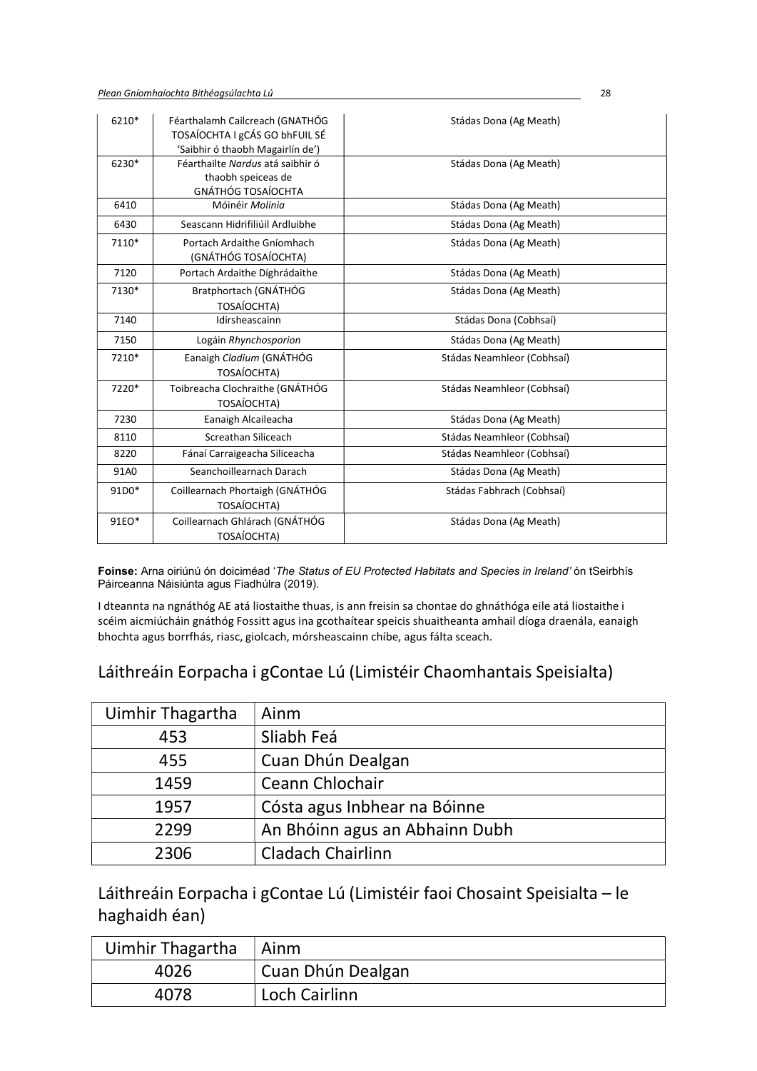| | | |
|---|---|---|
| 6210* | Féarthalamh Cailcreach (GNATHÓG TOSAÍOCHTA I gCÁS GO bhFUIL SÉ 'Saibhir ó thaobh Magairlín de') | Stádas Dona (Ag Meath) |
| 6230* | Féarthailte *Nardus* atá saibhir ó thaobh speiceas de GNÁTHÓG TOSAÍOCHTA | Stádas Dona (Ag Meath) |
| 6410 | Móinéir *Molinia* | Stádas Dona (Ag Meath) |
| 6430 | Seascann Hidrifiliúil Ardluibhe | Stádas Dona (Ag Meath) |
| 7110* | Portach Ardaithe Gníomhach (GNÁTHÓG TOSAÍOCHTA) | Stádas Dona (Ag Meath) |
| 7120 | Portach Ardaithe Díghrádaithe | Stádas Dona (Ag Meath) |
| 7130* | Bratphortach (GNÁTHÓG TOSAÍOCHTA) | Stádas Dona (Ag Meath) |
| 7140 | Idirsheascainn | Stádas Dona (Cobhsaí) |
| 7150 | Logáin *Rhynchosporion* | Stádas Dona (Ag Meath) |
| 7210* | Eanaigh *Cladium* (GNÁTHÓG TOSAÍOCHTA) | Stádas Neamhleor (Cobhsaí) |
| 7220* | Toibreacha Clochraithe (GNÁTHÓG TOSAÍOCHTA) | Stádas Neamhleor (Cobhsaí) |
| 7230 | Eanaigh Alcaileacha | Stádas Dona (Ag Meath) |
| 8110 | Screathan Siliceach | Stádas Neamhleor (Cobhsaí) |
| 8220 | Fánaí Carraigeacha Siliceacha | Stádas Neamhleor (Cobhsaí) |
| 91A0 | Seanchoillearnach Darach | Stádas Dona (Ag Meath) |
| 91D0* | Coillearnach Phortaigh (GNÁTHÓG TOSAÍOCHTA) | Stádas Fabhrach (Cobhsaí) |
| 91EO* | Coillearnach Ghlárach (GNÁTHÓG TOSAÍOCHTA) | Stádas Dona (Ag Meath) |

**Foinse:** Arna oiriúnú ón doiciméad '*The Status of EU Protected Habitats and Species in Ireland'* ón tSeirbhís Páirceanna Náisiúnta agus Fiadhúlra (2019).

I dteannta na ngnáthóg AE atá liostaithe thuas, is ann freisin sa chontae do ghnáthóga eile atá liostaithe i scéim aicmiúcháin gnáthóg Fossitt agus ina gcothaítear speicis shuaitheanta amhail díoga draenála, eanaigh bhochta agus borrfhás, riasc, giolcach, mórsheascainn chíbe, agus fálta sceach.

## Láithreáin Eorpacha i gContae Lú (Limistéir Chaomhantais Speisialta)

| Uimhir Thagartha | Ainm |
|---|---|
| 453 | Sliabh Feá |
| 455 | Cuan Dhún Dealgan |
| 1459 | Ceann Chlochair |
| 1957 | Cósta agus Inbhear na Bóinne |
| 2299 | An Bhóinn agus an Abhainn Dubh |
| 2306 | Cladach Chairlinn |

## Láithreáin Eorpacha i gContae Lú (Limistéir faoi Chosaint Speisialta – le haghaidh éan)

| Uimhir Thagartha | Ainm |
|---|---|
| 4026 | Cuan Dhún Dealgan |
| 4078 | Loch Cairlinn |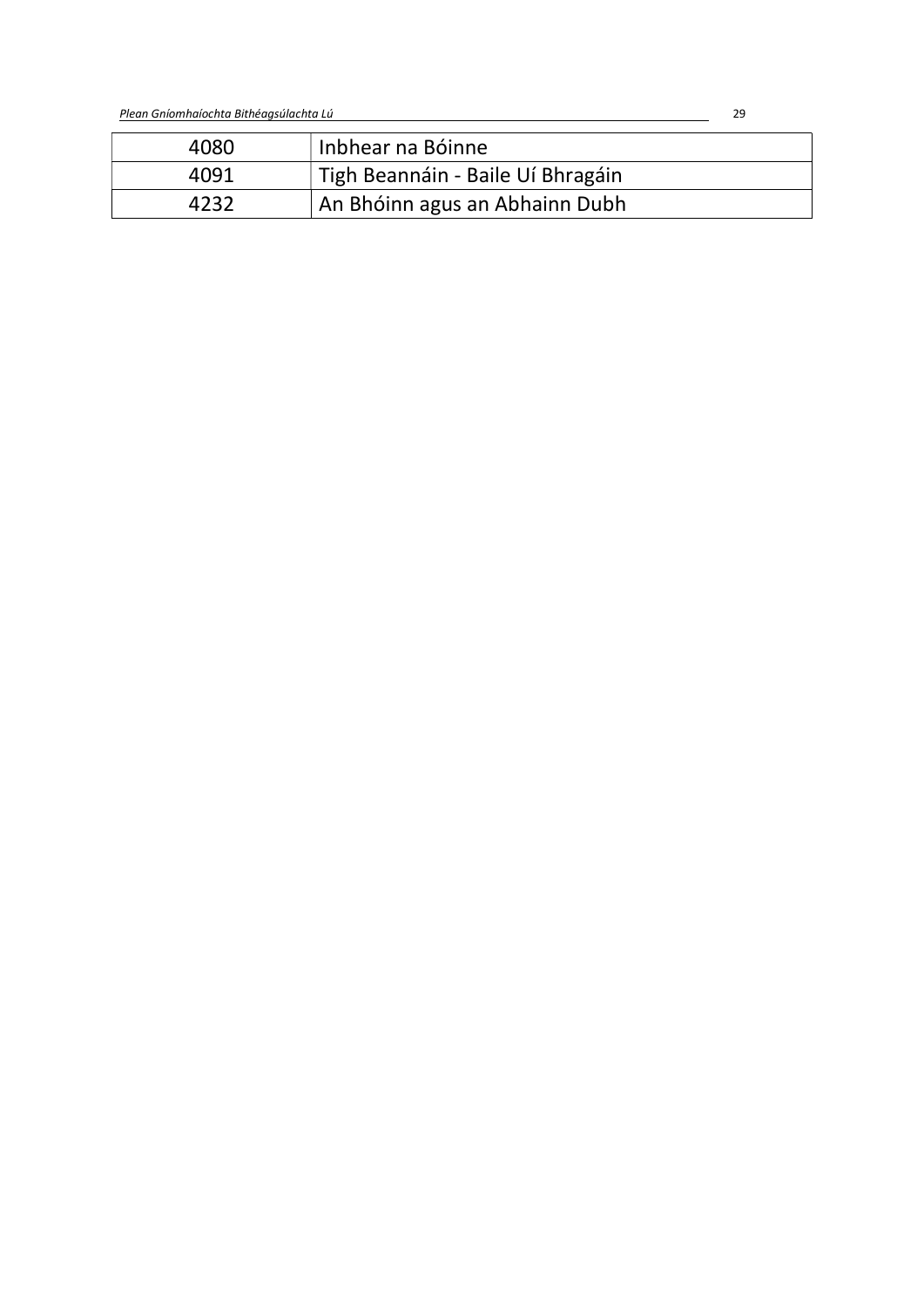| 4080 | Inbhear na Bóinne |
|---|---|
| 4091 | Tigh Beannáin - Baile Uí Bhragáin |
| 4232 | An Bhóinn agus an Abhainn Dubh |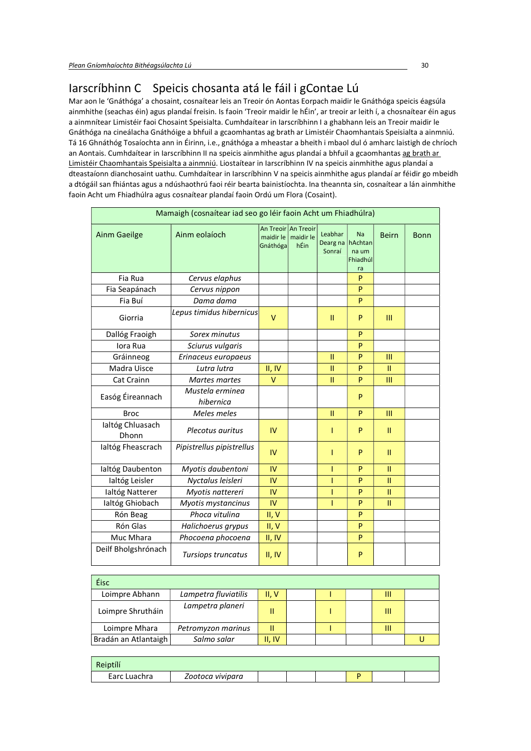# Iarscríbhinn C Speicis chosanta atá le fáil i gContae Lú

Mar aon le 'Gnáthóga' a chosaint, cosnaítear leis an Treoir ón Aontas Eorpach maidir le Gnáthóga speicis éagsúla ainmhithe (seachas éin) agus plandaí freisin. Is faoin 'Treoir maidir le hÉin', ar treoir ar leith í, a chosnaítear éin agus a ainmnítear Limistéir faoi Chosaint Speisialta. Cumhdaítear in Iarscríbhinn I a ghabhann leis an Treoir maidir le Gnáthóga na cineálacha Gnáthóige a bhfuil a gcaomhantas ag brath ar Limistéir Chaomhantais Speisialta a ainmniú. Tá 16 Ghnáthóg Tosaíochta ann in Éirinn, i.e., gnáthóga a mheastar a bheith i mbaol dul ó amharc laistigh de chríoch an Aontais. Cumhdaítear in Iarscríbhinn II na speicis ainmhithe agus plandaí a bhfuil a gcaomhantas ag brath ar Limistéir Chaomhantais Speisialta a ainmniú. Liostaítear in Iarscríbhinn IV na speicis ainmhithe agus plandaí a dteastaíonn dianchosaint uathu. Cumhdaítear in Iarscríbhinn V na speicis ainmhithe agus plandaí ar féidir go mbeidh a dtógáil san fhiántas agus a ndúshaothrú faoi réir bearta bainistíochta. Ina theannta sin, cosnaítear a lán ainmhithe faoin Acht um Fhiadhúlra agus cosnaítear plandaí faoin Ordú um Flora (Cosaint).

| Mamaigh (cosnaítear iad seo go léir faoin Acht um Fhiadhúlra) | | | | | | | |
|---|---|---|---|---|---|---|---|
| Ainm Gaeilge | Ainm eolaíoch | An Treoir maidir le Gnáthóga | An Treoir maidir le hÉin | Leabhar Dearg na Sonraí | Na hAchtanna um Fhiadhúlra | Beirn | Bonn |
| Fia Rua | *Cervus elaphus* | | | | P | | |
| Fia Seapánach | *Cervus nippon* | | | | P | | |
| Fia Buí | *Dama dama* | | | | P | | |
| Giorria | *Lepus timidus hibernicus* | V | | II | P | III | |
| Dallóg Fraoigh | *Sorex minutus* | | | | P | | |
| Iora Rua | *Sciurus vulgaris* | | | | P | | |
| Gráinneog | *Erinaceus europaeus* | | | II | P | III | |
| Madra Uisce | *Lutra lutra* | II, IV | | II | P | II | |
| Cat Crainn | *Martes martes* | V | | II | P | III | |
| Easóg Éireannach | *Mustela erminea hibernica* | | | | P | | |
| Broc | *Meles meles* | | | II | P | III | |
| Ialtóg Chluasach Dhonn | *Plecotus auritus* | IV | | I | P | II | |
| Ialtóg Fheascrach | *Pipistrellus pipistrellus* | IV | | I | P | II | |
| Ialtóg Daubenton | *Myotis daubentoni* | IV | | I | P | II | |
| Ialtóg Leisler | *Nyctalus leisleri* | IV | | I | P | II | |
| Ialtóg Natterer | *Myotis nattereri* | IV | | I | P | II | |
| Ialtóg Ghiobach | *Myotis mystancinus* | IV | | I | P | II | |
| Rón Beag | *Phoca vitulina* | II, V | | | P | | |
| Rón Glas | *Halichoerus grypus* | II, V | | | P | | |
| Muc Mhara | *Phocoena phocoena* | II, IV | | | P | | |
| Deilf Bholgshrónach | *Tursiops truncatus* | II, IV | | | P | | |

| Éisc | | | | | | | |
|---|---|---|---|---|---|---|---|
| Loimpre Abhann | *Lampetra fluviatilis* | II, V | | I | | III | |
| Loimpre Shrutháin | *Lampetra planeri* | II | | I | | III | |
| Loimpre Mhara | *Petromyzon marinus* | II | | I | | III | |
| Bradán an Atlantaigh | *Salmo salar* | II, IV | | | | | U |

| Reiptílí | | | | | | | |
|---|---|---|---|---|---|---|---|
| Earc Luachra | *Zootoca vivipara* | | | | P | | |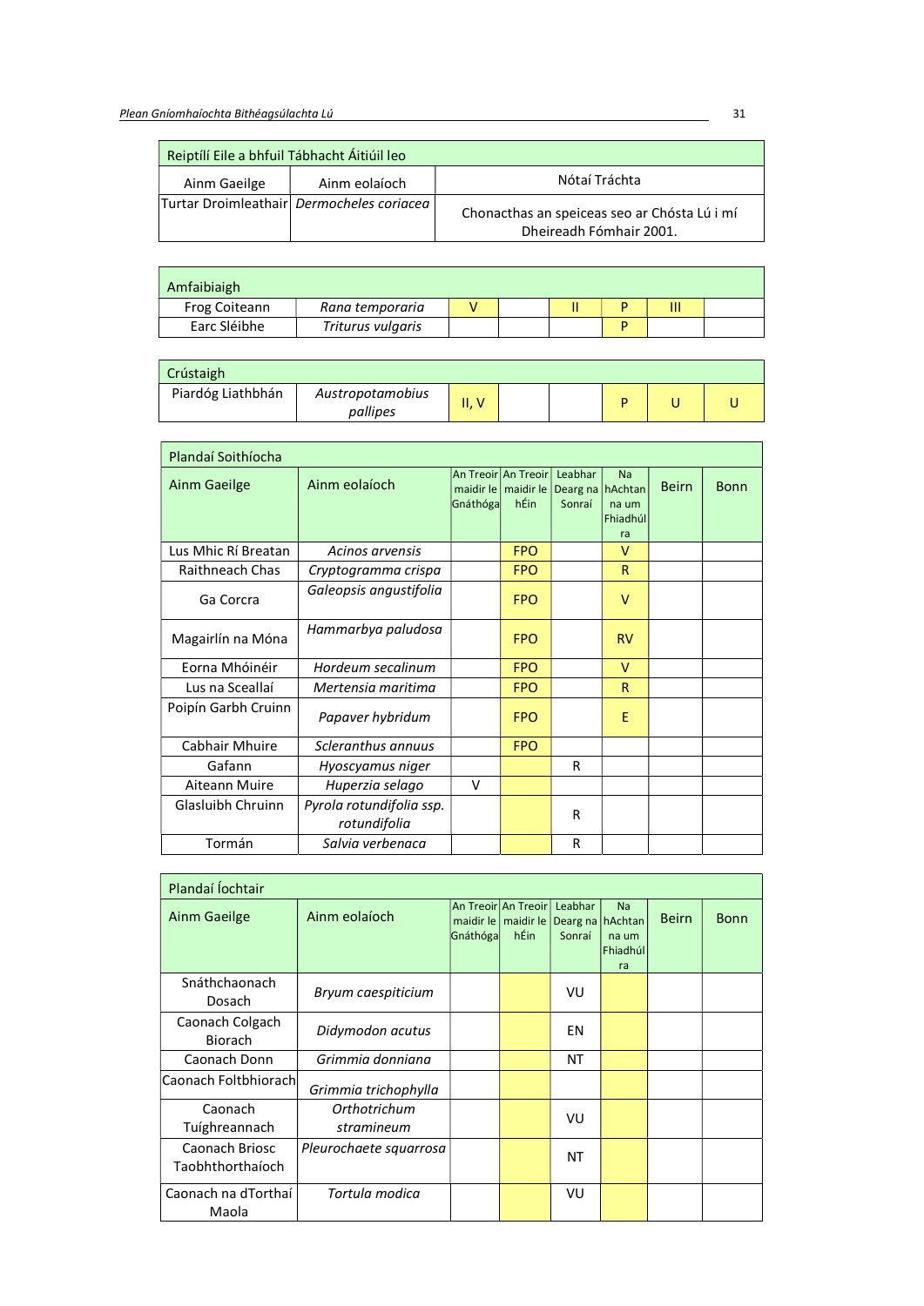| Reiptílí Eile a bhfuil Tábhacht Áitiúil leo | | |
|---|---|---|
| Ainm Gaeilge | Ainm eolaíoch | Nótaí Tráchta |
| Turtar Droimleathair | *Dermocheles coriacea* | Chonacthas an speiceas seo ar Chósta Lú i mí Dheireadh Fómhair 2001. |

| Amfaibiaigh | | | | | | | |
|---|---|---|---|---|---|---|---|
| Frog Coiteann | *Rana temporaria* | V | | II | P | III | |
| Earc Sléibhe | *Triturus vulgaris* | | | | P | | |

| Crústaigh | | | | | | | |
|---|---|---|---|---|---|---|---|
| Piardóg Liathbhán | *Austropotamobius pallipes* | II, V | | | P | U | U |

| Plandaí Soithíocha | | | | | | | |
|---|---|---|---|---|---|---|---|
| Ainm Gaeilge | Ainm eolaíoch | An Treoir maidir le Gnáthóga | An Treoir maidir le hÉin | Leabhar Dearg na Sonraí | Na hAchtan na um Fhiadhúlra | Beirn | Bonn |
| Lus Mhic Rí Breatan | *Acinos arvensis* | | FPO | | V | | |
| Raithneach Chas | *Cryptogramma crispa* | | FPO | | R | | |
| Ga Corcra | *Galeopsis angustifolia* | | FPO | | V | | |
| Magairlín na Móna | *Hammarbya paludosa* | | FPO | | RV | | |
| Eorna Mhóinéir | *Hordeum secalinum* | | FPO | | V | | |
| Lus na Sceallaí | *Mertensia maritima* | | FPO | | R | | |
| Poipín Garbh Cruinn | *Papaver hybridum* | | FPO | | E | | |
| Cabhair Mhuire | *Scleranthus annuus* | | FPO | | | | |
| Gafann | *Hyoscyamus niger* | | | R | | | |
| Aiteann Muire | *Huperzia selago* | V | | | | | |
| Glasluibh Chruinn | *Pyrola rotundifolia ssp. rotundifolia* | | | R | | | |
| Tormán | *Salvia verbenaca* | | | R | | | |

| Plandaí Íochtair | | | | | | | |
|---|---|---|---|---|---|---|---|
| Ainm Gaeilge | Ainm eolaíoch | An Treoir maidir le Gnáthóga | An Treoir maidir le hÉin | Leabhar Dearg na Sonraí | Na hAchtan na um Fhiadhúlra | Beirn | Bonn |
| Snáthchaonach Dosach | *Bryum caespiticium* | | | VU | | | |
| Caonach Colgach Biorach | *Didymodon acutus* | | | EN | | | |
| Caonach Donn | *Grimmia donniana* | | | NT | | | |
| Caonach Foltbhiorach | *Grimmia trichophylla* | | | | | | |
| Caonach Tuíghreannach | *Orthotrichum stramineum* | | | VU | | | |
| Caonach Briosc Taobhthorthaíoch | *Pleurochaete squarrosa* | | | NT | | | |
| Caonach na dTorthaí Maola | *Tortula modica* | | | VU | | | |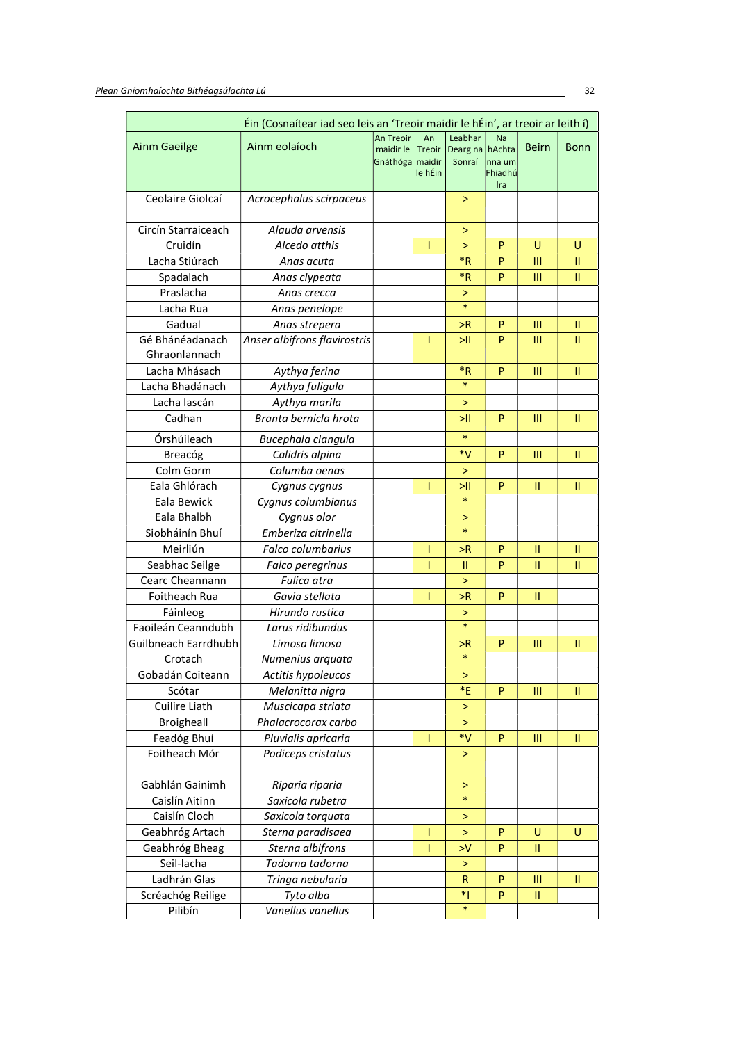| Éin (Cosnaítear iad seo leis an 'Treoir maidir le hÉin', ar treoir ar leith í) | | | | | | | |
|---|---|---|---|---|---|---|---|
| Ainm Gaeilge | Ainm eolaíoch | An Treoir maidir le Gnáthóga | An Treoir maidir le hÉin | Leabhar Dearg na Sonraí | Na hAchtanna um Fhiadhúlra | Beirn | Bonn |
| Ceolaire Giolcaí | *Acrocephalus scirpaceus* | | | > | | | |
| Circín Starraiceach | *Alauda arvensis* | | | > | | | |
| Cruidín | *Alcedo atthis* | | I | > | P | U | U |
| Lacha Stiúrach | *Anas acuta* | | | *R | P | III | II |
| Spadalach | *Anas clypeata* | | | *R | P | III | II |
| Praslacha | *Anas crecca* | | | > | | | |
| Lacha Rua | *Anas penelope* | | | * | | | |
| Gadual | *Anas strepera* | | | >R | P | III | II |
| Gé Bhánéadanach Ghraonlannach | *Anser albifrons flavirostris* | | I | >II | P | III | II |
| Lacha Mhásach | *Aythya ferina* | | | *R | P | III | II |
| Lacha Bhadánach | *Aythya fuligula* | | | * | | | |
| Lacha Iascán | *Aythya marila* | | | > | | | |
| Cadhan | *Branta bernicla hrota* | | | >II | P | III | II |
| Órshúileach | *Bucephala clangula* | | | * | | | |
| Breacóg | *Calidris alpina* | | | *V | P | III | II |
| Colm Gorm | *Columba oenas* | | | > | | | |
| Eala Ghlórach | *Cygnus cygnus* | | I | >II | P | II | II |
| Eala Bewick | *Cygnus columbianus* | | | * | | | |
| Eala Bhalbh | *Cygnus olor* | | | > | | | |
| Siobháinín Bhuí | *Emberiza citrinella* | | | * | | | |
| Meirliún | *Falco columbarius* | | I | >R | P | II | II |
| Seabhac Seilge | *Falco peregrinus* | | I | II | P | II | II |
| Cearc Cheannann | *Fulica atra* | | | > | | | |
| Foitheach Rua | *Gavia stellata* | | I | >R | P | II | |
| Fáinleog | *Hirundo rustica* | | | > | | | |
| Faoileán Ceanndubh | *Larus ridibundus* | | | * | | | |
| Guilbneach Earrdhubh | *Limosa limosa* | | | >R | P | III | II |
| Crotach | *Numenius arquata* | | | * | | | |
| Gobadán Coiteann | *Actitis hypoleucos* | | | > | | | |
| Scótar | *Melanitta nigra* | | | *E | P | III | II |
| Cuilire Liath | *Muscicapa striata* | | | > | | | |
| Broigheall | *Phalacrocorax carbo* | | | > | | | |
| Feadóg Bhuí | *Pluvialis apricaria* | | I | *V | P | III | II |
| Foitheach Mór | *Podiceps cristatus* | | | > | | | |
| Gabhlán Gainimh | *Riparia riparia* | | | > | | | |
| Caislín Aitinn | *Saxicola rubetra* | | | * | | | |
| Caislín Cloch | *Saxicola torquata* | | | > | | | |
| Geabhróg Artach | *Sterna paradisaea* | | I | > | P | U | U |
| Geabhróg Bheag | *Sterna albifrons* | | I | >V | P | II | |
| Seil-lacha | *Tadorna tadorna* | | | > | | | |
| Ladhrán Glas | *Tringa nebularia* | | | R | P | III | II |
| Scréachóg Reilige | *Tyto alba* | | | *I | P | II | |
| Pilibín | *Vanellus vanellus* | | | * | | | |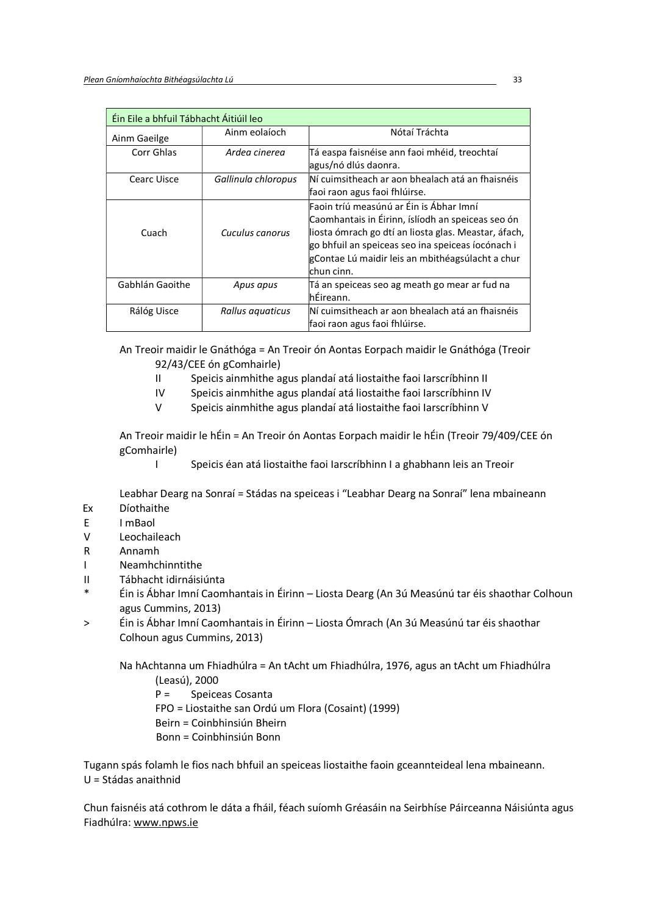| Éin Eile a bhfuil Tábhacht Áitiúil leo | | |
|---|---|---|
| Ainm Gaeilge | Ainm eolaíoch | Nótaí Tráchta |
| Corr Ghlas | *Ardea cinerea* | Tá easpa faisnéise ann faoi mhéid, treochtaí agus/nó dlús daonra. |
| Cearc Uisce | *Gallinula chloropus* | Ní cuimsitheach ar aon bhealach atá an fhaisnéis faoi raon agus faoi fhlúirse. |
| Cuach | *Cuculus canorus* | Faoin tríú measúnú ar Éin is Ábhar Imní Caomhantais in Éirinn, íslíodh an speiceas seo ón liosta ómrach go dtí an liosta glas. Meastar, áfach, go bhfuil an speiceas seo ina speiceas íocónach i gContae Lú maidir leis an mbithéagsúlacht a chur chun cinn. |
| Gabhlán Gaoithe | *Apus apus* | Tá an speiceas seo ag meath go mear ar fud na hÉireann. |
| Rálóg Uisce | *Rallus aquaticus* | Ní cuimsitheach ar aon bhealach atá an fhaisnéis faoi raon agus faoi fhlúirse. |

An Treoir maidir le Gnáthóga = An Treoir ón Aontas Eorpach maidir le Gnáthóga (Treoir 92/43/CEE ón gComhairle)

- II Speicis ainmhithe agus plandaí atá liostaithe faoi Iarscríbhinn II
- IV Speicis ainmhithe agus plandaí atá liostaithe faoi Iarscríbhinn IV
- V Speicis ainmhithe agus plandaí atá liostaithe faoi Iarscríbhinn V

An Treoir maidir le hÉin = An Treoir ón Aontas Eorpach maidir le hÉin (Treoir 79/409/CEE ón gComhairle)

- I Speicis éan atá liostaithe faoi Iarscríbhinn I a ghabhann leis an Treoir

Leabhar Dearg na Sonraí = Stádas na speiceas i "Leabhar Dearg na Sonraí" lena mbaineann

- Ex Díothaithe
- E I mBaol
- V Leochaileach
- R Annamh
- I Neamhchinnte
- II Tábhacht idirnáisiúnta
- * Éin is Ábhar Imní Caomhantais in Éirinn – Liosta Dearg (An 3ú Measúnú tar éis shaothar Colhoun agus Cummins, 2013)
- > Éin is Ábhar Imní Caomhantais in Éirinn – Liosta Ómrach (An 3ú Measúnú tar éis shaothar Colhoun agus Cummins, 2013)

Na hAchtanna um Fhiadhúlra = An tAcht um Fhiadhúlra, 1976, agus an tAcht um Fhiadhúlra (Leasú), 2000

- P = Speiceas Cosanta
- FPO = Liostaithe san Ordú um Flora (Cosaint) (1999)
- Beirn = Coinbhinsiún Bheirn
- Bonn = Coinbhinsiún Bonn

Tugann spás folamh le fios nach bhfuil an speiceas liostaithe faoin gceannteideal lena mbaineann.
U = Stádas anaithnid

Chun faisnéis atá cothrom le dáta a fháil, féach suíomh Gréasáin na Seirbhíse Páirceanna Náisiúnta agus Fiadhúlra: www.npws.ie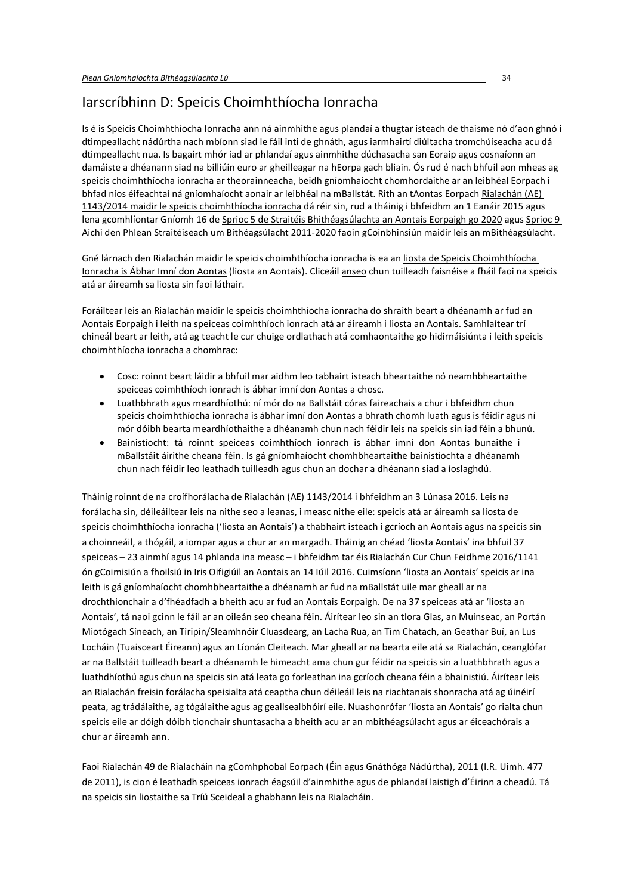# Iarscríbhinn D: Speicis Choimhthíocha Ionracha

Is é is Speicis Choimhthíocha Ionracha ann ná ainmhithe agus plandaí a thugtar isteach de thaisme nó d'aon ghnó i dtimpeallacht nádúrtha nach mbíonn siad le fáil inti de ghnáth, agus iarmhairtí diúltacha tromchúiseacha acu dá dtimpeallacht nua. Is bagairt mhór iad ar phlandaí agus ainmhithe dúchasacha san Eoraip agus cosnaíonn an damáiste a dhéanann siad na billiúin euro ar gheilleagar na hEorpa gach bliain. Ós rud é nach bhfuil aon mheas ag speicis choimhthíocha ionracha ar theorainneacha, beidh gníomhaíocht chomhordaithe ar an leibhéal Eorpach i bhfad níos éifeachtaí ná gníomhaíocht aonair ar leibhéal na mBallstát. Rith an tAontas Eorpach Rialachán (AE) 1143/2014 maidir le speicis choimhthíocha ionracha dá réir sin, rud a tháinig i bhfeidhm an 1 Eanáir 2015 agus lena gcomhlíontar Gníomh 16 de Sprioc 5 de Straitéis Bhithéagsúlachta an Aontais Eorpaigh go 2020 agus Sprioc 9 Aichi den Phlean Straitéiseach um Bithéagsúlacht 2011-2020 faoin gCoinbhinsiún maidir leis an mBithéagsúlacht.

Gné lárnach den Rialachán maidir le speicis choimhthíocha ionracha is ea an liosta de Speicis Choimhthíocha Ionracha is Ábhar Imní don Aontas (liosta an Aontais). Cliceáil anseo chun tuilleadh faisnéise a fháil faoi na speicis atá ar áireamh sa liosta sin faoi láthair.

Foráiltear leis an Rialachán maidir le speicis choimhthíocha ionracha do shraith beart a dhéanamh ar fud an Aontais Eorpaigh i leith na speiceas coimhthíoch ionrach atá ar áireamh i liosta an Aontais. Samhlaítear trí chineál beart ar leith, atá ag teacht le cur chuige ordlathach atá comhaontaithe go hidirnáisiúnta i leith speicis choimhthíocha ionracha a chomhrac:

- Cosc: roinnt beart láidir a bhfuil mar aidhm leo tabhairt isteach bheartaithe nó neamhbheartaithe speiceas coimhthíoch ionrach is ábhar imní don Aontas a chosc.
- Luathbhrath agus meardhíothú: ní mór do na Ballstáit córas faireachais a chur i bhfeidhm chun speicis choimhthíocha ionracha is ábhar imní don Aontas a bhrath chomh luath agus is féidir agus ní mór dóibh bearta meardhíothaithe a dhéanamh chun nach féidir leis na speicis sin iad féin a bhunú.
- Bainistíocht: tá roinnt speiceas coimhthíoch ionrach is ábhar imní don Aontas bunaithe i mBallstáit áirithe cheana féin. Is gá gníomhaíocht chomhbheartaithe bainistíochta a dhéanamh chun nach féidir leo leathadh tuilleadh agus chun an dochar a dhéanann siad a íoslaghdú.

Tháinig roinnt de na croífhorálacha de Rialachán (AE) 1143/2014 i bhfeidhm an 3 Lúnasa 2016. Leis na forálacha sin, déileáiltear leis na nithe seo a leanas, i measc nithe eile: speicis atá ar áireamh sa liosta de speicis choimhthíocha ionracha ('liosta an Aontais') a thabhairt isteach i gcríoch an Aontais agus na speicis sin a choinneáil, a thógáil, a iompar agus a chur ar an margadh. Tháinig an chéad 'liosta Aontais' ina bhfuil 37 speiceas – 23 ainmhí agus 14 phlanda ina measc – i bhfeidhm tar éis Rialachán Cur Chun Feidhme 2016/1141 ón gCoimisiún a fhoilsiú in Iris Oifigiúil an Aontais an 14 Iúil 2016. Cuimsíonn 'liosta an Aontais' speicis ar ina leith is gá gníomhaíocht chomhbheartaithe a dhéanamh ar fud na mBallstát uile mar gheall ar na drochthionchair a d'fhéadfadh a bheith acu ar fud an Aontais Eorpaigh. De na 37 speiceas atá ar 'liosta an Aontais', tá naoi gcinn le fáil ar an oileán seo cheana féin. Áirítear leo sin an tIora Glas, an Muinseac, an Portán Miotógach Síneach, an Tiripín/Sleamhnóir Cluasdearg, an Lacha Rua, an Tím Chatach, an Geathar Buí, an Lus Locháin (Tuaisceart Éireann) agus an Líonán Cleiteach. Mar gheall ar na bearta eile atá sa Rialachán, ceanglófar ar na Ballstáit tuilleadh beart a dhéanamh le himeacht ama chun gur féidir na speicis sin a luathbhrath agus a luathdhíothú agus chun na speicis sin atá leata go forleathan ina gcríoch cheana féin a bhainistiú. Áirítear leis an Rialachán freisin forálacha speisialta atá ceaptha chun déileáil leis na riachtanais shonracha atá ag úinéirí peata, ag trádálaithe, ag tógálaithe agus ag geallsealbhóirí eile. Nuashonrófar 'liosta an Aontais' go rialta chun speicis eile ar dóigh dóibh tionchair shuntasacha a bheith acu ar an mbithéagsúlacht agus ar éiceachórais a chur ar áireamh ann.

Faoi Rialachán 49 de Rialacháin na gComhphobal Eorpach (Éin agus Gnáthóga Nádúrtha), 2011 (I.R. Uimh. 477 de 2011), is cion é leathadh speiceas ionrach éagsúil d'ainmhithe agus de phlandaí laistigh d'Éirinn a cheadú. Tá na speicis sin liostaithe sa Tríú Sceideal a ghabhann leis na Rialacháin.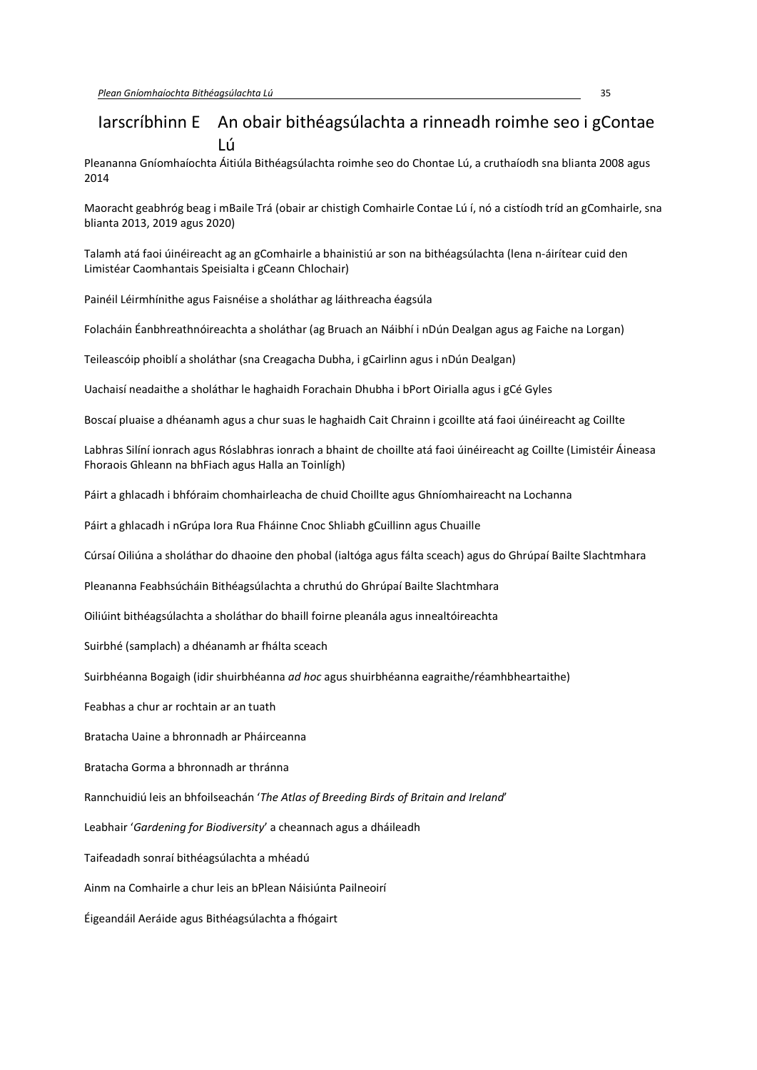# Iarscríbhinn E An obair bithéagsúlachta a rinneadh roimhe seo i gContae Lú

Pleananna Gníomhaíochta Áitiúla Bithéagsúlachta roimhe seo do Chontae Lú, a cruthaíodh sna blianta 2008 agus 2014

Maoracht geabhróg beag i mBaile Trá (obair ar chistigh Comhairle Contae Lú í, nó a cistíodh tríd an gComhairle, sna blianta 2013, 2019 agus 2020)

Talamh atá faoi úinéireacht ag an gComhairle a bhainistiú ar son na bithéagsúlachta (lena n-áirítear cuid den Limistéar Caomhantais Speisialta i gCeann Chlochair)

Painéil Léirmhínithe agus Faisnéise a sholáthar ag láithreacha éagsúla

Folacháin Éanbhreathnóireachta a sholáthar (ag Bruach an Náibhí i nDún Dealgan agus ag Faiche na Lorgan)

Teileascóip phoiblí a sholáthar (sna Creagacha Dubha, i gCairlinn agus i nDún Dealgan)

Uachaisí neadaithe a sholáthar le haghaidh Forachain Dhubha i bPort Oirialla agus i gCé Gyles

Boscaí pluaise a dhéanamh agus a chur suas le haghaidh Cait Chrainn i gcoillte atá faoi úinéireacht ag Coillte

Labhras Silíní ionrach agus Róslabhras ionrach a bhaint de choillte atá faoi úinéireacht ag Coillte (Limistéir Áineasa Fhoraois Ghleann na bhFiach agus Halla an Toinlígh)

Páirt a ghlacadh i bhfóraim chomhairleacha de chuid Choillte agus Ghníomhaireacht na Lochanna

Páirt a ghlacadh i nGrúpa Iora Rua Fháinne Cnoc Shliabh gCuillinn agus Chuaille

Cúrsaí Oiliúna a sholáthar do dhaoine den phobal (ialtóga agus fálta sceach) agus do Ghrúpaí Bailte Slachtmhara

Pleananna Feabhsúcháin Bithéagsúlachta a chruthú do Ghrúpaí Bailte Slachtmhara

Oiliúint bithéagsúlachta a sholáthar do bhaill foirne pleanála agus innealtóireachta

Suirbhé (samplach) a dhéanamh ar fhálta sceach

Suirbhéanna Bogaigh (idir shuirbhéanna *ad hoc* agus shuirbhéanna eagraithe/réamhbheartaithe)

Feabhas a chur ar rochtain ar an tuath

Bratacha Uaine a bhronnadh ar Pháirceanna

Bratacha Gorma a bhronnadh ar thránna

Rannchuidiú leis an bhfoilseachán '*The Atlas of Breeding Birds of Britain and Ireland*'

Leabhair '*Gardening for Biodiversity*' a cheannach agus a dháileadh

Taifeadadh sonraí bithéagsúlachta a mhéadú

Ainm na Comhairle a chur leis an bPlean Náisiúnta Pailneoirí

Éigeandáil Aeráide agus Bithéagsúlachta a fhógairt